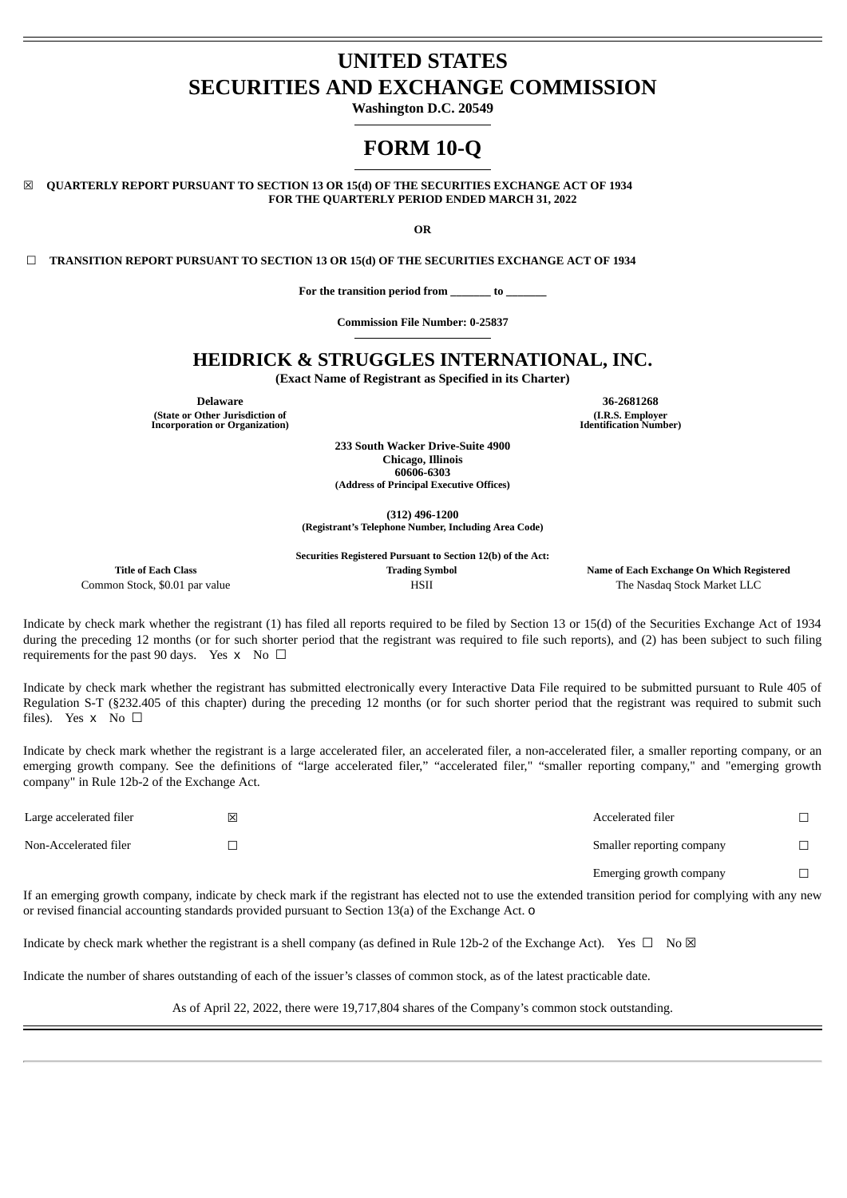# UNITED STATES
# SECURITIES AND EXCHANGE COMMISSION

**Washington D.C. 20549**

# FORM 10-Q

☒ **QUARTERLY REPORT PURSUANT TO SECTION 13 OR 15(d) OF THE SECURITIES EXCHANGE ACT OF 1934 FOR THE QUARTERLY PERIOD ENDED MARCH 31, 2022**

**OR**

☐ **TRANSITION REPORT PURSUANT TO SECTION 13 OR 15(d) OF THE SECURITIES EXCHANGE ACT OF 1934**

**For the transition period from _______ to _______**

**Commission File Number: 0-25837**

## HEIDRICK & STRUGGLES INTERNATIONAL, INC.

**(Exact Name of Registrant as Specified in its Charter)**

| **Delaware** | **36-2681268** |
|---|---|
| **(State or Other Jurisdiction of Incorporation or Organization)** | **(I.R.S. Employer Identification Number)** |

**233 South Wacker Drive-Suite 4900**
**Chicago, Illinois**
**60606-6303**
**(Address of Principal Executive Offices)**

**(312) 496-1200**
**(Registrant's Telephone Number, Including Area Code)**

**Securities Registered Pursuant to Section 12(b) of the Act:**

| Title of Each Class | Trading Symbol | Name of Each Exchange On Which Registered |
|---|---|---|
| Common Stock, $0.01 par value | HSII | The Nasdaq Stock Market LLC |

Indicate by check mark whether the registrant (1) has filed all reports required to be filed by Section 13 or 15(d) of the Securities Exchange Act of 1934 during the preceding 12 months (or for such shorter period that the registrant was required to file such reports), and (2) has been subject to such filing requirements for the past 90 days. Yes x No ☐

Indicate by check mark whether the registrant has submitted electronically every Interactive Data File required to be submitted pursuant to Rule 405 of Regulation S-T (§232.405 of this chapter) during the preceding 12 months (or for such shorter period that the registrant was required to submit such files). Yes x No ☐

Indicate by check mark whether the registrant is a large accelerated filer, an accelerated filer, a non-accelerated filer, a smaller reporting company, or an emerging growth company. See the definitions of "large accelerated filer," "accelerated filer," "smaller reporting company," and "emerging growth company" in Rule 12b-2 of the Exchange Act.

| | | | |
|---|---|---|---|
| Large accelerated filer | ☒ | Accelerated filer | ☐ |
| Non-Accelerated filer | ☐ | Smaller reporting company | ☐ |
| | | Emerging growth company | ☐ |

If an emerging growth company, indicate by check mark if the registrant has elected not to use the extended transition period for complying with any new or revised financial accounting standards provided pursuant to Section 13(a) of the Exchange Act. o

Indicate by check mark whether the registrant is a shell company (as defined in Rule 12b-2 of the Exchange Act). Yes ☐ No ☒

Indicate the number of shares outstanding of each of the issuer's classes of common stock, as of the latest practicable date.

As of April 22, 2022, there were 19,717,804 shares of the Company's common stock outstanding.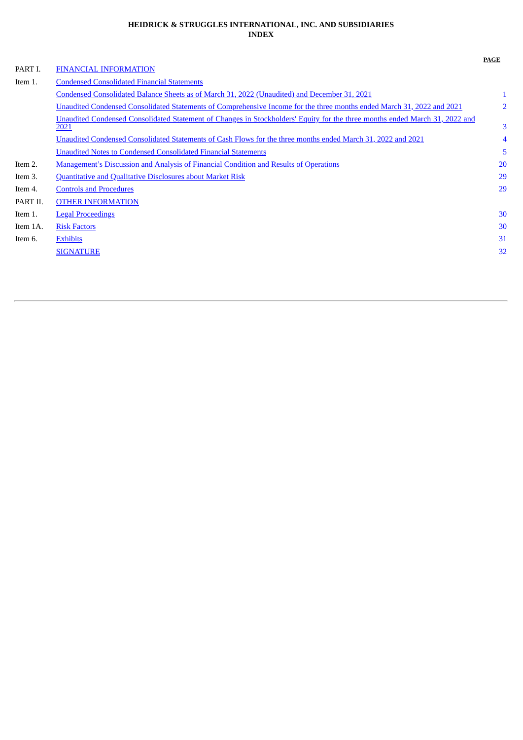**HEIDRICK & STRUGGLES INTERNATIONAL, INC. AND SUBSIDIARIES**
**INDEX**

| | | PAGE |
|---|---|---|
| PART I. | FINANCIAL INFORMATION | |
| Item 1. | Condensed Consolidated Financial Statements | |
| | Condensed Consolidated Balance Sheets as of March 31, 2022 (Unaudited) and December 31, 2021 | 1 |
| | Unaudited Condensed Consolidated Statements of Comprehensive Income for the three months ended March 31, 2022 and 2021 | 2 |
| | Unaudited Condensed Consolidated Statement of Changes in Stockholders' Equity for the three months ended March 31, 2022 and 2021 | 3 |
| | Unaudited Condensed Consolidated Statements of Cash Flows for the three months ended March 31, 2022 and 2021 | 4 |
| | Unaudited Notes to Condensed Consolidated Financial Statements | 5 |
| Item 2. | Management's Discussion and Analysis of Financial Condition and Results of Operations | 20 |
| Item 3. | Quantitative and Qualitative Disclosures about Market Risk | 29 |
| Item 4. | Controls and Procedures | 29 |
| PART II. | OTHER INFORMATION | |
| Item 1. | Legal Proceedings | 30 |
| Item 1A. | Risk Factors | 30 |
| Item 6. | Exhibits | 31 |
| | SIGNATURE | 32 |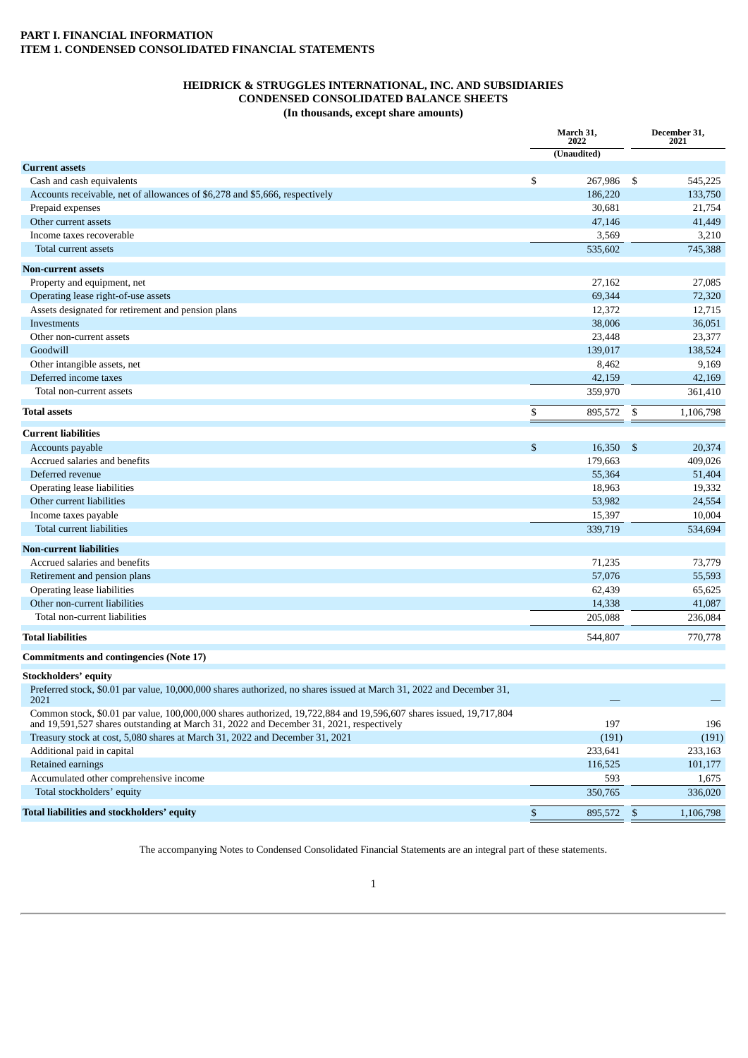**PART I. FINANCIAL INFORMATION**
**ITEM 1. CONDENSED CONSOLIDATED FINANCIAL STATEMENTS**

**HEIDRICK & STRUGGLES INTERNATIONAL, INC. AND SUBSIDIARIES**
**CONDENSED CONSOLIDATED BALANCE SHEETS**
**(In thousands, except share amounts)**

| | March 31, 2022 | December 31, 2021 |
|---|---|---|
| | (Unaudited) | |
| **Current assets** | | |
| Cash and cash equivalents | $ 267,986 | $ 545,225 |
| Accounts receivable, net of allowances of $6,278 and $5,666, respectively | 186,220 | 133,750 |
| Prepaid expenses | 30,681 | 21,754 |
| Other current assets | 47,146 | 41,449 |
| Income taxes recoverable | 3,569 | 3,210 |
| Total current assets | 535,602 | 745,388 |
| **Non-current assets** | | |
| Property and equipment, net | 27,162 | 27,085 |
| Operating lease right-of-use assets | 69,344 | 72,320 |
| Assets designated for retirement and pension plans | 12,372 | 12,715 |
| Investments | 38,006 | 36,051 |
| Other non-current assets | 23,448 | 23,377 |
| Goodwill | 139,017 | 138,524 |
| Other intangible assets, net | 8,462 | 9,169 |
| Deferred income taxes | 42,159 | 42,169 |
| Total non-current assets | 359,970 | 361,410 |
| **Total assets** | $ 895,572 | $ 1,106,798 |
| **Current liabilities** | | |
| Accounts payable | $ 16,350 | $ 20,374 |
| Accrued salaries and benefits | 179,663 | 409,026 |
| Deferred revenue | 55,364 | 51,404 |
| Operating lease liabilities | 18,963 | 19,332 |
| Other current liabilities | 53,982 | 24,554 |
| Income taxes payable | 15,397 | 10,004 |
| Total current liabilities | 339,719 | 534,694 |
| **Non-current liabilities** | | |
| Accrued salaries and benefits | 71,235 | 73,779 |
| Retirement and pension plans | 57,076 | 55,593 |
| Operating lease liabilities | 62,439 | 65,625 |
| Other non-current liabilities | 14,338 | 41,087 |
| Total non-current liabilities | 205,088 | 236,084 |
| **Total liabilities** | 544,807 | 770,778 |
| **Commitments and contingencies (Note 17)** | | |
| **Stockholders' equity** | | |
| Preferred stock, $0.01 par value, 10,000,000 shares authorized, no shares issued at March 31, 2022 and December 31, 2021 | — | — |
| Common stock, $0.01 par value, 100,000,000 shares authorized, 19,722,884 and 19,596,607 shares issued, 19,717,804 and 19,591,527 shares outstanding at March 31, 2022 and December 31, 2021, respectively | 197 | 196 |
| Treasury stock at cost, 5,080 shares at March 31, 2022 and December 31, 2021 | (191) | (191) |
| Additional paid in capital | 233,641 | 233,163 |
| Retained earnings | 116,525 | 101,177 |
| Accumulated other comprehensive income | 593 | 1,675 |
| Total stockholders' equity | 350,765 | 336,020 |
| **Total liabilities and stockholders' equity** | $ 895,572 | $ 1,106,798 |

The accompanying Notes to Condensed Consolidated Financial Statements are an integral part of these statements.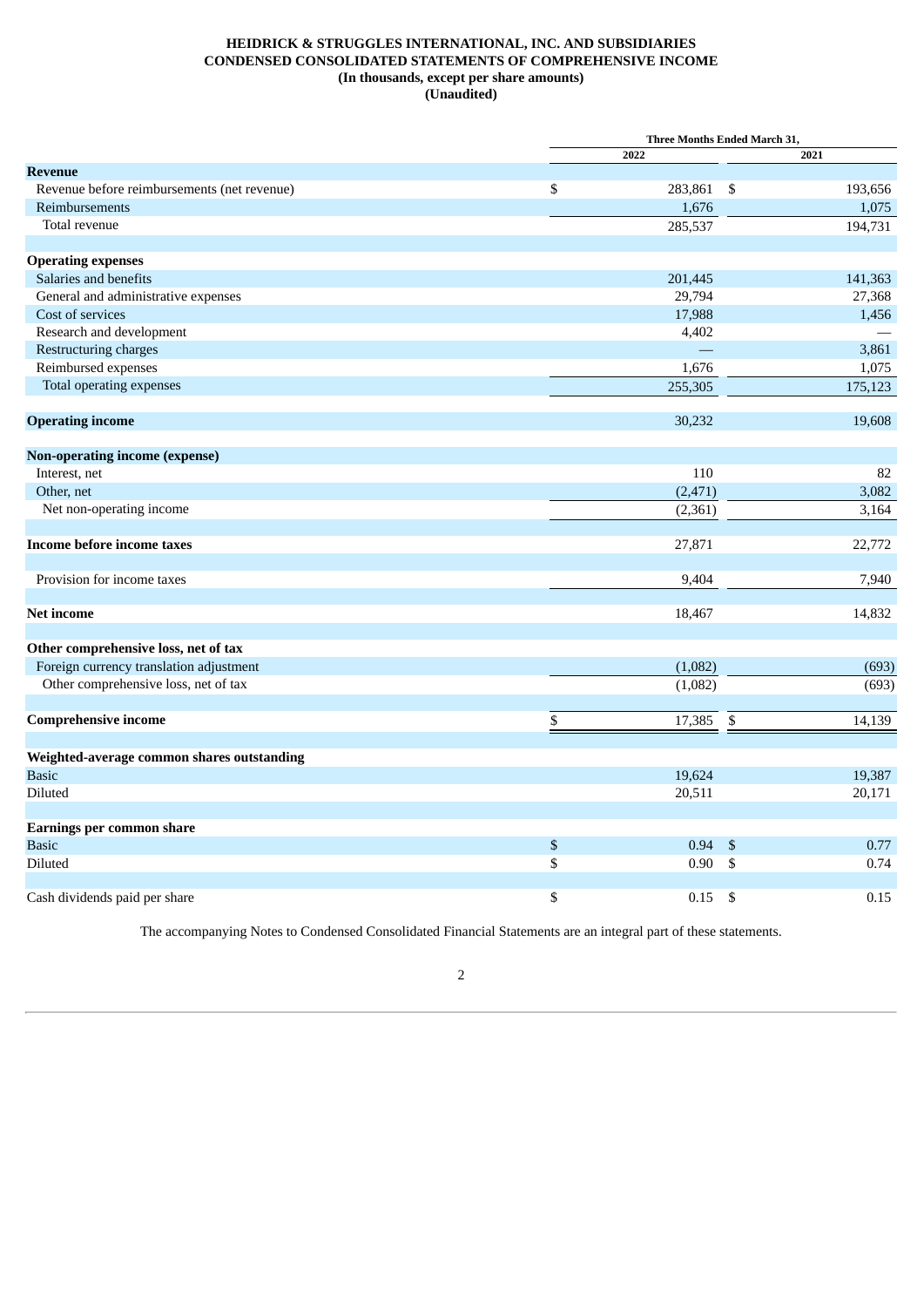**HEIDRICK & STRUGGLES INTERNATIONAL, INC. AND SUBSIDIARIES**
**CONDENSED CONSOLIDATED STATEMENTS OF COMPREHENSIVE INCOME**
**(In thousands, except per share amounts)**
**(Unaudited)**

| | Three Months Ended March 31, | |
|---|---|---|
| | 2022 | 2021 |
| **Revenue** | | |
| Revenue before reimbursements (net revenue) | $ 283,861 | $ 193,656 |
| Reimbursements | 1,676 | 1,075 |
| Total revenue | 285,537 | 194,731 |
| | | |
| **Operating expenses** | | |
| Salaries and benefits | 201,445 | 141,363 |
| General and administrative expenses | 29,794 | 27,368 |
| Cost of services | 17,988 | 1,456 |
| Research and development | 4,402 | — |
| Restructuring charges | — | 3,861 |
| Reimbursed expenses | 1,676 | 1,075 |
| Total operating expenses | 255,305 | 175,123 |
| | | |
| **Operating income** | 30,232 | 19,608 |
| | | |
| **Non-operating income (expense)** | | |
| Interest, net | 110 | 82 |
| Other, net | (2,471) | 3,082 |
| Net non-operating income | (2,361) | 3,164 |
| | | |
| **Income before income taxes** | 27,871 | 22,772 |
| | | |
| Provision for income taxes | 9,404 | 7,940 |
| | | |
| **Net income** | 18,467 | 14,832 |
| | | |
| **Other comprehensive loss, net of tax** | | |
| Foreign currency translation adjustment | (1,082) | (693) |
| Other comprehensive loss, net of tax | (1,082) | (693) |
| | | |
| **Comprehensive income** | $ 17,385 | $ 14,139 |
| | | |
| **Weighted-average common shares outstanding** | | |
| Basic | 19,624 | 19,387 |
| Diluted | 20,511 | 20,171 |
| | | |
| **Earnings per common share** | | |
| Basic | $ 0.94 | $ 0.77 |
| Diluted | $ 0.90 | $ 0.74 |
| | | |
| Cash dividends paid per share | $ 0.15 | $ 0.15 |

The accompanying Notes to Condensed Consolidated Financial Statements are an integral part of these statements.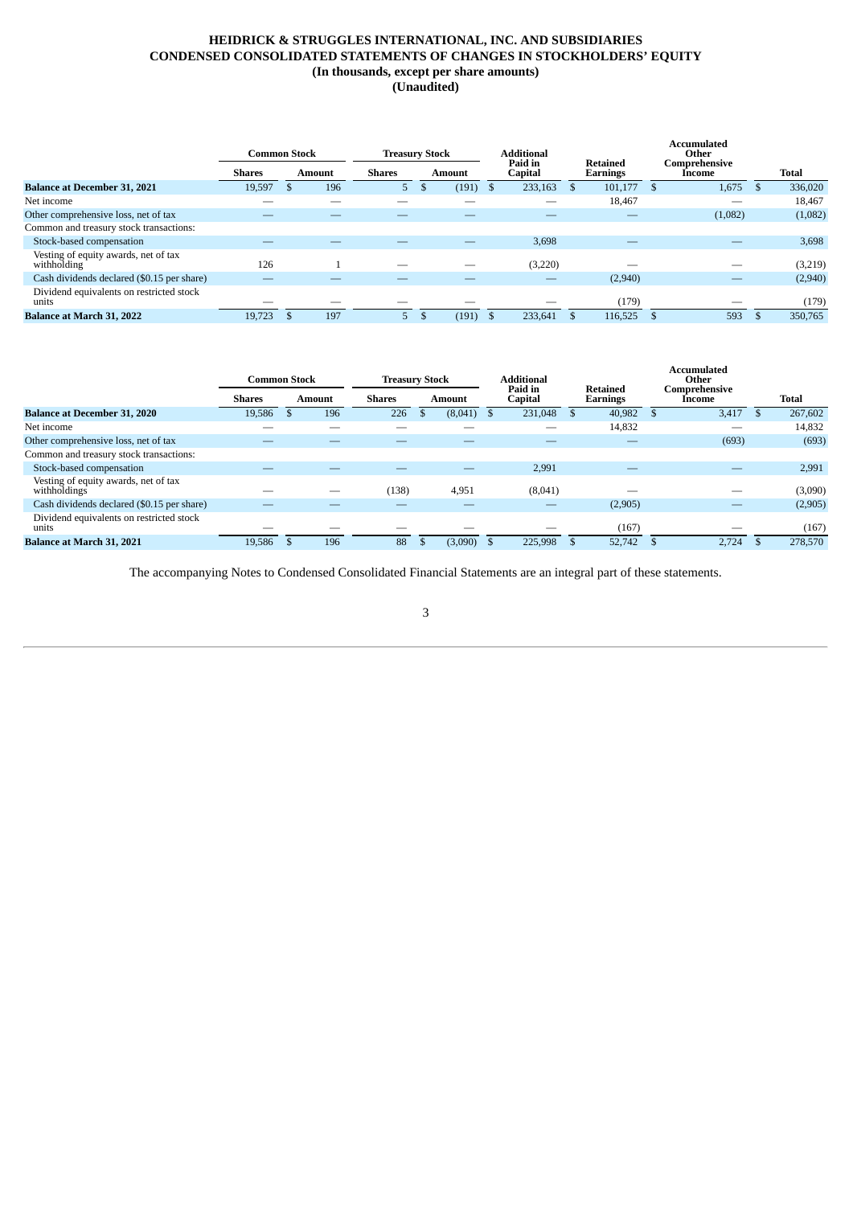# HEIDRICK & STRUGGLES INTERNATIONAL, INC. AND SUBSIDIARIES
## CONDENSED CONSOLIDATED STATEMENTS OF CHANGES IN STOCKHOLDERS' EQUITY
### (In thousands, except per share amounts)
### (Unaudited)

| | Common Stock | | Treasury Stock | | Additional Paid in Capital | Retained Earnings | Accumulated Other Comprehensive Income | Total |
|---|---|---|---|---|---|---|---|---|
| | Shares | Amount | Shares | Amount | | | | |
| **Balance at December 31, 2021** | 19,597 | $ 196 | 5 | $ (191) | $ 233,163 | $ 101,177 | $ 1,675 | $ 336,020 |
| Net income | — | — | — | — | — | 18,467 | — | 18,467 |
| Other comprehensive loss, net of tax | — | — | — | — | — | — | (1,082) | (1,082) |
| Common and treasury stock transactions: | | | | | | | | |
| Stock-based compensation | — | — | — | — | 3,698 | — | — | 3,698 |
| Vesting of equity awards, net of tax withholding | 126 | 1 | — | — | (3,220) | — | — | (3,219) |
| Cash dividends declared ($0.15 per share) | — | — | — | — | — | (2,940) | — | (2,940) |
| Dividend equivalents on restricted stock units | — | — | — | — | — | (179) | — | (179) |
| **Balance at March 31, 2022** | 19,723 | $ 197 | 5 | $ (191) | $ 233,641 | $ 116,525 | $ 593 | $ 350,765 |

| | Common Stock | | Treasury Stock | | Additional Paid in Capital | Retained Earnings | Accumulated Other Comprehensive Income | Total |
|---|---|---|---|---|---|---|---|---|
| | Shares | Amount | Shares | Amount | | | | |
| **Balance at December 31, 2020** | 19,586 | $ 196 | 226 | $ (8,041) | $ 231,048 | $ 40,982 | $ 3,417 | $ 267,602 |
| Net income | — | — | — | — | — | 14,832 | — | 14,832 |
| Other comprehensive loss, net of tax | — | — | — | — | — | — | (693) | (693) |
| Common and treasury stock transactions: | | | | | | | | |
| Stock-based compensation | — | — | — | — | 2,991 | — | — | 2,991 |
| Vesting of equity awards, net of tax withholdings | — | — | (138) | 4,951 | (8,041) | — | — | (3,090) |
| Cash dividends declared ($0.15 per share) | — | — | — | — | — | (2,905) | — | (2,905) |
| Dividend equivalents on restricted stock units | — | — | — | — | — | (167) | — | (167) |
| **Balance at March 31, 2021** | 19,586 | $ 196 | 88 | $ (3,090) | $ 225,998 | $ 52,742 | $ 2,724 | $ 278,570 |

The accompanying Notes to Condensed Consolidated Financial Statements are an integral part of these statements.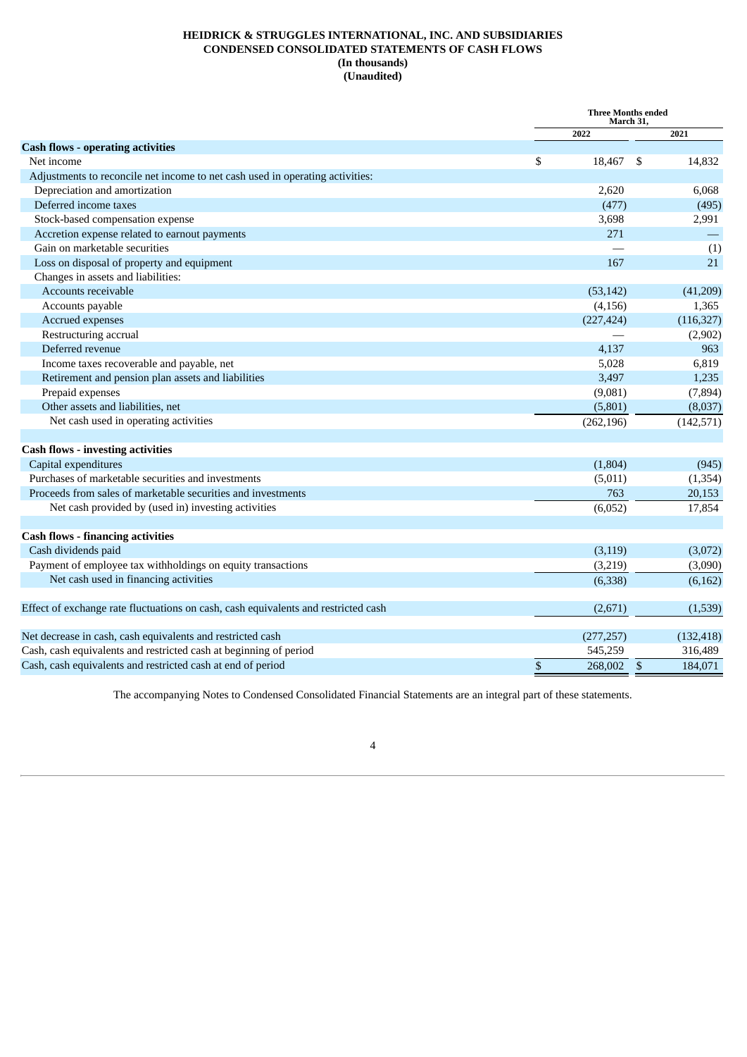**HEIDRICK & STRUGGLES INTERNATIONAL, INC. AND SUBSIDIARIES**
**CONDENSED CONSOLIDATED STATEMENTS OF CASH FLOWS**
**(In thousands)**
**(Unaudited)**

| | Three Months ended March 31, | |
|---|---|---|
| | 2022 | 2021 |
| **Cash flows - operating activities** | | |
| Net income | $ 18,467 | $ 14,832 |
| Adjustments to reconcile net income to net cash used in operating activities: | | |
| Depreciation and amortization | 2,620 | 6,068 |
| Deferred income taxes | (477) | (495) |
| Stock-based compensation expense | 3,698 | 2,991 |
| Accretion expense related to earnout payments | 271 | — |
| Gain on marketable securities | — | (1) |
| Loss on disposal of property and equipment | 167 | 21 |
| Changes in assets and liabilities: | | |
| Accounts receivable | (53,142) | (41,209) |
| Accounts payable | (4,156) | 1,365 |
| Accrued expenses | (227,424) | (116,327) |
| Restructuring accrual | — | (2,902) |
| Deferred revenue | 4,137 | 963 |
| Income taxes recoverable and payable, net | 5,028 | 6,819 |
| Retirement and pension plan assets and liabilities | 3,497 | 1,235 |
| Prepaid expenses | (9,081) | (7,894) |
| Other assets and liabilities, net | (5,801) | (8,037) |
| Net cash used in operating activities | (262,196) | (142,571) |
| **Cash flows - investing activities** | | |
| Capital expenditures | (1,804) | (945) |
| Purchases of marketable securities and investments | (5,011) | (1,354) |
| Proceeds from sales of marketable securities and investments | 763 | 20,153 |
| Net cash provided by (used in) investing activities | (6,052) | 17,854 |
| **Cash flows - financing activities** | | |
| Cash dividends paid | (3,119) | (3,072) |
| Payment of employee tax withholdings on equity transactions | (3,219) | (3,090) |
| Net cash used in financing activities | (6,338) | (6,162) |
| Effect of exchange rate fluctuations on cash, cash equivalents and restricted cash | (2,671) | (1,539) |
| Net decrease in cash, cash equivalents and restricted cash | (277,257) | (132,418) |
| Cash, cash equivalents and restricted cash at beginning of period | 545,259 | 316,489 |
| Cash, cash equivalents and restricted cash at end of period | $ 268,002 | $ 184,071 |

The accompanying Notes to Condensed Consolidated Financial Statements are an integral part of these statements.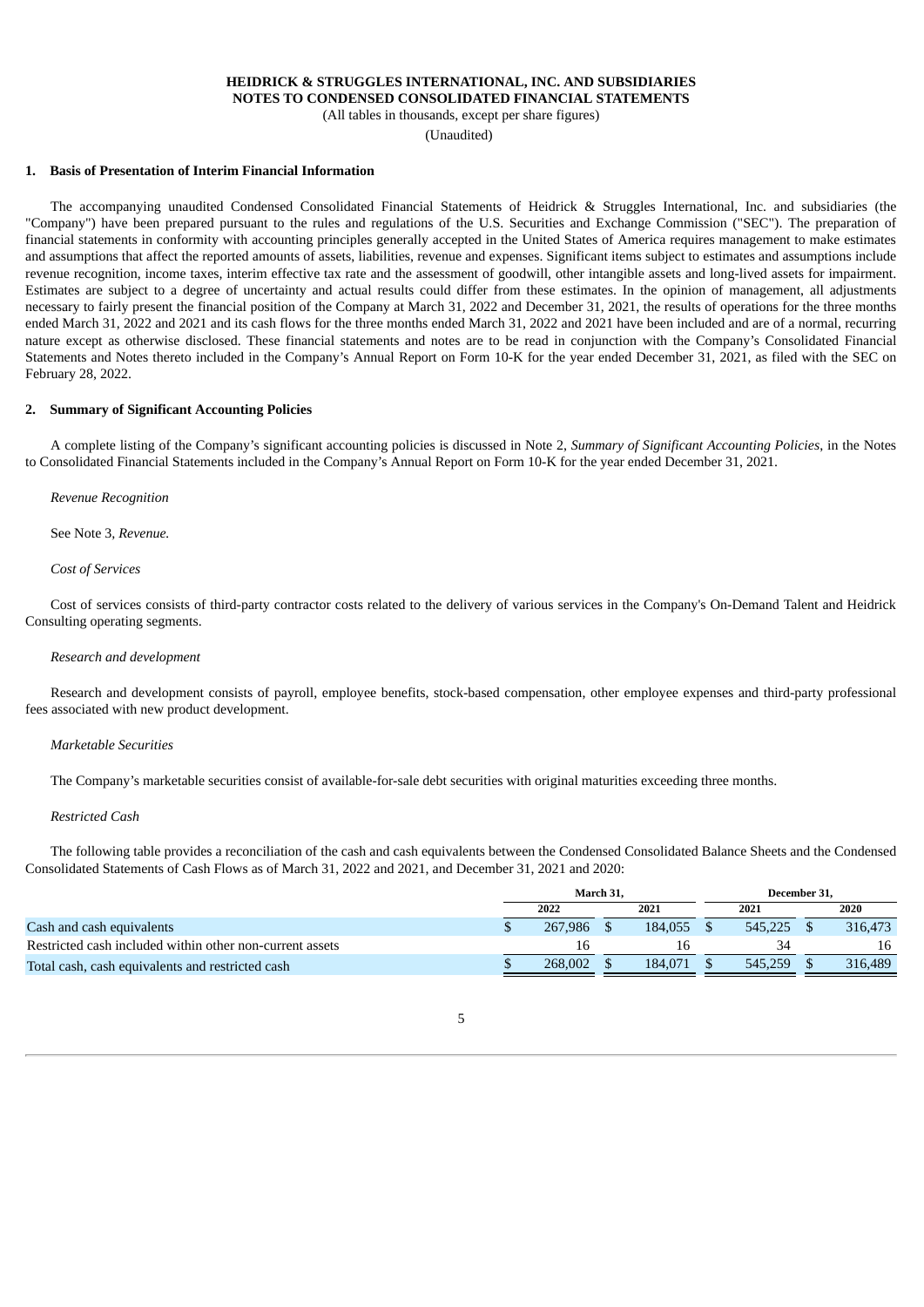**HEIDRICK & STRUGGLES INTERNATIONAL, INC. AND SUBSIDIARIES**
**NOTES TO CONDENSED CONSOLIDATED FINANCIAL STATEMENTS**
(All tables in thousands, except per share figures)
(Unaudited)

## 1. Basis of Presentation of Interim Financial Information

The accompanying unaudited Condensed Consolidated Financial Statements of Heidrick & Struggles International, Inc. and subsidiaries (the "Company") have been prepared pursuant to the rules and regulations of the U.S. Securities and Exchange Commission ("SEC"). The preparation of financial statements in conformity with accounting principles generally accepted in the United States of America requires management to make estimates and assumptions that affect the reported amounts of assets, liabilities, revenue and expenses. Significant items subject to estimates and assumptions include revenue recognition, income taxes, interim effective tax rate and the assessment of goodwill, other intangible assets and long-lived assets for impairment. Estimates are subject to a degree of uncertainty and actual results could differ from these estimates. In the opinion of management, all adjustments necessary to fairly present the financial position of the Company at March 31, 2022 and December 31, 2021, the results of operations for the three months ended March 31, 2022 and 2021 and its cash flows for the three months ended March 31, 2022 and 2021 have been included and are of a normal, recurring nature except as otherwise disclosed. These financial statements and notes are to be read in conjunction with the Company's Consolidated Financial Statements and Notes thereto included in the Company's Annual Report on Form 10-K for the year ended December 31, 2021, as filed with the SEC on February 28, 2022.

## 2. Summary of Significant Accounting Policies

A complete listing of the Company's significant accounting policies is discussed in Note 2, *Summary of Significant Accounting Policies*, in the Notes to Consolidated Financial Statements included in the Company's Annual Report on Form 10-K for the year ended December 31, 2021.

*Revenue Recognition*

See Note 3, *Revenue.*

*Cost of Services*

Cost of services consists of third-party contractor costs related to the delivery of various services in the Company's On-Demand Talent and Heidrick Consulting operating segments.

*Research and development*

Research and development consists of payroll, employee benefits, stock-based compensation, other employee expenses and third-party professional fees associated with new product development.

*Marketable Securities*

The Company's marketable securities consist of available-for-sale debt securities with original maturities exceeding three months.

*Restricted Cash*

The following table provides a reconciliation of the cash and cash equivalents between the Condensed Consolidated Balance Sheets and the Condensed Consolidated Statements of Cash Flows as of March 31, 2022 and 2021, and December 31, 2021 and 2020:

| | March 31, | | December 31, | |
|---|---|---|---|---|
| | 2022 | 2021 | 2021 | 2020 |
| Cash and cash equivalents | $ 267,986 | $ 184,055 | $ 545,225 | $ 316,473 |
| Restricted cash included within other non-current assets | 16 | 16 | 34 | 16 |
| Total cash, cash equivalents and restricted cash | $ 268,002 | $ 184,071 | $ 545,259 | $ 316,489 |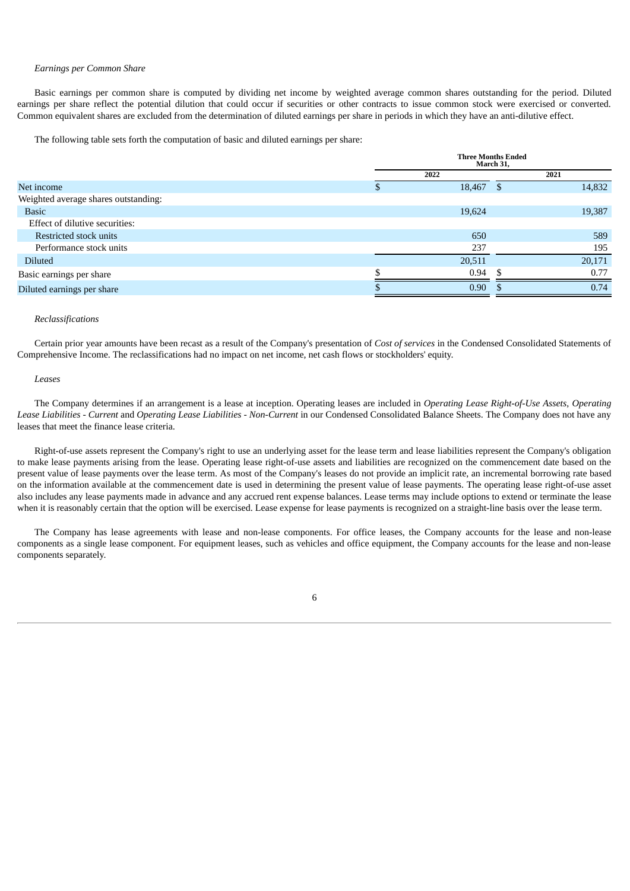*Earnings per Common Share*

Basic earnings per common share is computed by dividing net income by weighted average common shares outstanding for the period. Diluted earnings per share reflect the potential dilution that could occur if securities or other contracts to issue common stock were exercised or converted. Common equivalent shares are excluded from the determination of diluted earnings per share in periods in which they have an anti-dilutive effect.

The following table sets forth the computation of basic and diluted earnings per share:

| | Three Months Ended March 31, | |
|---|---|---|
| | 2022 | 2021 |
| Net income | $ 18,467 | $ 14,832 |
| Weighted average shares outstanding: | | |
| Basic | 19,624 | 19,387 |
| Effect of dilutive securities: | | |
| Restricted stock units | 650 | 589 |
| Performance stock units | 237 | 195 |
| Diluted | 20,511 | 20,171 |
| Basic earnings per share | $ 0.94 | $ 0.77 |
| Diluted earnings per share | $ 0.90 | $ 0.74 |

*Reclassifications*

Certain prior year amounts have been recast as a result of the Company's presentation of *Cost of services* in the Condensed Consolidated Statements of Comprehensive Income. The reclassifications had no impact on net income, net cash flows or stockholders' equity.

*Leases*

The Company determines if an arrangement is a lease at inception. Operating leases are included in *Operating Lease Right-of-Use Assets*, *Operating Lease Liabilities - Current* and *Operating Lease Liabilities - Non-Current* in our Condensed Consolidated Balance Sheets. The Company does not have any leases that meet the finance lease criteria.

Right-of-use assets represent the Company's right to use an underlying asset for the lease term and lease liabilities represent the Company's obligation to make lease payments arising from the lease. Operating lease right-of-use assets and liabilities are recognized on the commencement date based on the present value of lease payments over the lease term. As most of the Company's leases do not provide an implicit rate, an incremental borrowing rate based on the information available at the commencement date is used in determining the present value of lease payments. The operating lease right-of-use asset also includes any lease payments made in advance and any accrued rent expense balances. Lease terms may include options to extend or terminate the lease when it is reasonably certain that the option will be exercised. Lease expense for lease payments is recognized on a straight-line basis over the lease term.

The Company has lease agreements with lease and non-lease components. For office leases, the Company accounts for the lease and non-lease components as a single lease component. For equipment leases, such as vehicles and office equipment, the Company accounts for the lease and non-lease components separately.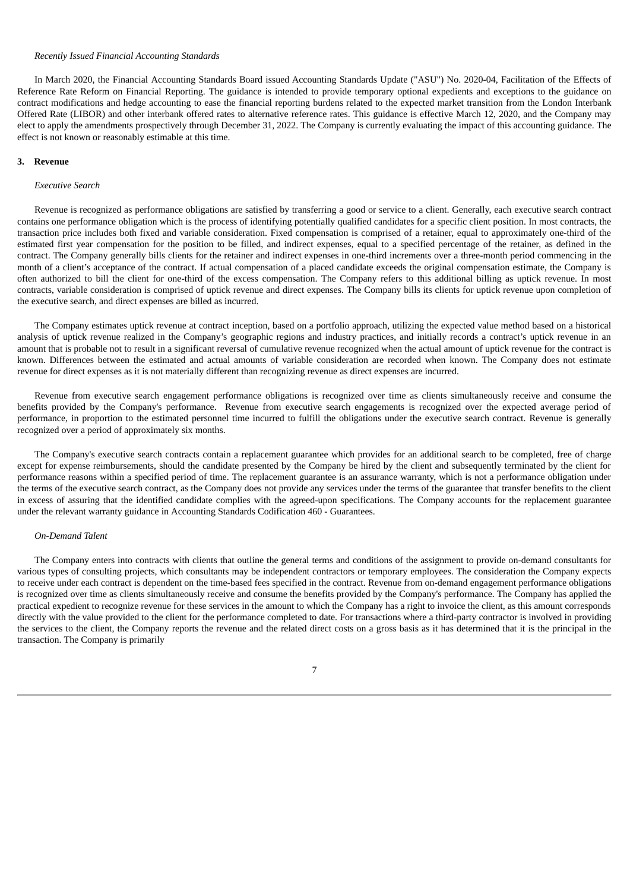*Recently Issued Financial Accounting Standards*

In March 2020, the Financial Accounting Standards Board issued Accounting Standards Update ("ASU") No. 2020-04, Facilitation of the Effects of Reference Rate Reform on Financial Reporting. The guidance is intended to provide temporary optional expedients and exceptions to the guidance on contract modifications and hedge accounting to ease the financial reporting burdens related to the expected market transition from the London Interbank Offered Rate (LIBOR) and other interbank offered rates to alternative reference rates. This guidance is effective March 12, 2020, and the Company may elect to apply the amendments prospectively through December 31, 2022. The Company is currently evaluating the impact of this accounting guidance. The effect is not known or reasonably estimable at this time.

**3. Revenue**

*Executive Search*

Revenue is recognized as performance obligations are satisfied by transferring a good or service to a client. Generally, each executive search contract contains one performance obligation which is the process of identifying potentially qualified candidates for a specific client position. In most contracts, the transaction price includes both fixed and variable consideration. Fixed compensation is comprised of a retainer, equal to approximately one-third of the estimated first year compensation for the position to be filled, and indirect expenses, equal to a specified percentage of the retainer, as defined in the contract. The Company generally bills clients for the retainer and indirect expenses in one-third increments over a three-month period commencing in the month of a client's acceptance of the contract. If actual compensation of a placed candidate exceeds the original compensation estimate, the Company is often authorized to bill the client for one-third of the excess compensation. The Company refers to this additional billing as uptick revenue. In most contracts, variable consideration is comprised of uptick revenue and direct expenses. The Company bills its clients for uptick revenue upon completion of the executive search, and direct expenses are billed as incurred.

The Company estimates uptick revenue at contract inception, based on a portfolio approach, utilizing the expected value method based on a historical analysis of uptick revenue realized in the Company's geographic regions and industry practices, and initially records a contract's uptick revenue in an amount that is probable not to result in a significant reversal of cumulative revenue recognized when the actual amount of uptick revenue for the contract is known. Differences between the estimated and actual amounts of variable consideration are recorded when known. The Company does not estimate revenue for direct expenses as it is not materially different than recognizing revenue as direct expenses are incurred.

Revenue from executive search engagement performance obligations is recognized over time as clients simultaneously receive and consume the benefits provided by the Company's performance. Revenue from executive search engagements is recognized over the expected average period of performance, in proportion to the estimated personnel time incurred to fulfill the obligations under the executive search contract. Revenue is generally recognized over a period of approximately six months.

The Company's executive search contracts contain a replacement guarantee which provides for an additional search to be completed, free of charge except for expense reimbursements, should the candidate presented by the Company be hired by the client and subsequently terminated by the client for performance reasons within a specified period of time. The replacement guarantee is an assurance warranty, which is not a performance obligation under the terms of the executive search contract, as the Company does not provide any services under the terms of the guarantee that transfer benefits to the client in excess of assuring that the identified candidate complies with the agreed-upon specifications. The Company accounts for the replacement guarantee under the relevant warranty guidance in Accounting Standards Codification 460 - Guarantees.

*On-Demand Talent*

The Company enters into contracts with clients that outline the general terms and conditions of the assignment to provide on-demand consultants for various types of consulting projects, which consultants may be independent contractors or temporary employees. The consideration the Company expects to receive under each contract is dependent on the time-based fees specified in the contract. Revenue from on-demand engagement performance obligations is recognized over time as clients simultaneously receive and consume the benefits provided by the Company's performance. The Company has applied the practical expedient to recognize revenue for these services in the amount to which the Company has a right to invoice the client, as this amount corresponds directly with the value provided to the client for the performance completed to date. For transactions where a third-party contractor is involved in providing the services to the client, the Company reports the revenue and the related direct costs on a gross basis as it has determined that it is the principal in the transaction. The Company is primarily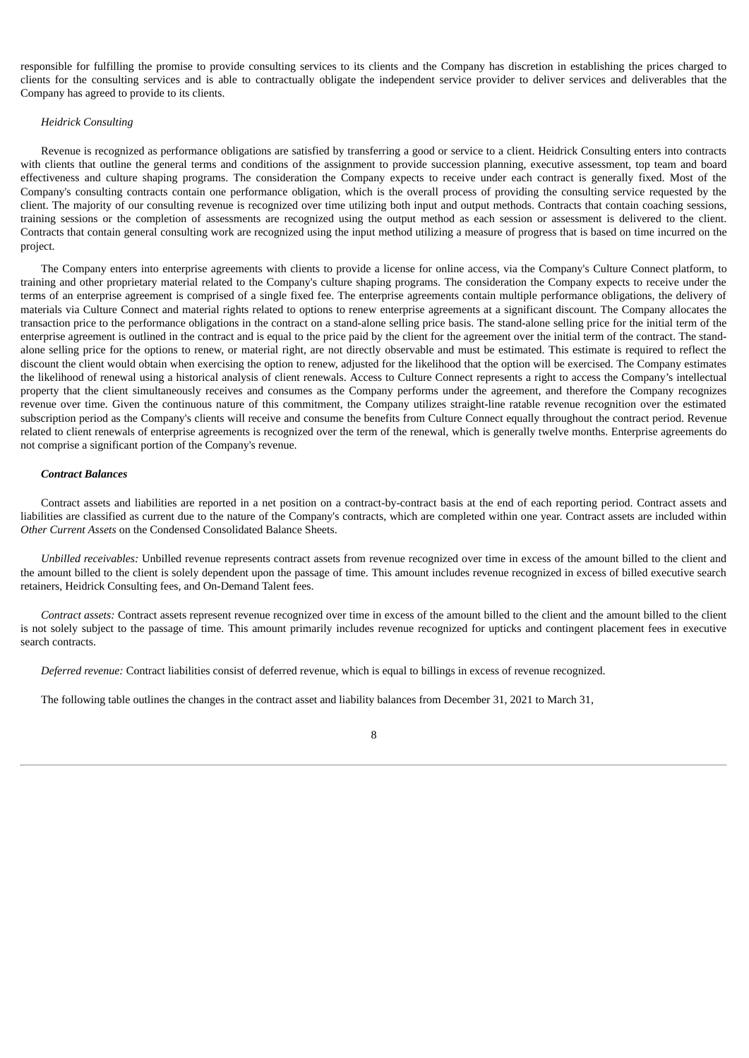responsible for fulfilling the promise to provide consulting services to its clients and the Company has discretion in establishing the prices charged to clients for the consulting services and is able to contractually obligate the independent service provider to deliver services and deliverables that the Company has agreed to provide to its clients.

*Heidrick Consulting*

Revenue is recognized as performance obligations are satisfied by transferring a good or service to a client. Heidrick Consulting enters into contracts with clients that outline the general terms and conditions of the assignment to provide succession planning, executive assessment, top team and board effectiveness and culture shaping programs. The consideration the Company expects to receive under each contract is generally fixed. Most of the Company's consulting contracts contain one performance obligation, which is the overall process of providing the consulting service requested by the client. The majority of our consulting revenue is recognized over time utilizing both input and output methods. Contracts that contain coaching sessions, training sessions or the completion of assessments are recognized using the output method as each session or assessment is delivered to the client. Contracts that contain general consulting work are recognized using the input method utilizing a measure of progress that is based on time incurred on the project.

The Company enters into enterprise agreements with clients to provide a license for online access, via the Company's Culture Connect platform, to training and other proprietary material related to the Company's culture shaping programs. The consideration the Company expects to receive under the terms of an enterprise agreement is comprised of a single fixed fee. The enterprise agreements contain multiple performance obligations, the delivery of materials via Culture Connect and material rights related to options to renew enterprise agreements at a significant discount. The Company allocates the transaction price to the performance obligations in the contract on a stand-alone selling price basis. The stand-alone selling price for the initial term of the enterprise agreement is outlined in the contract and is equal to the price paid by the client for the agreement over the initial term of the contract. The stand-alone selling price for the options to renew, or material right, are not directly observable and must be estimated. This estimate is required to reflect the discount the client would obtain when exercising the option to renew, adjusted for the likelihood that the option will be exercised. The Company estimates the likelihood of renewal using a historical analysis of client renewals. Access to Culture Connect represents a right to access the Company's intellectual property that the client simultaneously receives and consumes as the Company performs under the agreement, and therefore the Company recognizes revenue over time. Given the continuous nature of this commitment, the Company utilizes straight-line ratable revenue recognition over the estimated subscription period as the Company's clients will receive and consume the benefits from Culture Connect equally throughout the contract period. Revenue related to client renewals of enterprise agreements is recognized over the term of the renewal, which is generally twelve months. Enterprise agreements do not comprise a significant portion of the Company's revenue.

***Contract Balances***

Contract assets and liabilities are reported in a net position on a contract-by-contract basis at the end of each reporting period. Contract assets and liabilities are classified as current due to the nature of the Company's contracts, which are completed within one year. Contract assets are included within *Other Current Assets* on the Condensed Consolidated Balance Sheets.

*Unbilled receivables:* Unbilled revenue represents contract assets from revenue recognized over time in excess of the amount billed to the client and the amount billed to the client is solely dependent upon the passage of time. This amount includes revenue recognized in excess of billed executive search retainers, Heidrick Consulting fees, and On-Demand Talent fees.

*Contract assets:* Contract assets represent revenue recognized over time in excess of the amount billed to the client and the amount billed to the client is not solely subject to the passage of time. This amount primarily includes revenue recognized for upticks and contingent placement fees in executive search contracts.

*Deferred revenue:* Contract liabilities consist of deferred revenue, which is equal to billings in excess of revenue recognized.

The following table outlines the changes in the contract asset and liability balances from December 31, 2021 to March 31,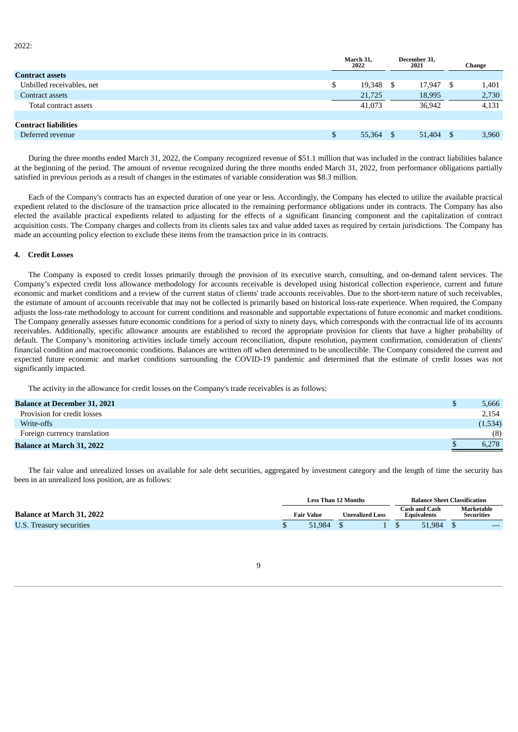2022:

| | March 31, 2022 | December 31, 2021 | Change |
|---|---|---|---|
| **Contract assets** | | | |
| Unbilled receivables, net | $ 19,348 | $ 17,947 | $ 1,401 |
| Contract assets | 21,725 | 18,995 | 2,730 |
| Total contract assets | 41,073 | 36,942 | 4,131 |
| | | | |
| **Contract liabilities** | | | |
| Deferred revenue | $ 55,364 | $ 51,404 | $ 3,960 |

During the three months ended March 31, 2022, the Company recognized revenue of $51.1 million that was included in the contract liabilities balance at the beginning of the period. The amount of revenue recognized during the three months ended March 31, 2022, from performance obligations partially satisfied in previous periods as a result of changes in the estimates of variable consideration was $8.3 million.

Each of the Company's contracts has an expected duration of one year or less. Accordingly, the Company has elected to utilize the available practical expedient related to the disclosure of the transaction price allocated to the remaining performance obligations under its contracts. The Company has also elected the available practical expedients related to adjusting for the effects of a significant financing component and the capitalization of contract acquisition costs. The Company charges and collects from its clients sales tax and value added taxes as required by certain jurisdictions. The Company has made an accounting policy election to exclude these items from the transaction price in its contracts.

## 4. Credit Losses

The Company is exposed to credit losses primarily through the provision of its executive search, consulting, and on-demand talent services. The Company's expected credit loss allowance methodology for accounts receivable is developed using historical collection experience, current and future economic and market conditions and a review of the current status of clients' trade accounts receivables. Due to the short-term nature of such receivables, the estimate of amount of accounts receivable that may not be collected is primarily based on historical loss-rate experience. When required, the Company adjusts the loss-rate methodology to account for current conditions and reasonable and supportable expectations of future economic and market conditions. The Company generally assesses future economic conditions for a period of sixty to ninety days, which corresponds with the contractual life of its accounts receivables. Additionally, specific allowance amounts are established to record the appropriate provision for clients that have a higher probability of default. The Company's monitoring activities include timely account reconciliation, dispute resolution, payment confirmation, consideration of clients' financial condition and macroeconomic conditions. Balances are written off when determined to be uncollectible. The Company considered the current and expected future economic and market conditions surrounding the COVID-19 pandemic and determined that the estimate of credit losses was not significantly impacted.

The activity in the allowance for credit losses on the Company's trade receivables is as follows:

| | |
|---|---|
| **Balance at December 31, 2021** | $ 5,666 |
| Provision for credit losses | 2,154 |
| Write-offs | (1,534) |
| Foreign currency translation | (8) |
| **Balance at March 31, 2022** | $ 6,278 |

The fair value and unrealized losses on available for sale debt securities, aggregated by investment category and the length of time the security has been in an unrealized loss position, are as follows:

| | Less Than 12 Months | | Balance Sheet Classification | |
|---|---|---|---|---|
| **Balance at March 31, 2022** | Fair Value | Unrealized Loss | Cash and Cash Equivalents | Marketable Securities |
| U.S. Treasury securities | $ 51,984 | $ 1 | $ 51,984 | $ — |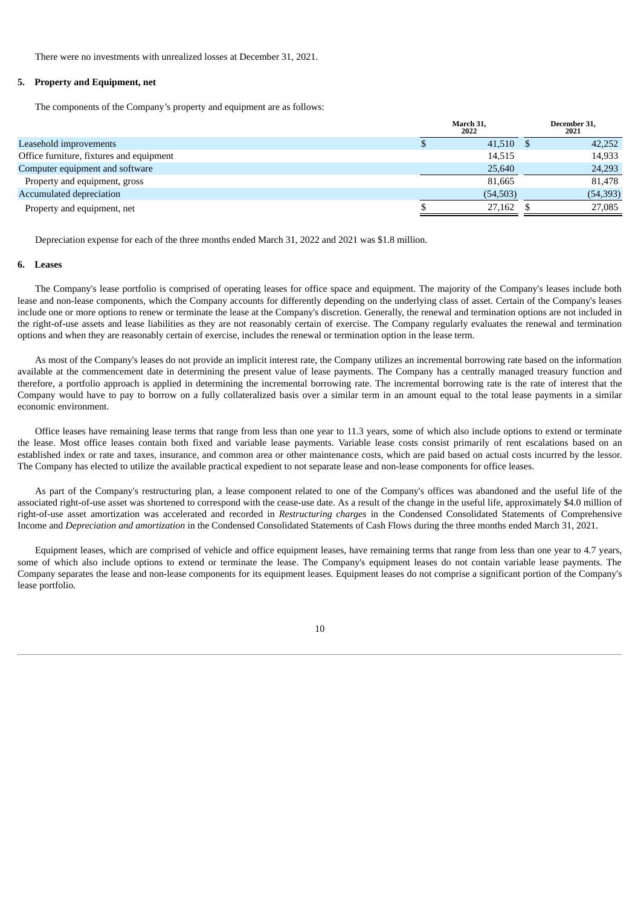There were no investments with unrealized losses at December 31, 2021.

## 5. Property and Equipment, net

The components of the Company's property and equipment are as follows:

| | March 31, 2022 | December 31, 2021 |
|---|---|---|
| Leasehold improvements | $ 41,510 | $ 42,252 |
| Office furniture, fixtures and equipment | 14,515 | 14,933 |
| Computer equipment and software | 25,640 | 24,293 |
| Property and equipment, gross | 81,665 | 81,478 |
| Accumulated depreciation | (54,503) | (54,393) |
| Property and equipment, net | $ 27,162 | $ 27,085 |

Depreciation expense for each of the three months ended March 31, 2022 and 2021 was $1.8 million.

## 6. Leases

The Company's lease portfolio is comprised of operating leases for office space and equipment. The majority of the Company's leases include both lease and non-lease components, which the Company accounts for differently depending on the underlying class of asset. Certain of the Company's leases include one or more options to renew or terminate the lease at the Company's discretion. Generally, the renewal and termination options are not included in the right-of-use assets and lease liabilities as they are not reasonably certain of exercise. The Company regularly evaluates the renewal and termination options and when they are reasonably certain of exercise, includes the renewal or termination option in the lease term.

As most of the Company's leases do not provide an implicit interest rate, the Company utilizes an incremental borrowing rate based on the information available at the commencement date in determining the present value of lease payments. The Company has a centrally managed treasury function and therefore, a portfolio approach is applied in determining the incremental borrowing rate. The incremental borrowing rate is the rate of interest that the Company would have to pay to borrow on a fully collateralized basis over a similar term in an amount equal to the total lease payments in a similar economic environment.

Office leases have remaining lease terms that range from less than one year to 11.3 years, some of which also include options to extend or terminate the lease. Most office leases contain both fixed and variable lease payments. Variable lease costs consist primarily of rent escalations based on an established index or rate and taxes, insurance, and common area or other maintenance costs, which are paid based on actual costs incurred by the lessor. The Company has elected to utilize the available practical expedient to not separate lease and non-lease components for office leases.

As part of the Company's restructuring plan, a lease component related to one of the Company's offices was abandoned and the useful life of the associated right-of-use asset was shortened to correspond with the cease-use date. As a result of the change in the useful life, approximately $4.0 million of right-of-use asset amortization was accelerated and recorded in *Restructuring charges* in the Condensed Consolidated Statements of Comprehensive Income and *Depreciation and amortization* in the Condensed Consolidated Statements of Cash Flows during the three months ended March 31, 2021.

Equipment leases, which are comprised of vehicle and office equipment leases, have remaining terms that range from less than one year to 4.7 years, some of which also include options to extend or terminate the lease. The Company's equipment leases do not contain variable lease payments. The Company separates the lease and non-lease components for its equipment leases. Equipment leases do not comprise a significant portion of the Company's lease portfolio.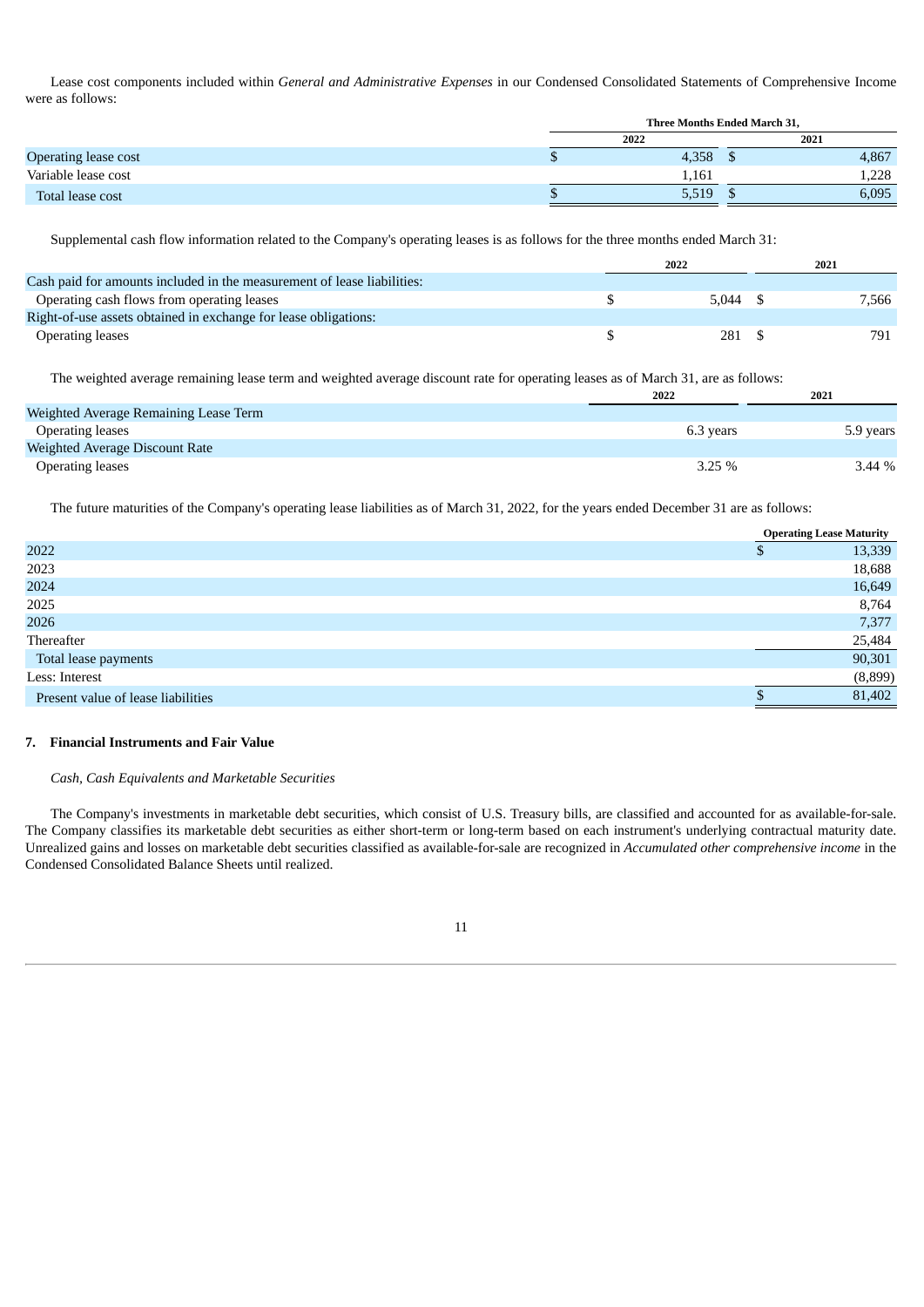Lease cost components included within *General and Administrative Expenses* in our Condensed Consolidated Statements of Comprehensive Income were as follows:

| | Three Months Ended March 31, | |
|---|---|---|
| | 2022 | 2021 |
| Operating lease cost | $ 4,358 | $ 4,867 |
| Variable lease cost | 1,161 | 1,228 |
| Total lease cost | $ 5,519 | $ 6,095 |

Supplemental cash flow information related to the Company's operating leases is as follows for the three months ended March 31:

| | 2022 | 2021 |
|---|---|---|
| Cash paid for amounts included in the measurement of lease liabilities: | | |
| Operating cash flows from operating leases | $ 5,044 | $ 7,566 |
| Right-of-use assets obtained in exchange for lease obligations: | | |
| Operating leases | $ 281 | $ 791 |

The weighted average remaining lease term and weighted average discount rate for operating leases as of March 31, are as follows:

| | 2022 | 2021 |
|---|---|---|
| Weighted Average Remaining Lease Term | | |
| Operating leases | 6.3 years | 5.9 years |
| Weighted Average Discount Rate | | |
| Operating leases | 3.25 % | 3.44 % |

The future maturities of the Company's operating lease liabilities as of March 31, 2022, for the years ended December 31 are as follows:

| | Operating Lease Maturity |
|---|---|
| 2022 | $ 13,339 |
| 2023 | 18,688 |
| 2024 | 16,649 |
| 2025 | 8,764 |
| 2026 | 7,377 |
| Thereafter | 25,484 |
| Total lease payments | 90,301 |
| Less: Interest | (8,899) |
| Present value of lease liabilities | $ 81,402 |

## 7. Financial Instruments and Fair Value

*Cash, Cash Equivalents and Marketable Securities*

The Company's investments in marketable debt securities, which consist of U.S. Treasury bills, are classified and accounted for as available-for-sale. The Company classifies its marketable debt securities as either short-term or long-term based on each instrument's underlying contractual maturity date. Unrealized gains and losses on marketable debt securities classified as available-for-sale are recognized in *Accumulated other comprehensive income* in the Condensed Consolidated Balance Sheets until realized.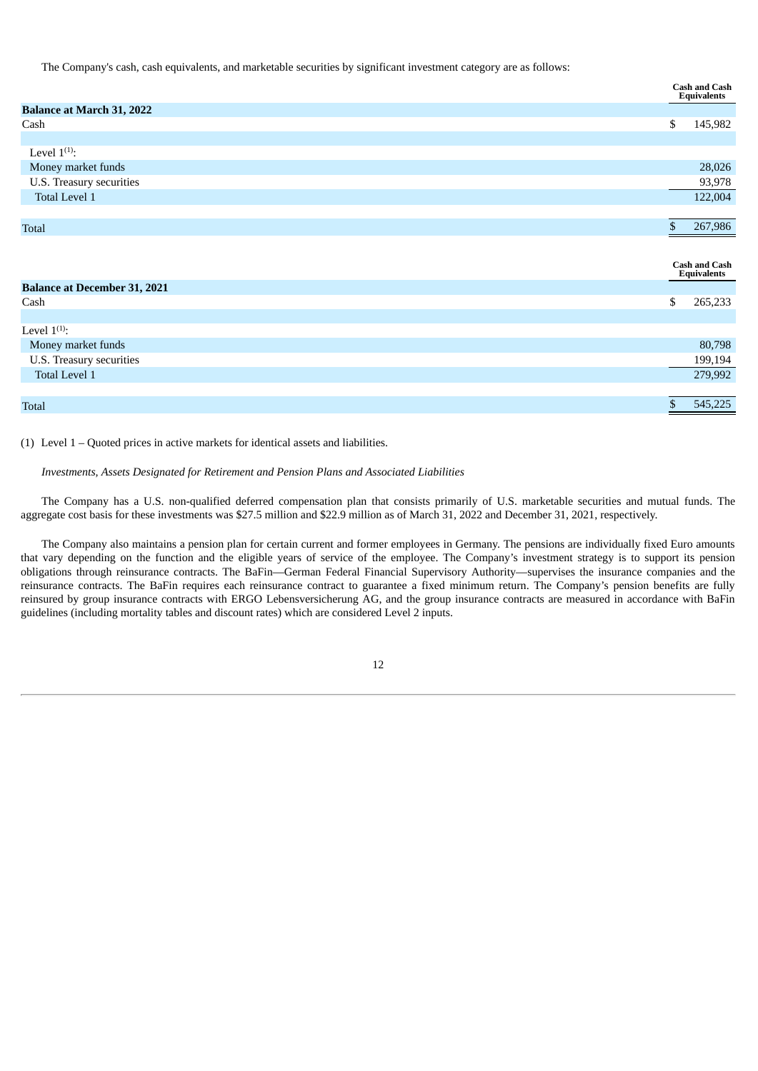The Company's cash, cash equivalents, and marketable securities by significant investment category are as follows:

| | Cash and Cash Equivalents |
|---|---|
| **Balance at March 31, 2022** | |
| Cash | $ 145,982 |
| | |
| Level 1[(1)]: | |
| Money market funds | 28,026 |
| U.S. Treasury securities | 93,978 |
| Total Level 1 | 122,004 |
| | |
| Total | $ 267,986 |

| | Cash and Cash Equivalents |
|---|---|
| **Balance at December 31, 2021** | |
| Cash | $ 265,233 |
| | |
| Level 1[(1)]: | |
| Money market funds | 80,798 |
| U.S. Treasury securities | 199,194 |
| Total Level 1 | 279,992 |
| | |
| Total | $ 545,225 |

(1) Level 1 – Quoted prices in active markets for identical assets and liabilities.

*Investments, Assets Designated for Retirement and Pension Plans and Associated Liabilities*

The Company has a U.S. non-qualified deferred compensation plan that consists primarily of U.S. marketable securities and mutual funds. The aggregate cost basis for these investments was $27.5 million and $22.9 million as of March 31, 2022 and December 31, 2021, respectively.

The Company also maintains a pension plan for certain current and former employees in Germany. The pensions are individually fixed Euro amounts that vary depending on the function and the eligible years of service of the employee. The Company's investment strategy is to support its pension obligations through reinsurance contracts. The BaFin—German Federal Financial Supervisory Authority—supervises the insurance companies and the reinsurance contracts. The BaFin requires each reinsurance contract to guarantee a fixed minimum return. The Company's pension benefits are fully reinsured by group insurance contracts with ERGO Lebensversicherung AG, and the group insurance contracts are measured in accordance with BaFin guidelines (including mortality tables and discount rates) which are considered Level 2 inputs.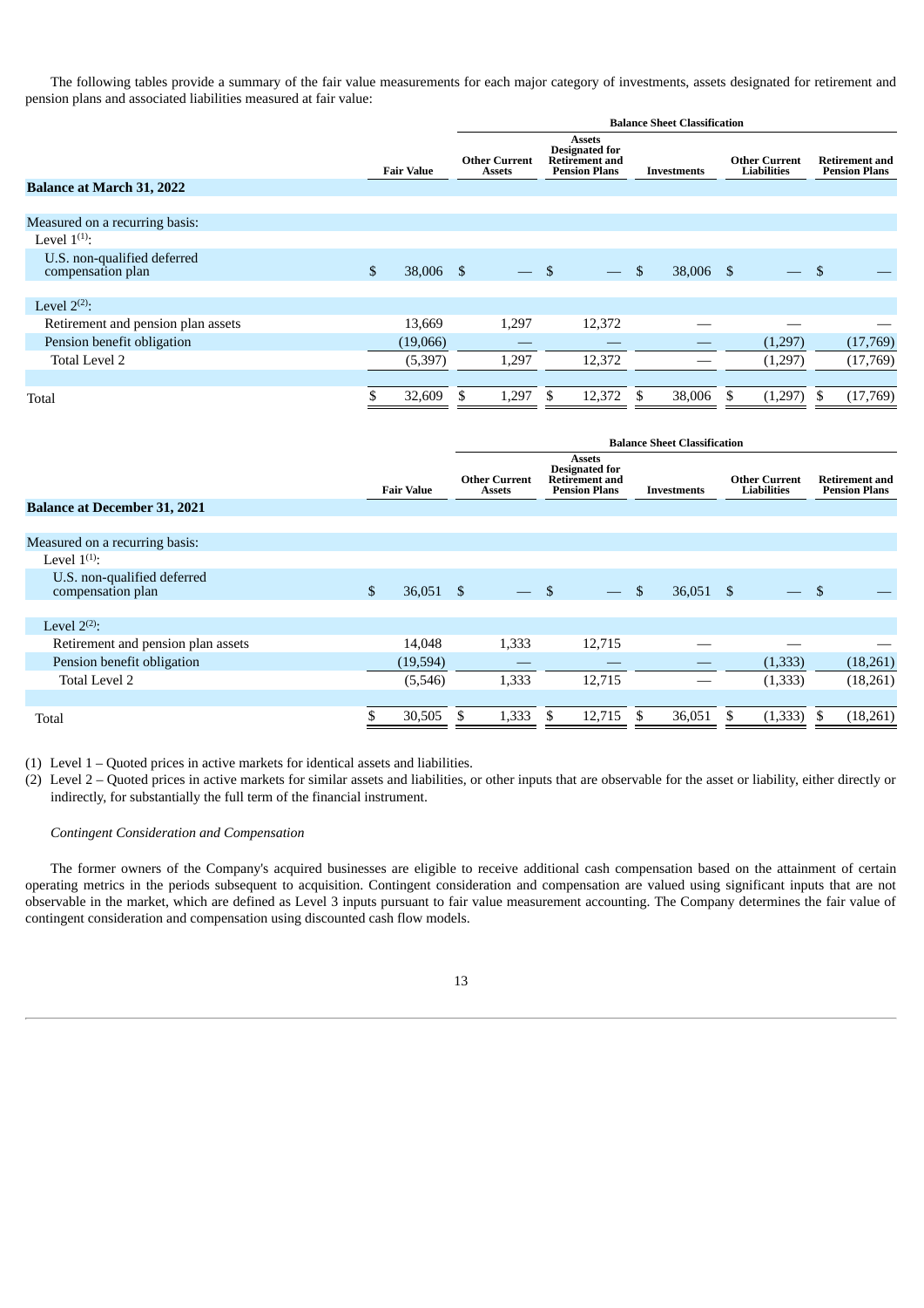The following tables provide a summary of the fair value measurements for each major category of investments, assets designated for retirement and pension plans and associated liabilities measured at fair value:

| | | Balance Sheet Classification | | | | |
|---|---|---|---|---|---|---|
| | Fair Value | Other Current Assets | Assets Designated for Retirement and Pension Plans | Investments | Other Current Liabilities | Retirement and Pension Plans |
| **Balance at March 31, 2022** | | | | | | |
| Measured on a recurring basis: | | | | | | |
| Level 1[(1)]: | | | | | | |
| U.S. non-qualified deferred compensation plan | $ 38,006 | $ — | $ — | $ 38,006 | $ — | $ — |
| Level 2[(2)]: | | | | | | |
| Retirement and pension plan assets | 13,669 | 1,297 | 12,372 | — | — | — |
| Pension benefit obligation | (19,066) | — | — | — | (1,297) | (17,769) |
| Total Level 2 | (5,397) | 1,297 | 12,372 | — | (1,297) | (17,769) |
| Total | $ 32,609 | $ 1,297 | $ 12,372 | $ 38,006 | $ (1,297) | $ (17,769) |

| | | Balance Sheet Classification | | | | |
|---|---|---|---|---|---|---|
| | Fair Value | Other Current Assets | Assets Designated for Retirement and Pension Plans | Investments | Other Current Liabilities | Retirement and Pension Plans |
| **Balance at December 31, 2021** | | | | | | |
| Measured on a recurring basis: | | | | | | |
| Level 1[(1)]: | | | | | | |
| U.S. non-qualified deferred compensation plan | $ 36,051 | $ — | $ — | $ 36,051 | $ — | $ — |
| Level 2[(2)]: | | | | | | |
| Retirement and pension plan assets | 14,048 | 1,333 | 12,715 | — | — | — |
| Pension benefit obligation | (19,594) | — | — | — | (1,333) | (18,261) |
| Total Level 2 | (5,546) | 1,333 | 12,715 | — | (1,333) | (18,261) |
| Total | $ 30,505 | $ 1,333 | $ 12,715 | $ 36,051 | $ (1,333) | $ (18,261) |

(1) Level 1 – Quoted prices in active markets for identical assets and liabilities.

(2) Level 2 – Quoted prices in active markets for similar assets and liabilities, or other inputs that are observable for the asset or liability, either directly or indirectly, for substantially the full term of the financial instrument.

*Contingent Consideration and Compensation*

The former owners of the Company's acquired businesses are eligible to receive additional cash compensation based on the attainment of certain operating metrics in the periods subsequent to acquisition. Contingent consideration and compensation are valued using significant inputs that are not observable in the market, which are defined as Level 3 inputs pursuant to fair value measurement accounting. The Company determines the fair value of contingent consideration and compensation using discounted cash flow models.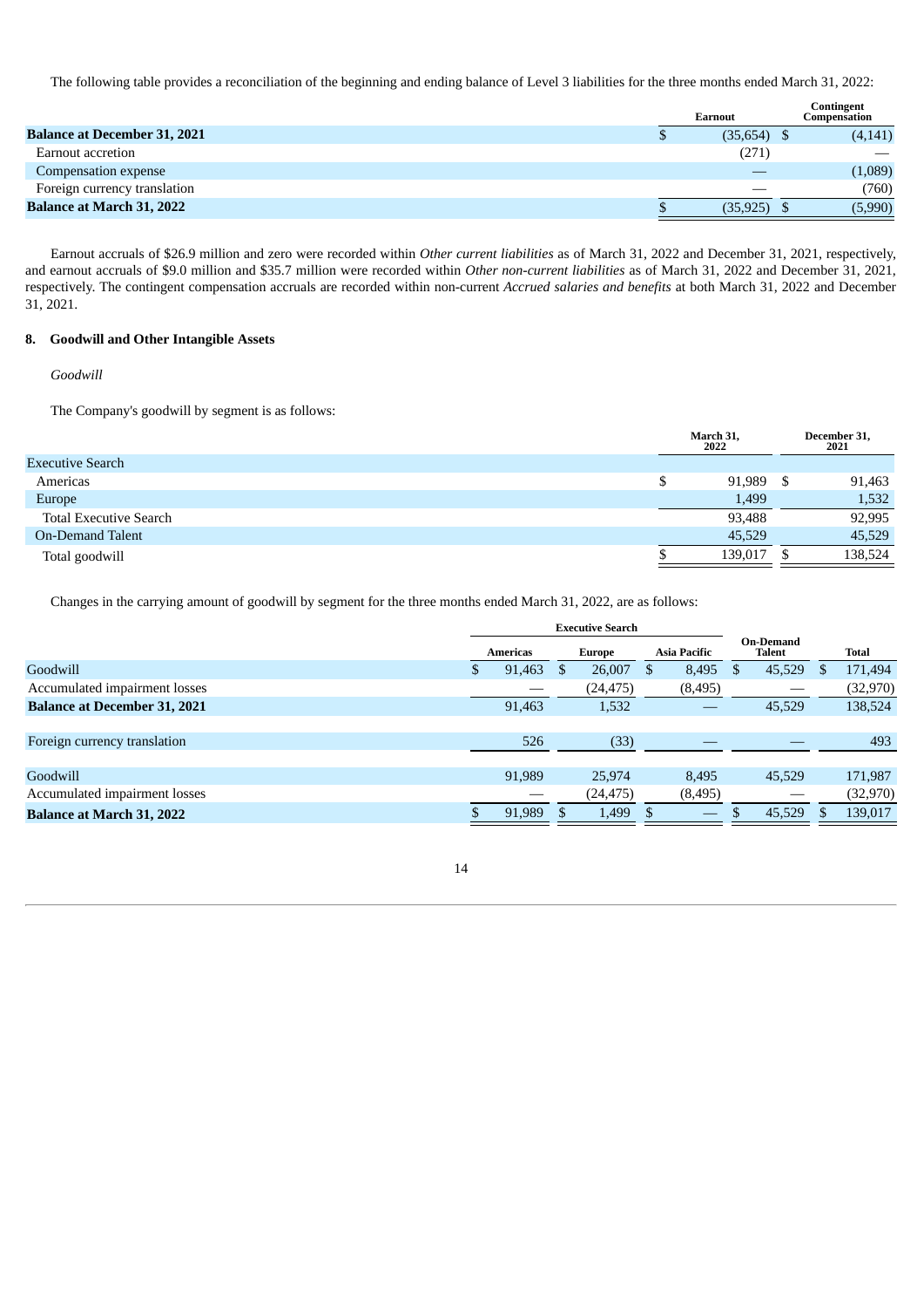The following table provides a reconciliation of the beginning and ending balance of Level 3 liabilities for the three months ended March 31, 2022:

| | Earnout | Contingent Compensation |
|---|---|---|
| **Balance at December 31, 2021** | $ (35,654) | $ (4,141) |
| Earnout accretion | (271) | — |
| Compensation expense | — | (1,089) |
| Foreign currency translation | — | (760) |
| **Balance at March 31, 2022** | $ (35,925) | $ (5,990) |

Earnout accruals of $26.9 million and zero were recorded within *Other current liabilities* as of March 31, 2022 and December 31, 2021, respectively, and earnout accruals of $9.0 million and $35.7 million were recorded within *Other non-current liabilities* as of March 31, 2022 and December 31, 2021, respectively. The contingent compensation accruals are recorded within non-current *Accrued salaries and benefits* at both March 31, 2022 and December 31, 2021.

## 8. Goodwill and Other Intangible Assets

*Goodwill*

The Company's goodwill by segment is as follows:

| | March 31, 2022 | December 31, 2021 |
|---|---|---|
| Executive Search | | |
| Americas | $ 91,989 | $ 91,463 |
| Europe | 1,499 | 1,532 |
| Total Executive Search | 93,488 | 92,995 |
| On-Demand Talent | 45,529 | 45,529 |
| Total goodwill | $ 139,017 | $ 138,524 |

Changes in the carrying amount of goodwill by segment for the three months ended March 31, 2022, are as follows:

| | Executive Search | | | On-Demand Talent | Total |
|---|---|---|---|---|---|
| | Americas | Europe | Asia Pacific | | |
| Goodwill | $ 91,463 | $ 26,007 | $ 8,495 | $ 45,529 | $ 171,494 |
| Accumulated impairment losses | — | (24,475) | (8,495) | — | (32,970) |
| **Balance at December 31, 2021** | 91,463 | 1,532 | — | 45,529 | 138,524 |
| | | | | | |
| Foreign currency translation | 526 | (33) | — | — | 493 |
| | | | | | |
| Goodwill | 91,989 | 25,974 | 8,495 | 45,529 | 171,987 |
| Accumulated impairment losses | — | (24,475) | (8,495) | — | (32,970) |
| **Balance at March 31, 2022** | $ 91,989 | $ 1,499 | $ — | $ 45,529 | $ 139,017 |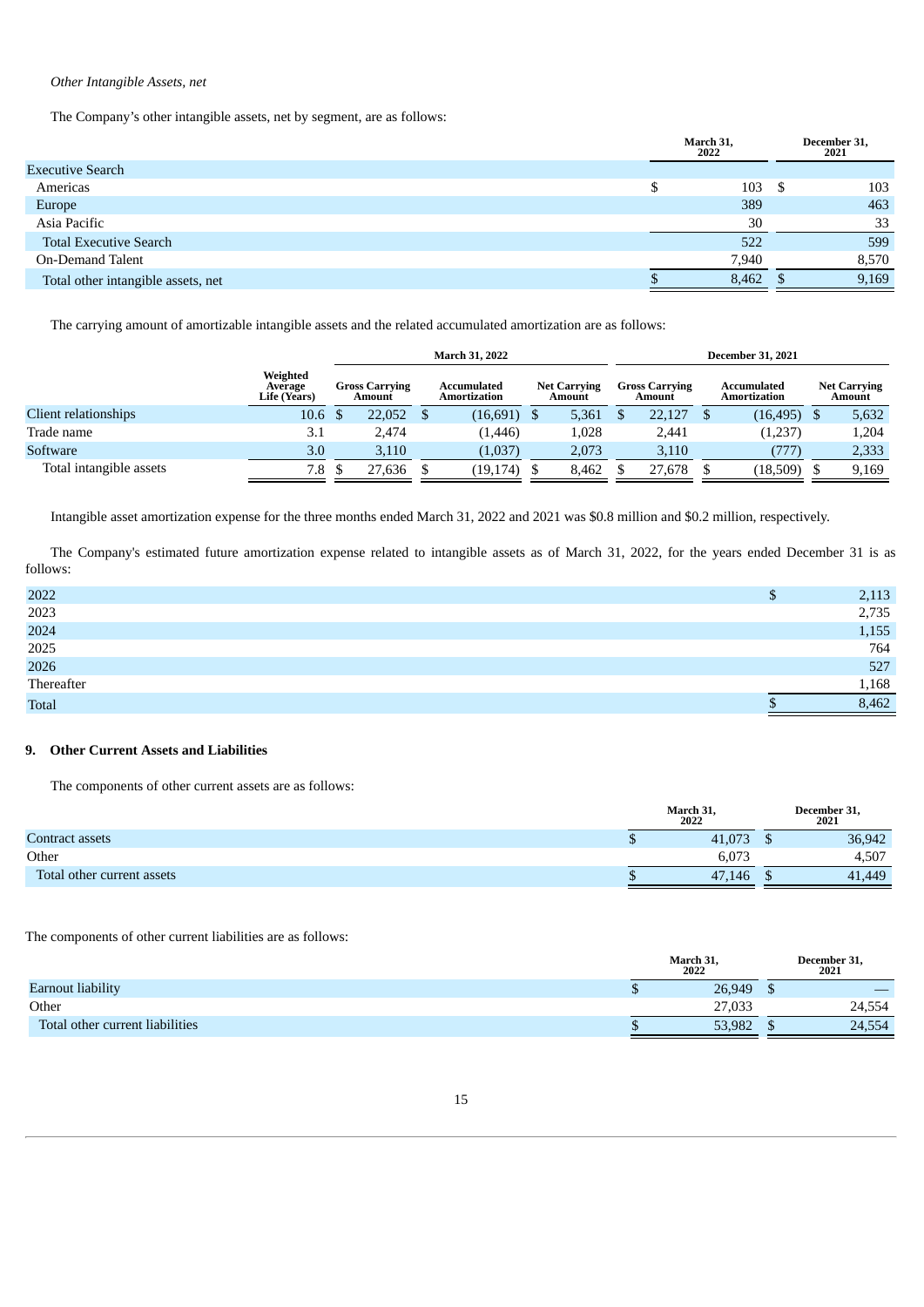*Other Intangible Assets, net*

The Company's other intangible assets, net by segment, are as follows:

| | March 31, 2022 | December 31, 2021 |
|---|---|---|
| Executive Search | | |
| Americas | $ 103 | $ 103 |
| Europe | 389 | 463 |
| Asia Pacific | 30 | 33 |
| Total Executive Search | 522 | 599 |
| On-Demand Talent | 7,940 | 8,570 |
| Total other intangible assets, net | $ 8,462 | $ 9,169 |

The carrying amount of amortizable intangible assets and the related accumulated amortization are as follows:

| | | March 31, 2022 | | | December 31, 2021 | | |
|---|---|---|---|---|---|---|---|
| | Weighted Average Life (Years) | Gross Carrying Amount | Accumulated Amortization | Net Carrying Amount | Gross Carrying Amount | Accumulated Amortization | Net Carrying Amount |
| Client relationships | 10.6 | $ 22,052 | $ (16,691) | $ 5,361 | $ 22,127 | $ (16,495) | $ 5,632 |
| Trade name | 3.1 | 2,474 | (1,446) | 1,028 | 2,441 | (1,237) | 1,204 |
| Software | 3.0 | 3,110 | (1,037) | 2,073 | 3,110 | (777) | 2,333 |
| Total intangible assets | 7.8 | $ 27,636 | $ (19,174) | $ 8,462 | $ 27,678 | $ (18,509) | $ 9,169 |

Intangible asset amortization expense for the three months ended March 31, 2022 and 2021 was $0.8 million and $0.2 million, respectively.

The Company's estimated future amortization expense related to intangible assets as of March 31, 2022, for the years ended December 31 is as follows:

| | |
|---|---|
| 2022 | $ 2,113 |
| 2023 | 2,735 |
| 2024 | 1,155 |
| 2025 | 764 |
| 2026 | 527 |
| Thereafter | 1,168 |
| Total | $ 8,462 |

## 9. Other Current Assets and Liabilities

The components of other current assets are as follows:

| | March 31, 2022 | December 31, 2021 |
|---|---|---|
| Contract assets | $ 41,073 | $ 36,942 |
| Other | 6,073 | 4,507 |
| Total other current assets | $ 47,146 | $ 41,449 |

The components of other current liabilities are as follows:

| | March 31, 2022 | December 31, 2021 |
|---|---|---|
| Earnout liability | $ 26,949 | $ — |
| Other | 27,033 | 24,554 |
| Total other current liabilities | $ 53,982 | $ 24,554 |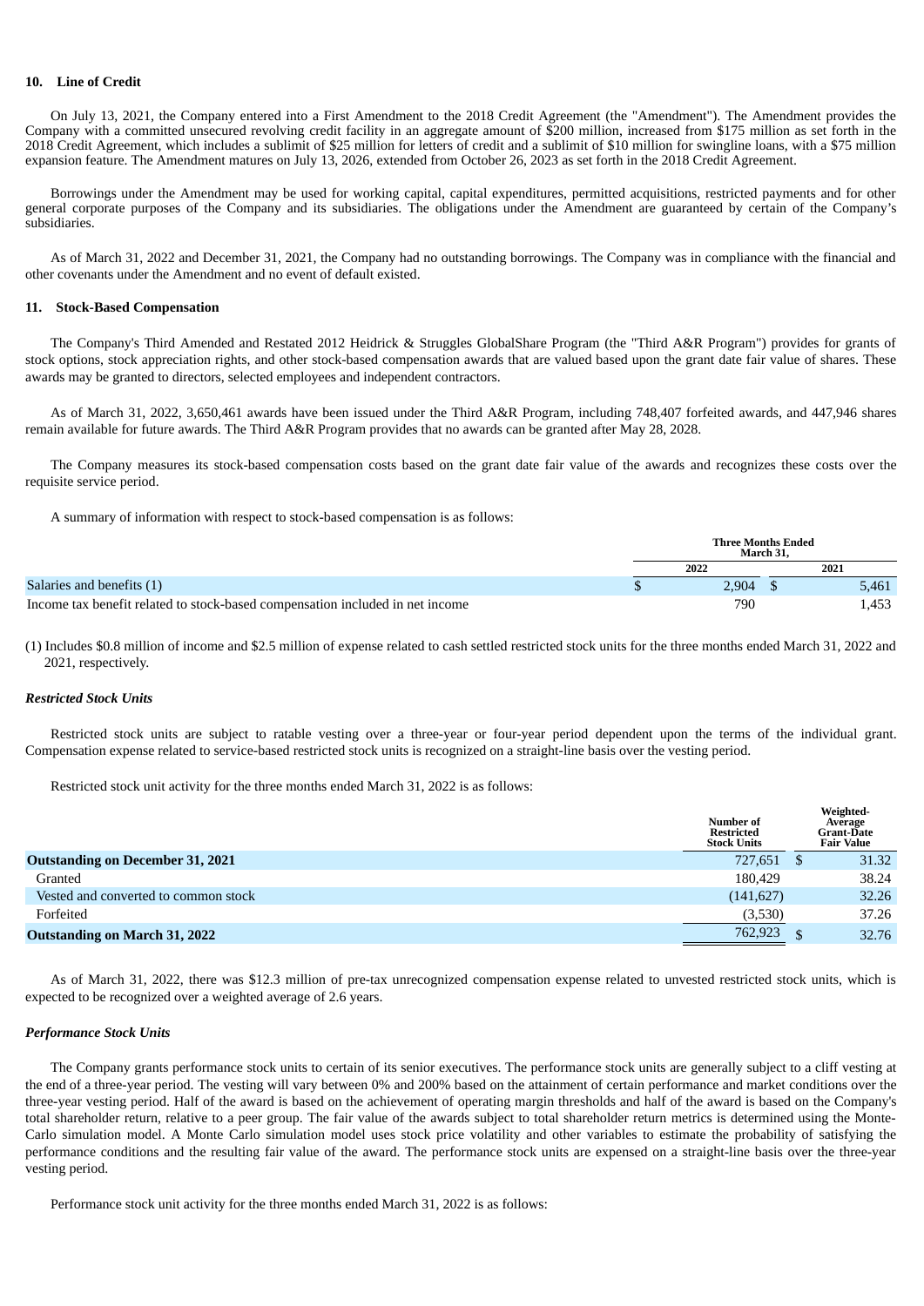## 10. Line of Credit

On July 13, 2021, the Company entered into a First Amendment to the 2018 Credit Agreement (the "Amendment"). The Amendment provides the Company with a committed unsecured revolving credit facility in an aggregate amount of $200 million, increased from $175 million as set forth in the 2018 Credit Agreement, which includes a sublimit of $25 million for letters of credit and a sublimit of $10 million for swingline loans, with a $75 million expansion feature. The Amendment matures on July 13, 2026, extended from October 26, 2023 as set forth in the 2018 Credit Agreement.

Borrowings under the Amendment may be used for working capital, capital expenditures, permitted acquisitions, restricted payments and for other general corporate purposes of the Company and its subsidiaries. The obligations under the Amendment are guaranteed by certain of the Company's subsidiaries.

As of March 31, 2022 and December 31, 2021, the Company had no outstanding borrowings. The Company was in compliance with the financial and other covenants under the Amendment and no event of default existed.

## 11. Stock-Based Compensation

The Company's Third Amended and Restated 2012 Heidrick & Struggles GlobalShare Program (the "Third A&R Program") provides for grants of stock options, stock appreciation rights, and other stock-based compensation awards that are valued based upon the grant date fair value of shares. These awards may be granted to directors, selected employees and independent contractors.

As of March 31, 2022, 3,650,461 awards have been issued under the Third A&R Program, including 748,407 forfeited awards, and 447,946 shares remain available for future awards. The Third A&R Program provides that no awards can be granted after May 28, 2028.

The Company measures its stock-based compensation costs based on the grant date fair value of the awards and recognizes these costs over the requisite service period.

A summary of information with respect to stock-based compensation is as follows:

| | Three Months Ended March 31, | |
|---|---|---|
| | 2022 | 2021 |
| Salaries and benefits (1) | $ 2,904 | $ 5,461 |
| Income tax benefit related to stock-based compensation included in net income | 790 | 1,453 |

(1) Includes $0.8 million of income and $2.5 million of expense related to cash settled restricted stock units for the three months ended March 31, 2022 and 2021, respectively.

### *Restricted Stock Units*

Restricted stock units are subject to ratable vesting over a three-year or four-year period dependent upon the terms of the individual grant. Compensation expense related to service-based restricted stock units is recognized on a straight-line basis over the vesting period.

Restricted stock unit activity for the three months ended March 31, 2022 is as follows:

| | Number of Restricted Stock Units | Weighted-Average Grant-Date Fair Value |
|---|---|---|
| **Outstanding on December 31, 2021** | 727,651 | $ 31.32 |
| Granted | 180,429 | 38.24 |
| Vested and converted to common stock | (141,627) | 32.26 |
| Forfeited | (3,530) | 37.26 |
| **Outstanding on March 31, 2022** | 762,923 | $ 32.76 |

As of March 31, 2022, there was $12.3 million of pre-tax unrecognized compensation expense related to unvested restricted stock units, which is expected to be recognized over a weighted average of 2.6 years.

### *Performance Stock Units*

The Company grants performance stock units to certain of its senior executives. The performance stock units are generally subject to a cliff vesting at the end of a three-year period. The vesting will vary between 0% and 200% based on the attainment of certain performance and market conditions over the three-year vesting period. Half of the award is based on the achievement of operating margin thresholds and half of the award is based on the Company's total shareholder return, relative to a peer group. The fair value of the awards subject to total shareholder return metrics is determined using the Monte-Carlo simulation model. A Monte Carlo simulation model uses stock price volatility and other variables to estimate the probability of satisfying the performance conditions and the resulting fair value of the award. The performance stock units are expensed on a straight-line basis over the three-year vesting period.

Performance stock unit activity for the three months ended March 31, 2022 is as follows: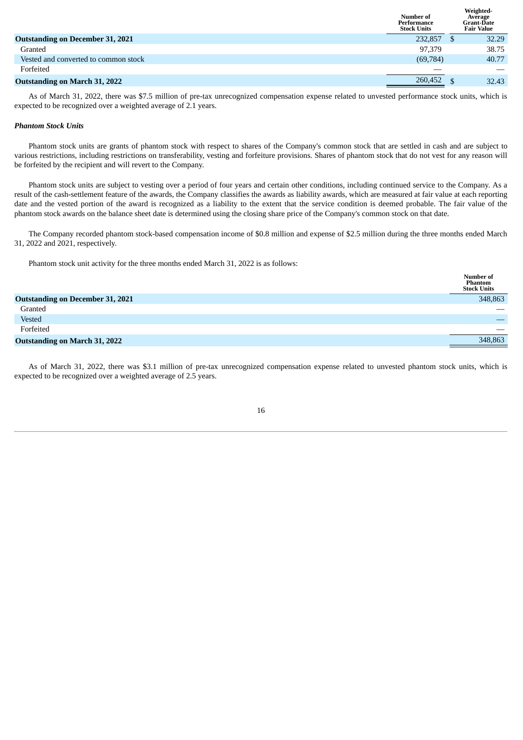| | Number of Performance Stock Units | Weighted-Average Grant-Date Fair Value |
|---|---|---|
| **Outstanding on December 31, 2021** | 232,857 | $ 32.29 |
| Granted | 97,379 | 38.75 |
| Vested and converted to common stock | (69,784) | 40.77 |
| Forfeited | — | — |
| **Outstanding on March 31, 2022** | 260,452 | $ 32.43 |

As of March 31, 2022, there was $7.5 million of pre-tax unrecognized compensation expense related to unvested performance stock units, which is expected to be recognized over a weighted average of 2.1 years.

***Phantom Stock Units***

Phantom stock units are grants of phantom stock with respect to shares of the Company's common stock that are settled in cash and are subject to various restrictions, including restrictions on transferability, vesting and forfeiture provisions. Shares of phantom stock that do not vest for any reason will be forfeited by the recipient and will revert to the Company.

Phantom stock units are subject to vesting over a period of four years and certain other conditions, including continued service to the Company. As a result of the cash-settlement feature of the awards, the Company classifies the awards as liability awards, which are measured at fair value at each reporting date and the vested portion of the award is recognized as a liability to the extent that the service condition is deemed probable. The fair value of the phantom stock awards on the balance sheet date is determined using the closing share price of the Company's common stock on that date.

The Company recorded phantom stock-based compensation income of $0.8 million and expense of $2.5 million during the three months ended March 31, 2022 and 2021, respectively.

Phantom stock unit activity for the three months ended March 31, 2022 is as follows:

| | Number of Phantom Stock Units |
|---|---|
| **Outstanding on December 31, 2021** | 348,863 |
| Granted | — |
| Vested | — |
| Forfeited | — |
| **Outstanding on March 31, 2022** | 348,863 |

As of March 31, 2022, there was $3.1 million of pre-tax unrecognized compensation expense related to unvested phantom stock units, which is expected to be recognized over a weighted average of 2.5 years.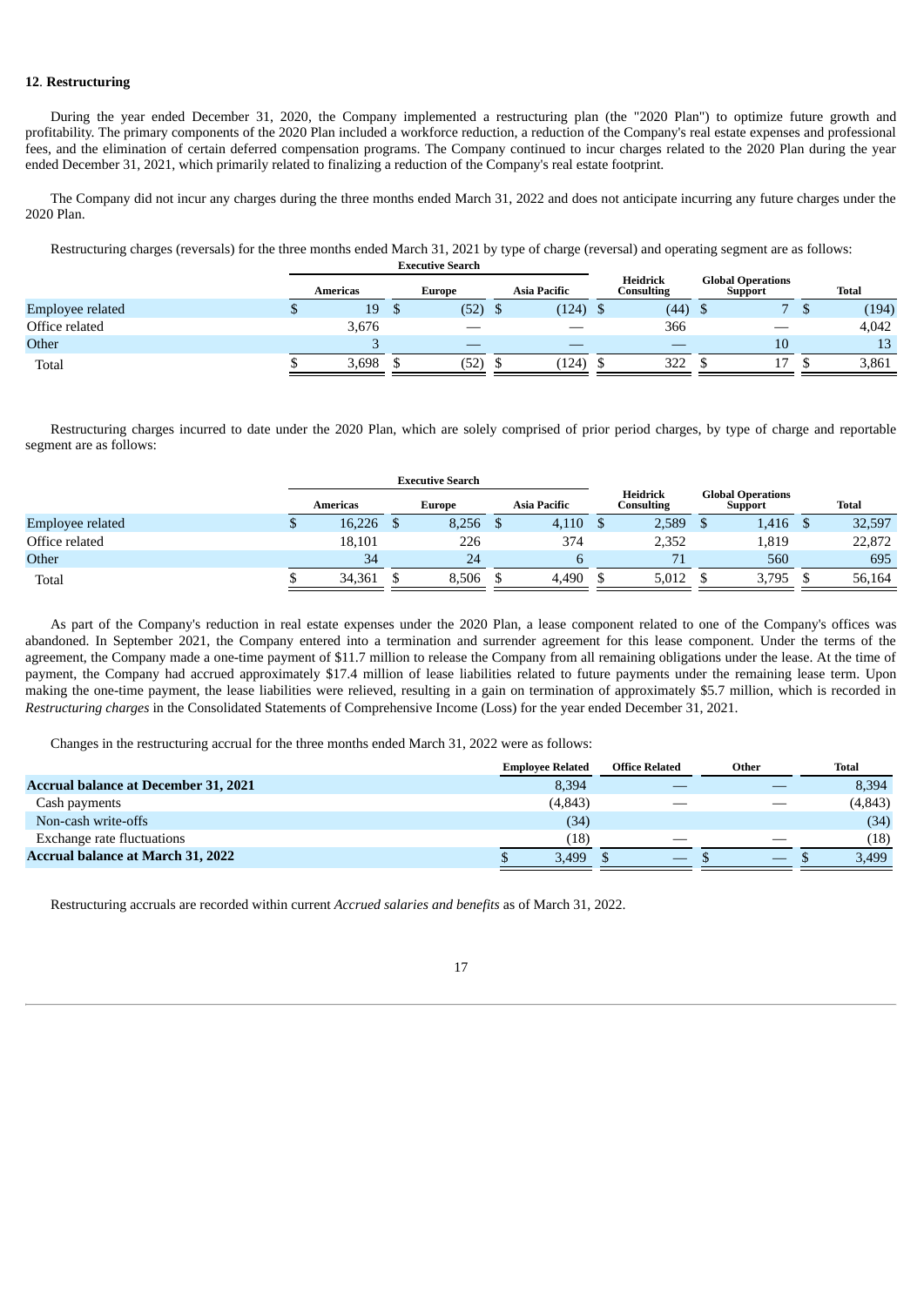**12**. **Restructuring**

During the year ended December 31, 2020, the Company implemented a restructuring plan (the "2020 Plan") to optimize future growth and profitability. The primary components of the 2020 Plan included a workforce reduction, a reduction of the Company's real estate expenses and professional fees, and the elimination of certain deferred compensation programs. The Company continued to incur charges related to the 2020 Plan during the year ended December 31, 2021, which primarily related to finalizing a reduction of the Company's real estate footprint.

The Company did not incur any charges during the three months ended March 31, 2022 and does not anticipate incurring any future charges under the 2020 Plan.

Restructuring charges (reversals) for the three months ended March 31, 2021 by type of charge (reversal) and operating segment are as follows:

| | Executive Search | | | Heidrick Consulting | Global Operations Support | Total |
|---|---|---|---|---|---|---|
| | Americas | Europe | Asia Pacific | | | |
| Employee related | $ 19 | $ (52) | $ (124) | $ (44) | $ 7 | $ (194) |
| Office related | 3,676 | — | — | 366 | — | 4,042 |
| Other | 3 | — | — | — | 10 | 13 |
| Total | $ 3,698 | $ (52) | $ (124) | $ 322 | $ 17 | $ 3,861 |

Restructuring charges incurred to date under the 2020 Plan, which are solely comprised of prior period charges, by type of charge and reportable segment are as follows:

| | Executive Search | | | Heidrick Consulting | Global Operations Support | Total |
|---|---|---|---|---|---|---|
| | Americas | Europe | Asia Pacific | | | |
| Employee related | $ 16,226 | $ 8,256 | $ 4,110 | $ 2,589 | $ 1,416 | $ 32,597 |
| Office related | 18,101 | 226 | 374 | 2,352 | 1,819 | 22,872 |
| Other | 34 | 24 | 6 | 71 | 560 | 695 |
| Total | $ 34,361 | $ 8,506 | $ 4,490 | $ 5,012 | $ 3,795 | $ 56,164 |

As part of the Company's reduction in real estate expenses under the 2020 Plan, a lease component related to one of the Company's offices was abandoned. In September 2021, the Company entered into a termination and surrender agreement for this lease component. Under the terms of the agreement, the Company made a one-time payment of $11.7 million to release the Company from all remaining obligations under the lease. At the time of payment, the Company had accrued approximately $17.4 million of lease liabilities related to future payments under the remaining lease term. Upon making the one-time payment, the lease liabilities were relieved, resulting in a gain on termination of approximately $5.7 million, which is recorded in *Restructuring charges* in the Consolidated Statements of Comprehensive Income (Loss) for the year ended December 31, 2021.

Changes in the restructuring accrual for the three months ended March 31, 2022 were as follows:

| | Employee Related | Office Related | Other | Total |
|---|---|---|---|---|
| **Accrual balance at December 31, 2021** | 8,394 | — | — | 8,394 |
| Cash payments | (4,843) | — | — | (4,843) |
| Non-cash write-offs | (34) | | | (34) |
| Exchange rate fluctuations | (18) | — | — | (18) |
| **Accrual balance at March 31, 2022** | $ 3,499 | $ — | $ — | $ 3,499 |

Restructuring accruals are recorded within current *Accrued salaries and benefits* as of March 31, 2022.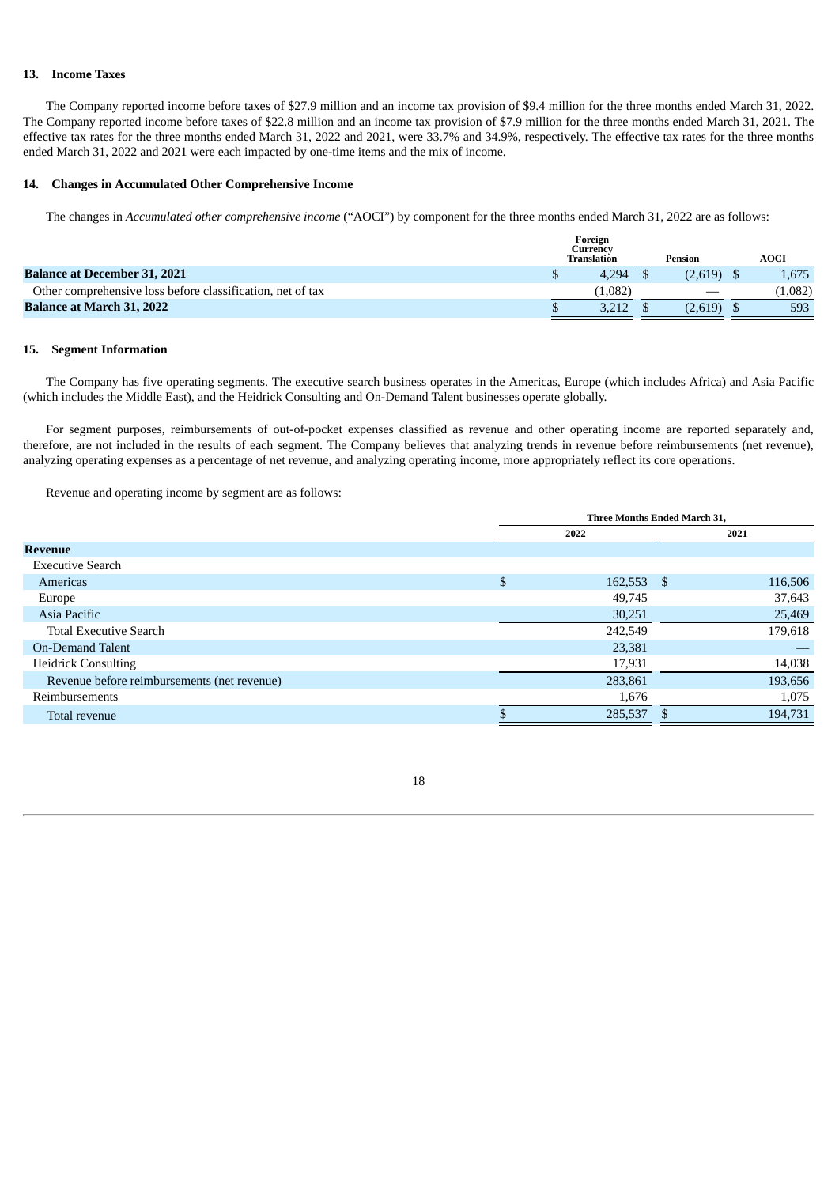## 13. Income Taxes

The Company reported income before taxes of $27.9 million and an income tax provision of $9.4 million for the three months ended March 31, 2022. The Company reported income before taxes of $22.8 million and an income tax provision of $7.9 million for the three months ended March 31, 2021. The effective tax rates for the three months ended March 31, 2022 and 2021, were 33.7% and 34.9%, respectively. The effective tax rates for the three months ended March 31, 2022 and 2021 were each impacted by one-time items and the mix of income.

## 14. Changes in Accumulated Other Comprehensive Income

The changes in *Accumulated other comprehensive income* ("AOCI") by component for the three months ended March 31, 2022 are as follows:

| | Foreign Currency Translation | Pension | AOCI |
|---|---|---|---|
| **Balance at December 31, 2021** | $ 4,294 | $ (2,619) | $ 1,675 |
| Other comprehensive loss before classification, net of tax | (1,082) | — | (1,082) |
| **Balance at March 31, 2022** | $ 3,212 | $ (2,619) | $ 593 |

## 15. Segment Information

The Company has five operating segments. The executive search business operates in the Americas, Europe (which includes Africa) and Asia Pacific (which includes the Middle East), and the Heidrick Consulting and On-Demand Talent businesses operate globally.

For segment purposes, reimbursements of out-of-pocket expenses classified as revenue and other operating income are reported separately and, therefore, are not included in the results of each segment. The Company believes that analyzing trends in revenue before reimbursements (net revenue), analyzing operating expenses as a percentage of net revenue, and analyzing operating income, more appropriately reflect its core operations.

Revenue and operating income by segment are as follows:

| | Three Months Ended March 31, | |
|---|---|---|
| | 2022 | 2021 |
| **Revenue** | | |
| Executive Search | | |
| Americas | $ 162,553 | $ 116,506 |
| Europe | 49,745 | 37,643 |
| Asia Pacific | 30,251 | 25,469 |
| Total Executive Search | 242,549 | 179,618 |
| On-Demand Talent | 23,381 | — |
| Heidrick Consulting | 17,931 | 14,038 |
| Revenue before reimbursements (net revenue) | 283,861 | 193,656 |
| Reimbursements | 1,676 | 1,075 |
| Total revenue | $ 285,537 | $ 194,731 |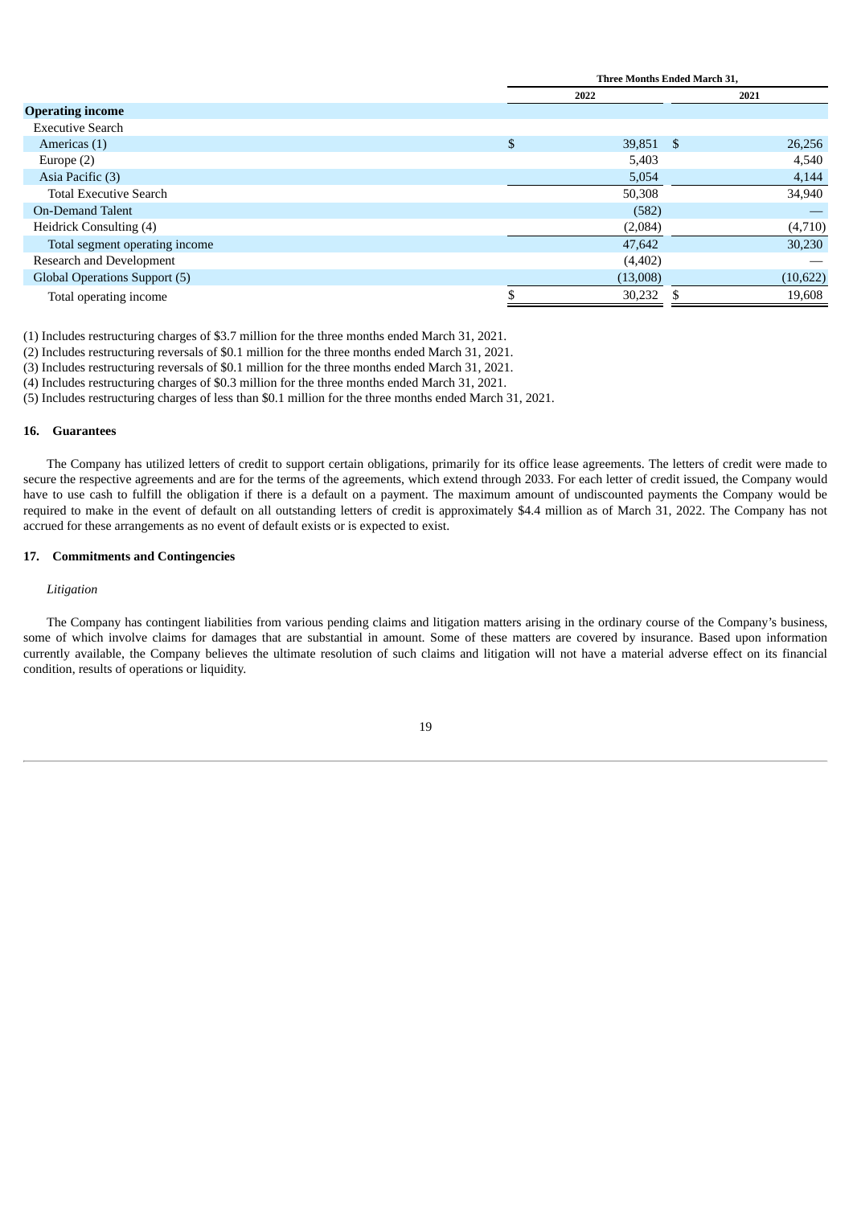| | Three Months Ended March 31, | |
|---|---|---|
| | 2022 | 2021 |
| **Operating income** | | |
| Executive Search | | |
| Americas (1) | $ 39,851 | $ 26,256 |
| Europe (2) | 5,403 | 4,540 |
| Asia Pacific (3) | 5,054 | 4,144 |
| Total Executive Search | 50,308 | 34,940 |
| On-Demand Talent | (582) | — |
| Heidrick Consulting (4) | (2,084) | (4,710) |
| Total segment operating income | 47,642 | 30,230 |
| Research and Development | (4,402) | — |
| Global Operations Support (5) | (13,008) | (10,622) |
| Total operating income | $ 30,232 | $ 19,608 |

(1) Includes restructuring charges of $3.7 million for the three months ended March 31, 2021.

(2) Includes restructuring reversals of $0.1 million for the three months ended March 31, 2021.

(3) Includes restructuring reversals of $0.1 million for the three months ended March 31, 2021.

(4) Includes restructuring charges of $0.3 million for the three months ended March 31, 2021.

(5) Includes restructuring charges of less than $0.1 million for the three months ended March 31, 2021.

### 16. Guarantees

The Company has utilized letters of credit to support certain obligations, primarily for its office lease agreements. The letters of credit were made to secure the respective agreements and are for the terms of the agreements, which extend through 2033. For each letter of credit issued, the Company would have to use cash to fulfill the obligation if there is a default on a payment. The maximum amount of undiscounted payments the Company would be required to make in the event of default on all outstanding letters of credit is approximately $4.4 million as of March 31, 2022. The Company has not accrued for these arrangements as no event of default exists or is expected to exist.

### 17. Commitments and Contingencies

*Litigation*

The Company has contingent liabilities from various pending claims and litigation matters arising in the ordinary course of the Company's business, some of which involve claims for damages that are substantial in amount. Some of these matters are covered by insurance. Based upon information currently available, the Company believes the ultimate resolution of such claims and litigation will not have a material adverse effect on its financial condition, results of operations or liquidity.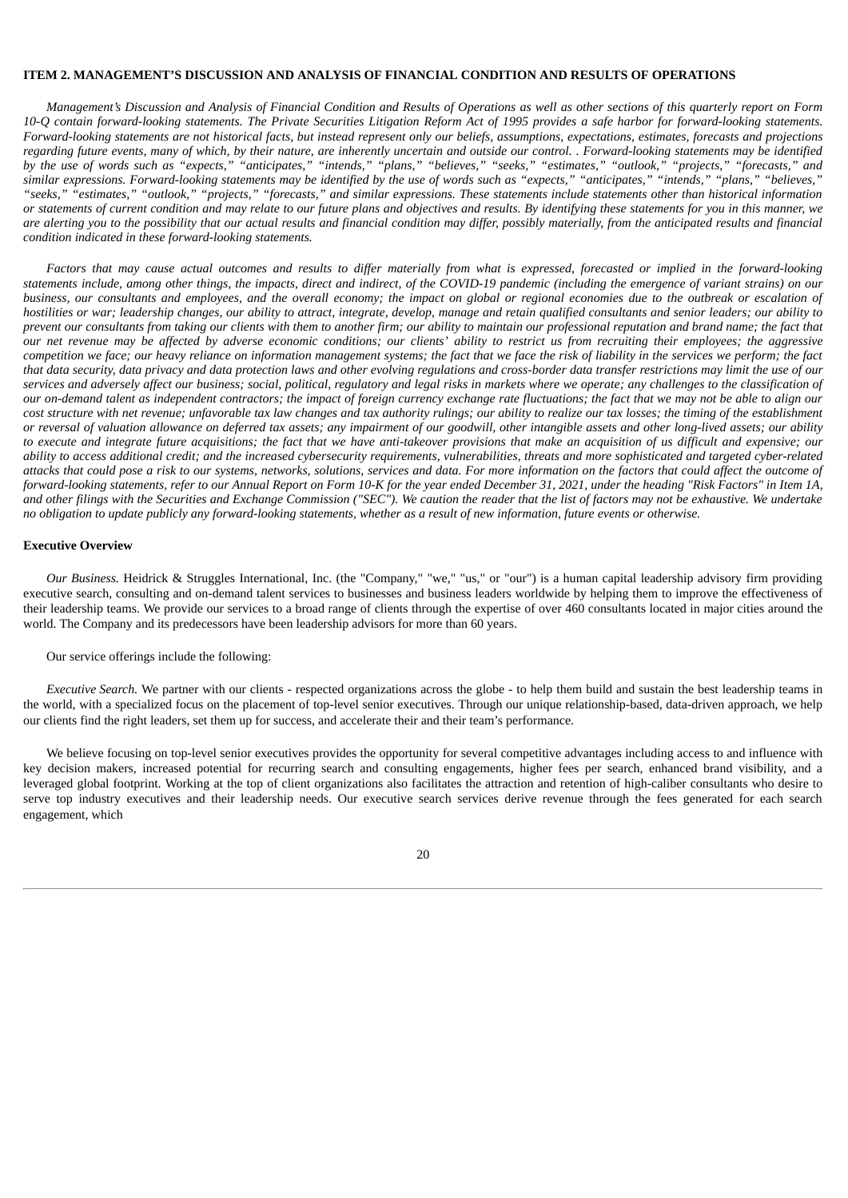# ITEM 2. MANAGEMENT'S DISCUSSION AND ANALYSIS OF FINANCIAL CONDITION AND RESULTS OF OPERATIONS

*Management's Discussion and Analysis of Financial Condition and Results of Operations as well as other sections of this quarterly report on Form 10-Q contain forward-looking statements. The Private Securities Litigation Reform Act of 1995 provides a safe harbor for forward-looking statements. Forward-looking statements are not historical facts, but instead represent only our beliefs, assumptions, expectations, estimates, forecasts and projections regarding future events, many of which, by their nature, are inherently uncertain and outside our control. . Forward-looking statements may be identified by the use of words such as "expects," "anticipates," "intends," "plans," "believes," "seeks," "estimates," "outlook," "projects," "forecasts," and similar expressions. Forward-looking statements may be identified by the use of words such as "expects," "anticipates," "intends," "plans," "believes," "seeks," "estimates," "outlook," "projects," "forecasts," and similar expressions. These statements include statements other than historical information or statements of current condition and may relate to our future plans and objectives and results. By identifying these statements for you in this manner, we are alerting you to the possibility that our actual results and financial condition may differ, possibly materially, from the anticipated results and financial condition indicated in these forward-looking statements.*

*Factors that may cause actual outcomes and results to differ materially from what is expressed, forecasted or implied in the forward-looking statements include, among other things, the impacts, direct and indirect, of the COVID-19 pandemic (including the emergence of variant strains) on our business, our consultants and employees, and the overall economy; the impact on global or regional economies due to the outbreak or escalation of hostilities or war; leadership changes, our ability to attract, integrate, develop, manage and retain qualified consultants and senior leaders; our ability to prevent our consultants from taking our clients with them to another firm; our ability to maintain our professional reputation and brand name; the fact that our net revenue may be affected by adverse economic conditions; our clients' ability to restrict us from recruiting their employees; the aggressive competition we face; our heavy reliance on information management systems; the fact that we face the risk of liability in the services we perform; the fact that data security, data privacy and data protection laws and other evolving regulations and cross-border data transfer restrictions may limit the use of our services and adversely affect our business; social, political, regulatory and legal risks in markets where we operate; any challenges to the classification of our on-demand talent as independent contractors; the impact of foreign currency exchange rate fluctuations; the fact that we may not be able to align our cost structure with net revenue; unfavorable tax law changes and tax authority rulings; our ability to realize our tax losses; the timing of the establishment or reversal of valuation allowance on deferred tax assets; any impairment of our goodwill, other intangible assets and other long-lived assets; our ability to execute and integrate future acquisitions; the fact that we have anti-takeover provisions that make an acquisition of us difficult and expensive; our ability to access additional credit; and the increased cybersecurity requirements, vulnerabilities, threats and more sophisticated and targeted cyber-related attacks that could pose a risk to our systems, networks, solutions, services and data. For more information on the factors that could affect the outcome of forward-looking statements, refer to our Annual Report on Form 10-K for the year ended December 31, 2021, under the heading "Risk Factors" in Item 1A, and other filings with the Securities and Exchange Commission ("SEC"). We caution the reader that the list of factors may not be exhaustive. We undertake no obligation to update publicly any forward-looking statements, whether as a result of new information, future events or otherwise.*

## Executive Overview

*Our Business.* Heidrick & Struggles International, Inc. (the "Company," "we," "us," or "our") is a human capital leadership advisory firm providing executive search, consulting and on-demand talent services to businesses and business leaders worldwide by helping them to improve the effectiveness of their leadership teams. We provide our services to a broad range of clients through the expertise of over 460 consultants located in major cities around the world. The Company and its predecessors have been leadership advisors for more than 60 years.

Our service offerings include the following:

*Executive Search.* We partner with our clients - respected organizations across the globe - to help them build and sustain the best leadership teams in the world, with a specialized focus on the placement of top-level senior executives. Through our unique relationship-based, data-driven approach, we help our clients find the right leaders, set them up for success, and accelerate their and their team's performance.

We believe focusing on top-level senior executives provides the opportunity for several competitive advantages including access to and influence with key decision makers, increased potential for recurring search and consulting engagements, higher fees per search, enhanced brand visibility, and a leveraged global footprint. Working at the top of client organizations also facilitates the attraction and retention of high-caliber consultants who desire to serve top industry executives and their leadership needs. Our executive search services derive revenue through the fees generated for each search engagement, which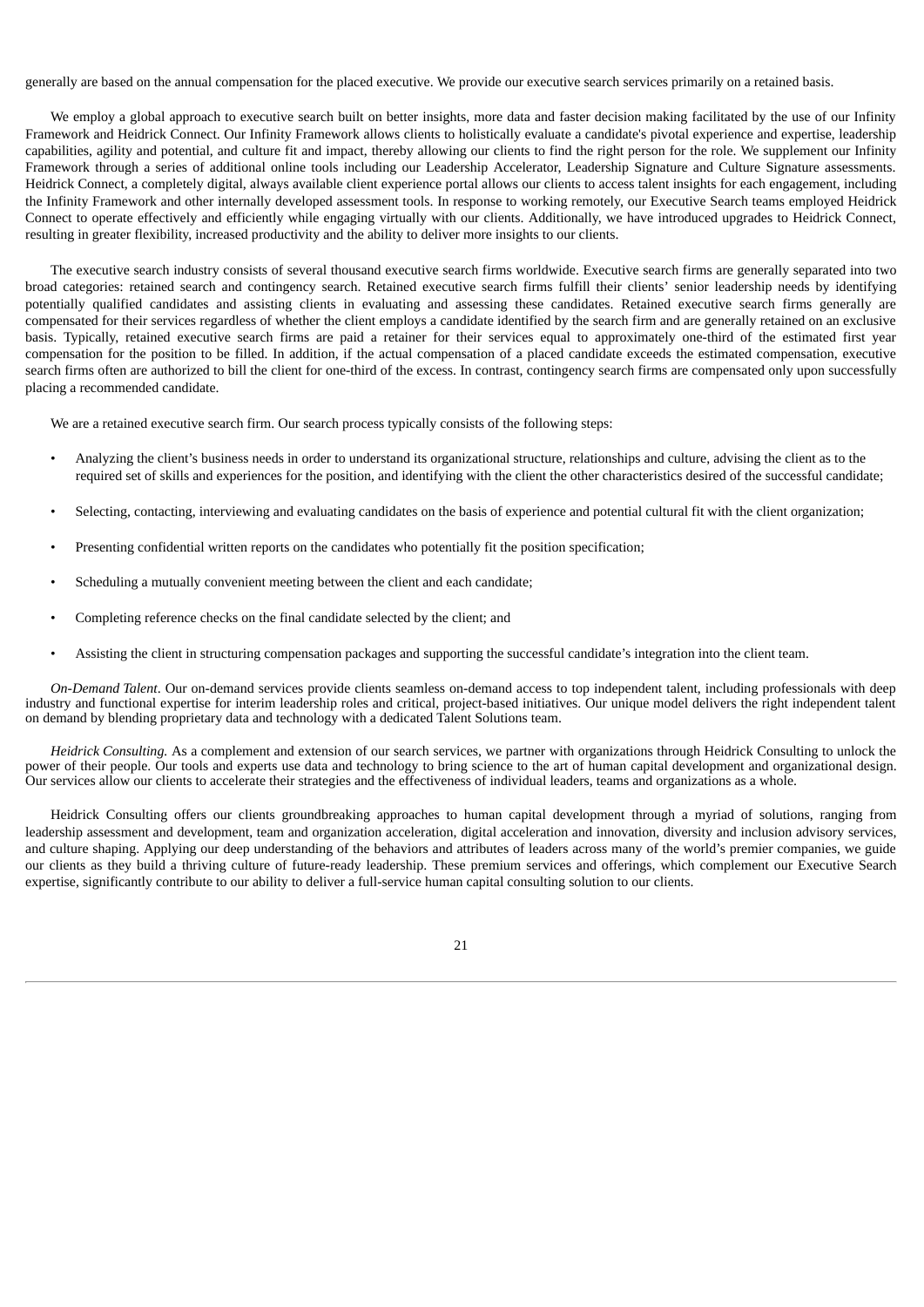generally are based on the annual compensation for the placed executive. We provide our executive search services primarily on a retained basis.

We employ a global approach to executive search built on better insights, more data and faster decision making facilitated by the use of our Infinity Framework and Heidrick Connect. Our Infinity Framework allows clients to holistically evaluate a candidate's pivotal experience and expertise, leadership capabilities, agility and potential, and culture fit and impact, thereby allowing our clients to find the right person for the role. We supplement our Infinity Framework through a series of additional online tools including our Leadership Accelerator, Leadership Signature and Culture Signature assessments. Heidrick Connect, a completely digital, always available client experience portal allows our clients to access talent insights for each engagement, including the Infinity Framework and other internally developed assessment tools. In response to working remotely, our Executive Search teams employed Heidrick Connect to operate effectively and efficiently while engaging virtually with our clients. Additionally, we have introduced upgrades to Heidrick Connect, resulting in greater flexibility, increased productivity and the ability to deliver more insights to our clients.

The executive search industry consists of several thousand executive search firms worldwide. Executive search firms are generally separated into two broad categories: retained search and contingency search. Retained executive search firms fulfill their clients' senior leadership needs by identifying potentially qualified candidates and assisting clients in evaluating and assessing these candidates. Retained executive search firms generally are compensated for their services regardless of whether the client employs a candidate identified by the search firm and are generally retained on an exclusive basis. Typically, retained executive search firms are paid a retainer for their services equal to approximately one-third of the estimated first year compensation for the position to be filled. In addition, if the actual compensation of a placed candidate exceeds the estimated compensation, executive search firms often are authorized to bill the client for one-third of the excess. In contrast, contingency search firms are compensated only upon successfully placing a recommended candidate.

We are a retained executive search firm. Our search process typically consists of the following steps:

- Analyzing the client's business needs in order to understand its organizational structure, relationships and culture, advising the client as to the required set of skills and experiences for the position, and identifying with the client the other characteristics desired of the successful candidate;
- Selecting, contacting, interviewing and evaluating candidates on the basis of experience and potential cultural fit with the client organization;
- Presenting confidential written reports on the candidates who potentially fit the position specification;
- Scheduling a mutually convenient meeting between the client and each candidate;
- Completing reference checks on the final candidate selected by the client; and
- Assisting the client in structuring compensation packages and supporting the successful candidate's integration into the client team.

*On-Demand Talent*. Our on-demand services provide clients seamless on-demand access to top independent talent, including professionals with deep industry and functional expertise for interim leadership roles and critical, project-based initiatives. Our unique model delivers the right independent talent on demand by blending proprietary data and technology with a dedicated Talent Solutions team.

*Heidrick Consulting.* As a complement and extension of our search services, we partner with organizations through Heidrick Consulting to unlock the power of their people. Our tools and experts use data and technology to bring science to the art of human capital development and organizational design. Our services allow our clients to accelerate their strategies and the effectiveness of individual leaders, teams and organizations as a whole.

Heidrick Consulting offers our clients groundbreaking approaches to human capital development through a myriad of solutions, ranging from leadership assessment and development, team and organization acceleration, digital acceleration and innovation, diversity and inclusion advisory services, and culture shaping. Applying our deep understanding of the behaviors and attributes of leaders across many of the world's premier companies, we guide our clients as they build a thriving culture of future-ready leadership. These premium services and offerings, which complement our Executive Search expertise, significantly contribute to our ability to deliver a full-service human capital consulting solution to our clients.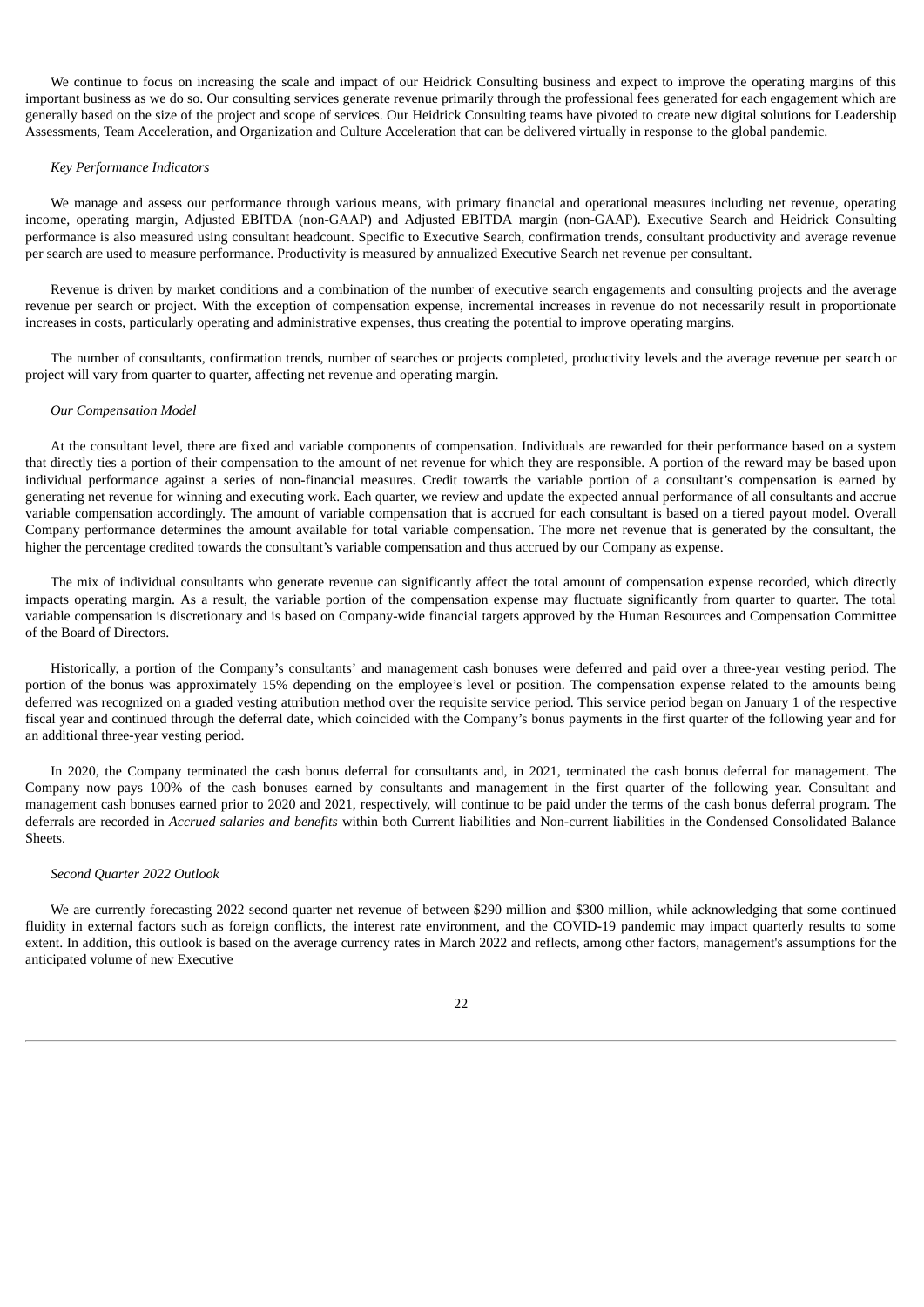We continue to focus on increasing the scale and impact of our Heidrick Consulting business and expect to improve the operating margins of this important business as we do so. Our consulting services generate revenue primarily through the professional fees generated for each engagement which are generally based on the size of the project and scope of services. Our Heidrick Consulting teams have pivoted to create new digital solutions for Leadership Assessments, Team Acceleration, and Organization and Culture Acceleration that can be delivered virtually in response to the global pandemic.

*Key Performance Indicators*

We manage and assess our performance through various means, with primary financial and operational measures including net revenue, operating income, operating margin, Adjusted EBITDA (non-GAAP) and Adjusted EBITDA margin (non-GAAP). Executive Search and Heidrick Consulting performance is also measured using consultant headcount. Specific to Executive Search, confirmation trends, consultant productivity and average revenue per search are used to measure performance. Productivity is measured by annualized Executive Search net revenue per consultant.

Revenue is driven by market conditions and a combination of the number of executive search engagements and consulting projects and the average revenue per search or project. With the exception of compensation expense, incremental increases in revenue do not necessarily result in proportionate increases in costs, particularly operating and administrative expenses, thus creating the potential to improve operating margins.

The number of consultants, confirmation trends, number of searches or projects completed, productivity levels and the average revenue per search or project will vary from quarter to quarter, affecting net revenue and operating margin.

*Our Compensation Model*

At the consultant level, there are fixed and variable components of compensation. Individuals are rewarded for their performance based on a system that directly ties a portion of their compensation to the amount of net revenue for which they are responsible. A portion of the reward may be based upon individual performance against a series of non-financial measures. Credit towards the variable portion of a consultant's compensation is earned by generating net revenue for winning and executing work. Each quarter, we review and update the expected annual performance of all consultants and accrue variable compensation accordingly. The amount of variable compensation that is accrued for each consultant is based on a tiered payout model. Overall Company performance determines the amount available for total variable compensation. The more net revenue that is generated by the consultant, the higher the percentage credited towards the consultant's variable compensation and thus accrued by our Company as expense.

The mix of individual consultants who generate revenue can significantly affect the total amount of compensation expense recorded, which directly impacts operating margin. As a result, the variable portion of the compensation expense may fluctuate significantly from quarter to quarter. The total variable compensation is discretionary and is based on Company-wide financial targets approved by the Human Resources and Compensation Committee of the Board of Directors.

Historically, a portion of the Company's consultants' and management cash bonuses were deferred and paid over a three-year vesting period. The portion of the bonus was approximately 15% depending on the employee's level or position. The compensation expense related to the amounts being deferred was recognized on a graded vesting attribution method over the requisite service period. This service period began on January 1 of the respective fiscal year and continued through the deferral date, which coincided with the Company's bonus payments in the first quarter of the following year and for an additional three-year vesting period.

In 2020, the Company terminated the cash bonus deferral for consultants and, in 2021, terminated the cash bonus deferral for management. The Company now pays 100% of the cash bonuses earned by consultants and management in the first quarter of the following year. Consultant and management cash bonuses earned prior to 2020 and 2021, respectively, will continue to be paid under the terms of the cash bonus deferral program. The deferrals are recorded in *Accrued salaries and benefits* within both Current liabilities and Non-current liabilities in the Condensed Consolidated Balance Sheets.

*Second Quarter 2022 Outlook*

We are currently forecasting 2022 second quarter net revenue of between $290 million and $300 million, while acknowledging that some continued fluidity in external factors such as foreign conflicts, the interest rate environment, and the COVID-19 pandemic may impact quarterly results to some extent. In addition, this outlook is based on the average currency rates in March 2022 and reflects, among other factors, management's assumptions for the anticipated volume of new Executive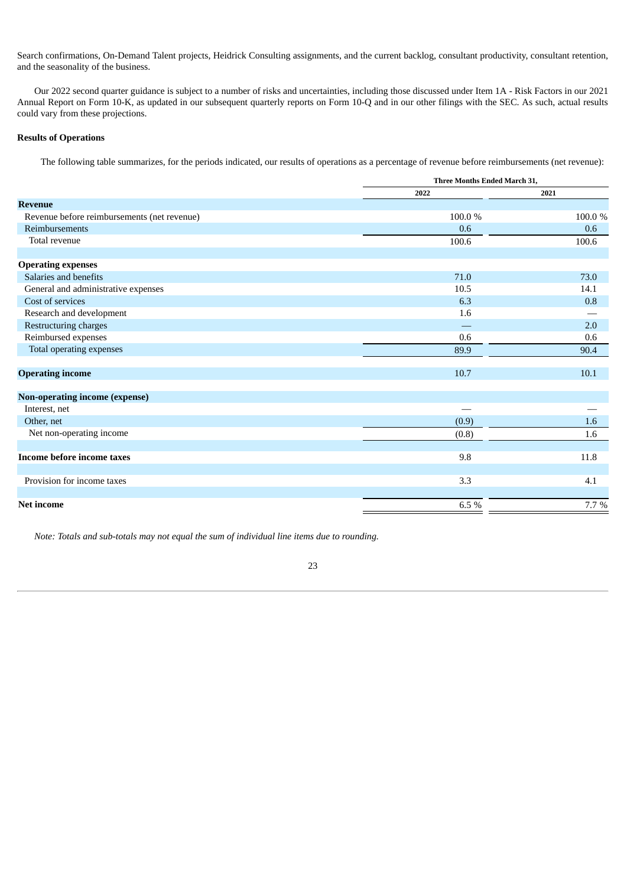Search confirmations, On-Demand Talent projects, Heidrick Consulting assignments, and the current backlog, consultant productivity, consultant retention, and the seasonality of the business.

Our 2022 second quarter guidance is subject to a number of risks and uncertainties, including those discussed under Item 1A - Risk Factors in our 2021 Annual Report on Form 10-K, as updated in our subsequent quarterly reports on Form 10-Q and in our other filings with the SEC. As such, actual results could vary from these projections.

**Results of Operations**

The following table summarizes, for the periods indicated, our results of operations as a percentage of revenue before reimbursements (net revenue):

| | Three Months Ended March 31, | |
|---|---|---|
| | 2022 | 2021 |
| **Revenue** | | |
| Revenue before reimbursements (net revenue) | 100.0 % | 100.0 % |
| Reimbursements | 0.6 | 0.6 |
| Total revenue | 100.6 | 100.6 |
| | | |
| **Operating expenses** | | |
| Salaries and benefits | 71.0 | 73.0 |
| General and administrative expenses | 10.5 | 14.1 |
| Cost of services | 6.3 | 0.8 |
| Research and development | 1.6 | — |
| Restructuring charges | — | 2.0 |
| Reimbursed expenses | 0.6 | 0.6 |
| Total operating expenses | 89.9 | 90.4 |
| | | |
| **Operating income** | 10.7 | 10.1 |
| | | |
| **Non-operating income (expense)** | | |
| Interest, net | — | — |
| Other, net | (0.9) | 1.6 |
| Net non-operating income | (0.8) | 1.6 |
| | | |
| **Income before income taxes** | 9.8 | 11.8 |
| | | |
| Provision for income taxes | 3.3 | 4.1 |
| | | |
| **Net income** | 6.5 % | 7.7 % |

*Note: Totals and sub-totals may not equal the sum of individual line items due to rounding.*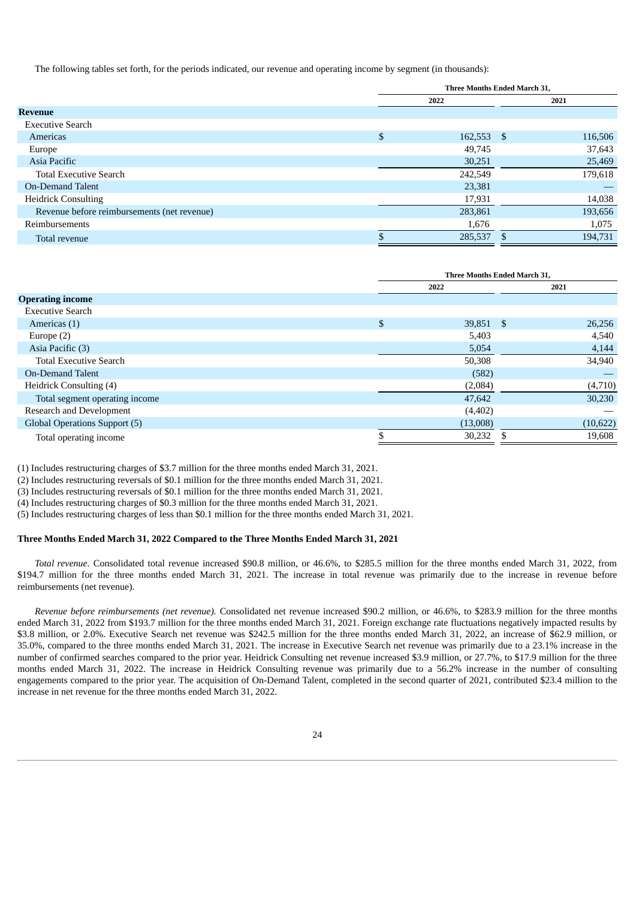The following tables set forth, for the periods indicated, our revenue and operating income by segment (in thousands):

| | Three Months Ended March 31, | |
|---|---|---|
| | 2022 | 2021 |
| **Revenue** | | |
| Executive Search | | |
| Americas | $ 162,553 | $ 116,506 |
| Europe | 49,745 | 37,643 |
| Asia Pacific | 30,251 | 25,469 |
| Total Executive Search | 242,549 | 179,618 |
| On-Demand Talent | 23,381 | — |
| Heidrick Consulting | 17,931 | 14,038 |
| Revenue before reimbursements (net revenue) | 283,861 | 193,656 |
| Reimbursements | 1,676 | 1,075 |
| Total revenue | $ 285,537 | $ 194,731 |

| | Three Months Ended March 31, | |
|---|---|---|
| | 2022 | 2021 |
| **Operating income** | | |
| Executive Search | | |
| Americas (1) | $ 39,851 | $ 26,256 |
| Europe (2) | 5,403 | 4,540 |
| Asia Pacific (3) | 5,054 | 4,144 |
| Total Executive Search | 50,308 | 34,940 |
| On-Demand Talent | (582) | — |
| Heidrick Consulting (4) | (2,084) | (4,710) |
| Total segment operating income | 47,642 | 30,230 |
| Research and Development | (4,402) | — |
| Global Operations Support (5) | (13,008) | (10,622) |
| Total operating income | $ 30,232 | $ 19,608 |

(1) Includes restructuring charges of $3.7 million for the three months ended March 31, 2021.

(2) Includes restructuring reversals of $0.1 million for the three months ended March 31, 2021.

(3) Includes restructuring reversals of $0.1 million for the three months ended March 31, 2021.

(4) Includes restructuring charges of $0.3 million for the three months ended March 31, 2021.

(5) Includes restructuring charges of less than $0.1 million for the three months ended March 31, 2021.

**Three Months Ended March 31, 2022 Compared to the Three Months Ended March 31, 2021**

*Total revenue.* Consolidated total revenue increased $90.8 million, or 46.6%, to $285.5 million for the three months ended March 31, 2022, from $194.7 million for the three months ended March 31, 2021. The increase in total revenue was primarily due to the increase in revenue before reimbursements (net revenue).

*Revenue before reimbursements (net revenue).* Consolidated net revenue increased $90.2 million, or 46.6%, to $283.9 million for the three months ended March 31, 2022 from $193.7 million for the three months ended March 31, 2021. Foreign exchange rate fluctuations negatively impacted results by $3.8 million, or 2.0%. Executive Search net revenue was $242.5 million for the three months ended March 31, 2022, an increase of $62.9 million, or 35.0%, compared to the three months ended March 31, 2021. The increase in Executive Search net revenue was primarily due to a 23.1% increase in the number of confirmed searches compared to the prior year. Heidrick Consulting net revenue increased $3.9 million, or 27.7%, to $17.9 million for the three months ended March 31, 2022. The increase in Heidrick Consulting revenue was primarily due to a 56.2% increase in the number of consulting engagements compared to the prior year. The acquisition of On-Demand Talent, completed in the second quarter of 2021, contributed $23.4 million to the increase in net revenue for the three months ended March 31, 2022.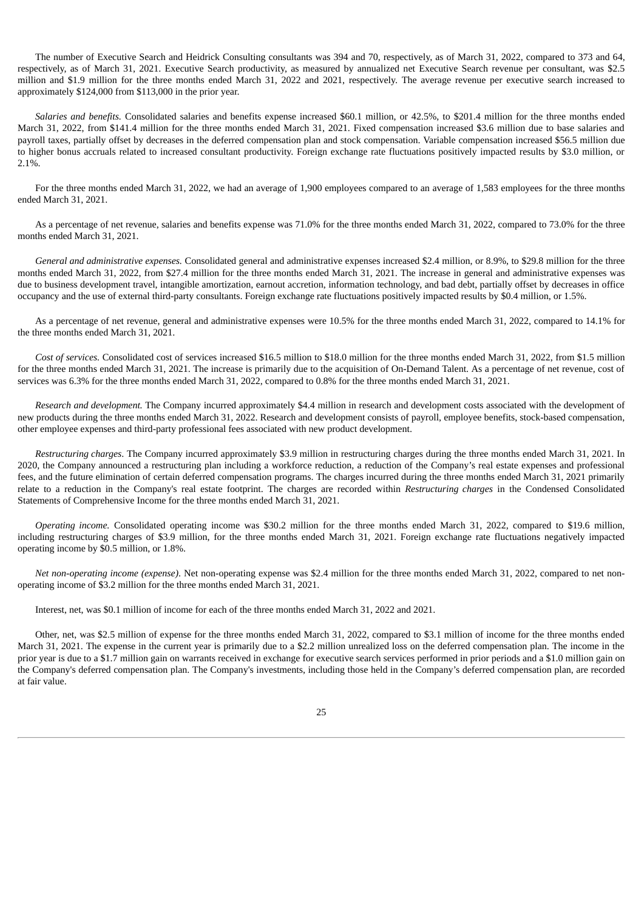The number of Executive Search and Heidrick Consulting consultants was 394 and 70, respectively, as of March 31, 2022, compared to 373 and 64, respectively, as of March 31, 2021. Executive Search productivity, as measured by annualized net Executive Search revenue per consultant, was $2.5 million and $1.9 million for the three months ended March 31, 2022 and 2021, respectively. The average revenue per executive search increased to approximately $124,000 from $113,000 in the prior year.

*Salaries and benefits.* Consolidated salaries and benefits expense increased $60.1 million, or 42.5%, to $201.4 million for the three months ended March 31, 2022, from $141.4 million for the three months ended March 31, 2021. Fixed compensation increased $3.6 million due to base salaries and payroll taxes, partially offset by decreases in the deferred compensation plan and stock compensation. Variable compensation increased $56.5 million due to higher bonus accruals related to increased consultant productivity. Foreign exchange rate fluctuations positively impacted results by $3.0 million, or 2.1%.

For the three months ended March 31, 2022, we had an average of 1,900 employees compared to an average of 1,583 employees for the three months ended March 31, 2021.

As a percentage of net revenue, salaries and benefits expense was 71.0% for the three months ended March 31, 2022, compared to 73.0% for the three months ended March 31, 2021.

*General and administrative expenses.* Consolidated general and administrative expenses increased $2.4 million, or 8.9%, to $29.8 million for the three months ended March 31, 2022, from $27.4 million for the three months ended March 31, 2021. The increase in general and administrative expenses was due to business development travel, intangible amortization, earnout accretion, information technology, and bad debt, partially offset by decreases in office occupancy and the use of external third-party consultants. Foreign exchange rate fluctuations positively impacted results by $0.4 million, or 1.5%.

As a percentage of net revenue, general and administrative expenses were 10.5% for the three months ended March 31, 2022, compared to 14.1% for the three months ended March 31, 2021.

*Cost of services.* Consolidated cost of services increased $16.5 million to $18.0 million for the three months ended March 31, 2022, from $1.5 million for the three months ended March 31, 2021. The increase is primarily due to the acquisition of On-Demand Talent. As a percentage of net revenue, cost of services was 6.3% for the three months ended March 31, 2022, compared to 0.8% for the three months ended March 31, 2021.

*Research and development.* The Company incurred approximately $4.4 million in research and development costs associated with the development of new products during the three months ended March 31, 2022. Research and development consists of payroll, employee benefits, stock-based compensation, other employee expenses and third-party professional fees associated with new product development.

*Restructuring charges*. The Company incurred approximately $3.9 million in restructuring charges during the three months ended March 31, 2021. In 2020, the Company announced a restructuring plan including a workforce reduction, a reduction of the Company's real estate expenses and professional fees, and the future elimination of certain deferred compensation programs. The charges incurred during the three months ended March 31, 2021 primarily relate to a reduction in the Company's real estate footprint. The charges are recorded within *Restructuring charges* in the Condensed Consolidated Statements of Comprehensive Income for the three months ended March 31, 2021.

*Operating income.* Consolidated operating income was $30.2 million for the three months ended March 31, 2022, compared to $19.6 million, including restructuring charges of $3.9 million, for the three months ended March 31, 2021. Foreign exchange rate fluctuations negatively impacted operating income by $0.5 million, or 1.8%.

*Net non-operating income (expense).* Net non-operating expense was $2.4 million for the three months ended March 31, 2022, compared to net non-operating income of $3.2 million for the three months ended March 31, 2021.

Interest, net, was $0.1 million of income for each of the three months ended March 31, 2022 and 2021.

Other, net, was $2.5 million of expense for the three months ended March 31, 2022, compared to $3.1 million of income for the three months ended March 31, 2021. The expense in the current year is primarily due to a $2.2 million unrealized loss on the deferred compensation plan. The income in the prior year is due to a $1.7 million gain on warrants received in exchange for executive search services performed in prior periods and a $1.0 million gain on the Company's deferred compensation plan. The Company's investments, including those held in the Company's deferred compensation plan, are recorded at fair value.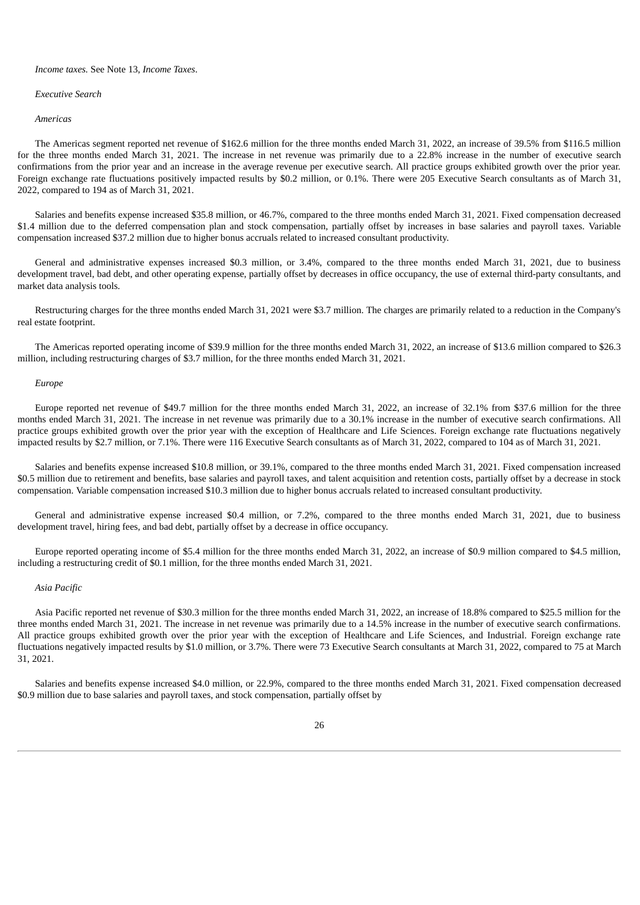*Income taxes.* See Note 13, *Income Taxes*.

*Executive Search*

*Americas*

The Americas segment reported net revenue of $162.6 million for the three months ended March 31, 2022, an increase of 39.5% from $116.5 million for the three months ended March 31, 2021. The increase in net revenue was primarily due to a 22.8% increase in the number of executive search confirmations from the prior year and an increase in the average revenue per executive search. All practice groups exhibited growth over the prior year. Foreign exchange rate fluctuations positively impacted results by $0.2 million, or 0.1%. There were 205 Executive Search consultants as of March 31, 2022, compared to 194 as of March 31, 2021.

Salaries and benefits expense increased $35.8 million, or 46.7%, compared to the three months ended March 31, 2021. Fixed compensation decreased $1.4 million due to the deferred compensation plan and stock compensation, partially offset by increases in base salaries and payroll taxes. Variable compensation increased $37.2 million due to higher bonus accruals related to increased consultant productivity.

General and administrative expenses increased $0.3 million, or 3.4%, compared to the three months ended March 31, 2021, due to business development travel, bad debt, and other operating expense, partially offset by decreases in office occupancy, the use of external third-party consultants, and market data analysis tools.

Restructuring charges for the three months ended March 31, 2021 were $3.7 million. The charges are primarily related to a reduction in the Company's real estate footprint.

The Americas reported operating income of $39.9 million for the three months ended March 31, 2022, an increase of $13.6 million compared to $26.3 million, including restructuring charges of $3.7 million, for the three months ended March 31, 2021.

*Europe*

Europe reported net revenue of $49.7 million for the three months ended March 31, 2022, an increase of 32.1% from $37.6 million for the three months ended March 31, 2021. The increase in net revenue was primarily due to a 30.1% increase in the number of executive search confirmations. All practice groups exhibited growth over the prior year with the exception of Healthcare and Life Sciences. Foreign exchange rate fluctuations negatively impacted results by $2.7 million, or 7.1%. There were 116 Executive Search consultants as of March 31, 2022, compared to 104 as of March 31, 2021.

Salaries and benefits expense increased $10.8 million, or 39.1%, compared to the three months ended March 31, 2021. Fixed compensation increased $0.5 million due to retirement and benefits, base salaries and payroll taxes, and talent acquisition and retention costs, partially offset by a decrease in stock compensation. Variable compensation increased $10.3 million due to higher bonus accruals related to increased consultant productivity.

General and administrative expense increased $0.4 million, or 7.2%, compared to the three months ended March 31, 2021, due to business development travel, hiring fees, and bad debt, partially offset by a decrease in office occupancy.

Europe reported operating income of $5.4 million for the three months ended March 31, 2022, an increase of $0.9 million compared to $4.5 million, including a restructuring credit of $0.1 million, for the three months ended March 31, 2021.

*Asia Pacific*

Asia Pacific reported net revenue of $30.3 million for the three months ended March 31, 2022, an increase of 18.8% compared to $25.5 million for the three months ended March 31, 2021. The increase in net revenue was primarily due to a 14.5% increase in the number of executive search confirmations. All practice groups exhibited growth over the prior year with the exception of Healthcare and Life Sciences, and Industrial. Foreign exchange rate fluctuations negatively impacted results by $1.0 million, or 3.7%. There were 73 Executive Search consultants at March 31, 2022, compared to 75 at March 31, 2021.

Salaries and benefits expense increased $4.0 million, or 22.9%, compared to the three months ended March 31, 2021. Fixed compensation decreased $0.9 million due to base salaries and payroll taxes, and stock compensation, partially offset by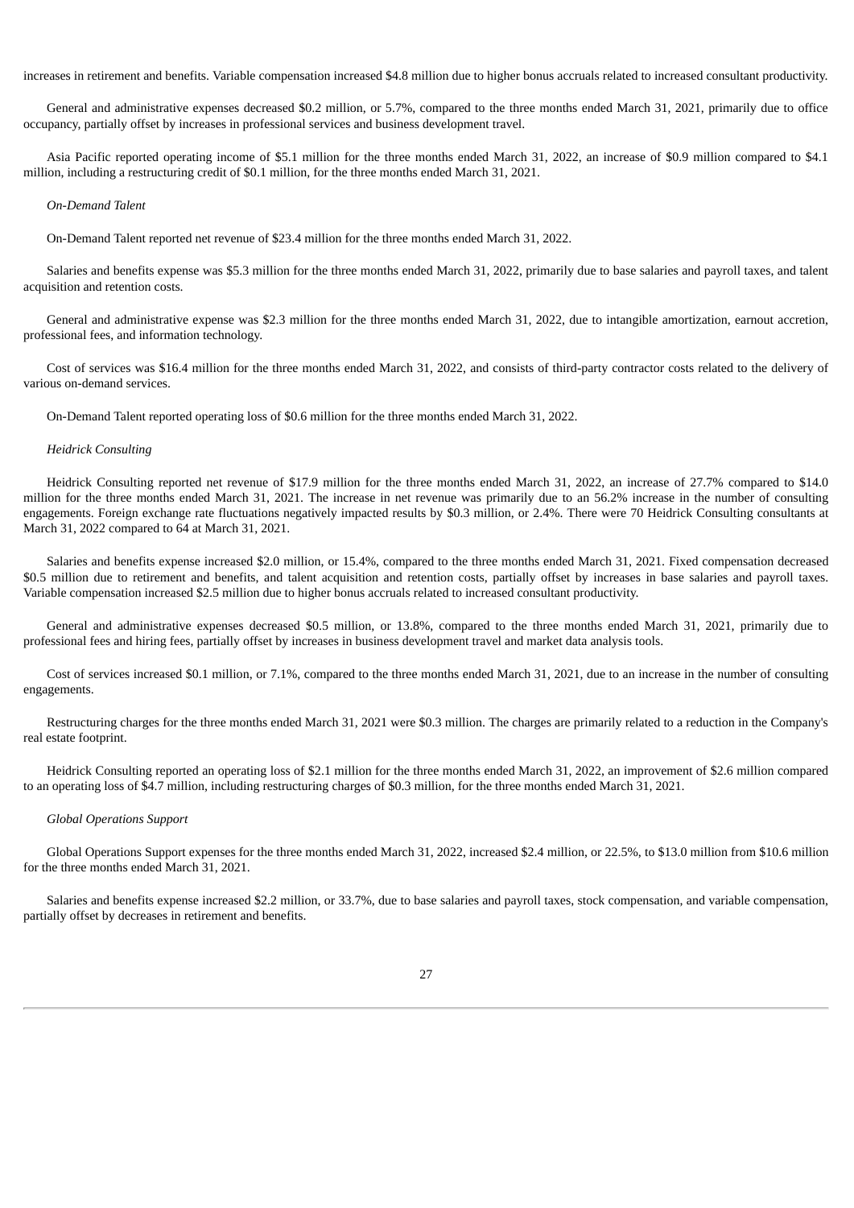increases in retirement and benefits. Variable compensation increased $4.8 million due to higher bonus accruals related to increased consultant productivity.

General and administrative expenses decreased $0.2 million, or 5.7%, compared to the three months ended March 31, 2021, primarily due to office occupancy, partially offset by increases in professional services and business development travel.

Asia Pacific reported operating income of $5.1 million for the three months ended March 31, 2022, an increase of $0.9 million compared to $4.1 million, including a restructuring credit of $0.1 million, for the three months ended March 31, 2021.

*On-Demand Talent*

On-Demand Talent reported net revenue of $23.4 million for the three months ended March 31, 2022.

Salaries and benefits expense was $5.3 million for the three months ended March 31, 2022, primarily due to base salaries and payroll taxes, and talent acquisition and retention costs.

General and administrative expense was $2.3 million for the three months ended March 31, 2022, due to intangible amortization, earnout accretion, professional fees, and information technology.

Cost of services was $16.4 million for the three months ended March 31, 2022, and consists of third-party contractor costs related to the delivery of various on-demand services.

On-Demand Talent reported operating loss of $0.6 million for the three months ended March 31, 2022.

*Heidrick Consulting*

Heidrick Consulting reported net revenue of $17.9 million for the three months ended March 31, 2022, an increase of 27.7% compared to $14.0 million for the three months ended March 31, 2021. The increase in net revenue was primarily due to an 56.2% increase in the number of consulting engagements. Foreign exchange rate fluctuations negatively impacted results by $0.3 million, or 2.4%. There were 70 Heidrick Consulting consultants at March 31, 2022 compared to 64 at March 31, 2021.

Salaries and benefits expense increased $2.0 million, or 15.4%, compared to the three months ended March 31, 2021. Fixed compensation decreased $0.5 million due to retirement and benefits, and talent acquisition and retention costs, partially offset by increases in base salaries and payroll taxes. Variable compensation increased $2.5 million due to higher bonus accruals related to increased consultant productivity.

General and administrative expenses decreased $0.5 million, or 13.8%, compared to the three months ended March 31, 2021, primarily due to professional fees and hiring fees, partially offset by increases in business development travel and market data analysis tools.

Cost of services increased $0.1 million, or 7.1%, compared to the three months ended March 31, 2021, due to an increase in the number of consulting engagements.

Restructuring charges for the three months ended March 31, 2021 were $0.3 million. The charges are primarily related to a reduction in the Company's real estate footprint.

Heidrick Consulting reported an operating loss of $2.1 million for the three months ended March 31, 2022, an improvement of $2.6 million compared to an operating loss of $4.7 million, including restructuring charges of $0.3 million, for the three months ended March 31, 2021.

*Global Operations Support*

Global Operations Support expenses for the three months ended March 31, 2022, increased $2.4 million, or 22.5%, to $13.0 million from $10.6 million for the three months ended March 31, 2021.

Salaries and benefits expense increased $2.2 million, or 33.7%, due to base salaries and payroll taxes, stock compensation, and variable compensation, partially offset by decreases in retirement and benefits.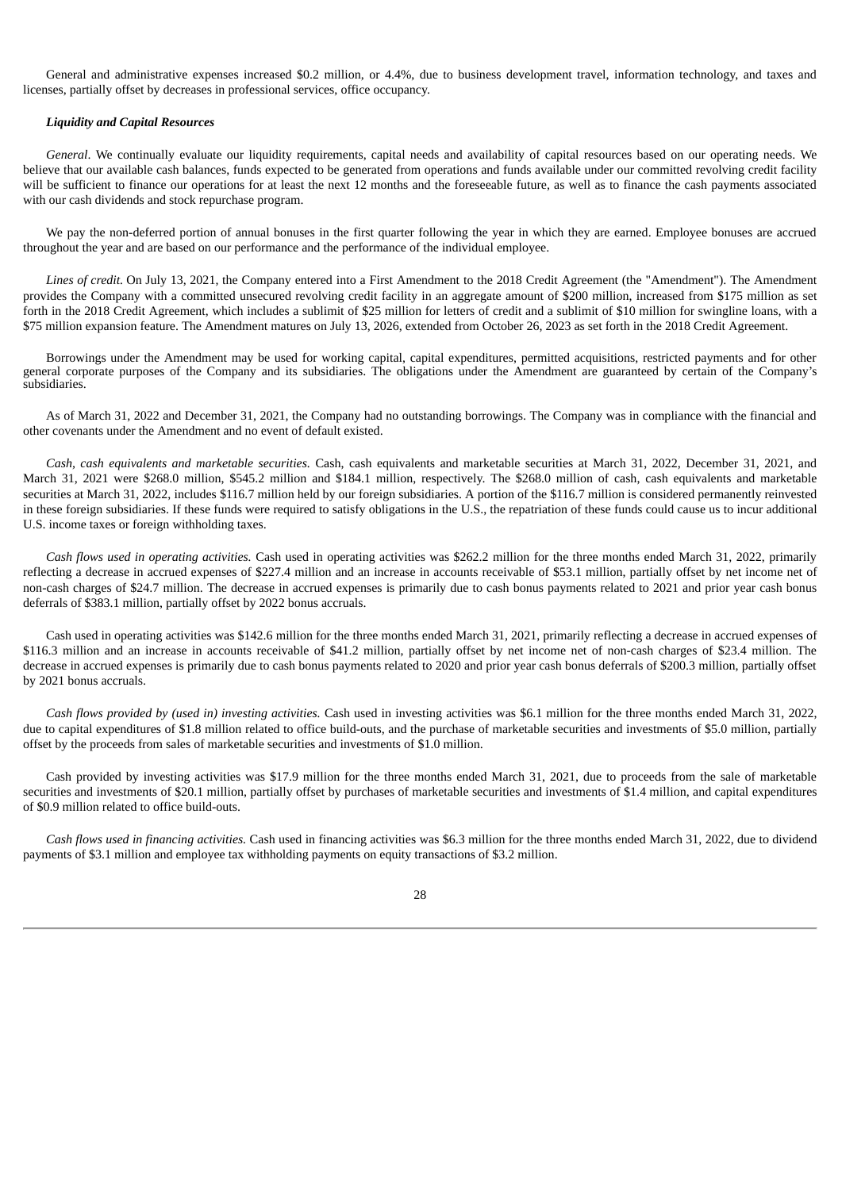General and administrative expenses increased $0.2 million, or 4.4%, due to business development travel, information technology, and taxes and licenses, partially offset by decreases in professional services, office occupancy.

***Liquidity and Capital Resources***

*General*. We continually evaluate our liquidity requirements, capital needs and availability of capital resources based on our operating needs. We believe that our available cash balances, funds expected to be generated from operations and funds available under our committed revolving credit facility will be sufficient to finance our operations for at least the next 12 months and the foreseeable future, as well as to finance the cash payments associated with our cash dividends and stock repurchase program.

We pay the non-deferred portion of annual bonuses in the first quarter following the year in which they are earned. Employee bonuses are accrued throughout the year and are based on our performance and the performance of the individual employee.

*Lines of credit.* On July 13, 2021, the Company entered into a First Amendment to the 2018 Credit Agreement (the "Amendment"). The Amendment provides the Company with a committed unsecured revolving credit facility in an aggregate amount of $200 million, increased from $175 million as set forth in the 2018 Credit Agreement, which includes a sublimit of $25 million for letters of credit and a sublimit of $10 million for swingline loans, with a $75 million expansion feature. The Amendment matures on July 13, 2026, extended from October 26, 2023 as set forth in the 2018 Credit Agreement.

Borrowings under the Amendment may be used for working capital, capital expenditures, permitted acquisitions, restricted payments and for other general corporate purposes of the Company and its subsidiaries. The obligations under the Amendment are guaranteed by certain of the Company's subsidiaries.

As of March 31, 2022 and December 31, 2021, the Company had no outstanding borrowings. The Company was in compliance with the financial and other covenants under the Amendment and no event of default existed.

*Cash, cash equivalents and marketable securities.* Cash, cash equivalents and marketable securities at March 31, 2022, December 31, 2021, and March 31, 2021 were $268.0 million, $545.2 million and $184.1 million, respectively. The $268.0 million of cash, cash equivalents and marketable securities at March 31, 2022, includes $116.7 million held by our foreign subsidiaries. A portion of the $116.7 million is considered permanently reinvested in these foreign subsidiaries. If these funds were required to satisfy obligations in the U.S., the repatriation of these funds could cause us to incur additional U.S. income taxes or foreign withholding taxes.

*Cash flows used in operating activities.* Cash used in operating activities was $262.2 million for the three months ended March 31, 2022, primarily reflecting a decrease in accrued expenses of $227.4 million and an increase in accounts receivable of $53.1 million, partially offset by net income net of non-cash charges of $24.7 million. The decrease in accrued expenses is primarily due to cash bonus payments related to 2021 and prior year cash bonus deferrals of $383.1 million, partially offset by 2022 bonus accruals.

Cash used in operating activities was $142.6 million for the three months ended March 31, 2021, primarily reflecting a decrease in accrued expenses of $116.3 million and an increase in accounts receivable of $41.2 million, partially offset by net income net of non-cash charges of $23.4 million. The decrease in accrued expenses is primarily due to cash bonus payments related to 2020 and prior year cash bonus deferrals of $200.3 million, partially offset by 2021 bonus accruals.

*Cash flows provided by (used in) investing activities.* Cash used in investing activities was $6.1 million for the three months ended March 31, 2022, due to capital expenditures of $1.8 million related to office build-outs, and the purchase of marketable securities and investments of $5.0 million, partially offset by the proceeds from sales of marketable securities and investments of $1.0 million.

Cash provided by investing activities was $17.9 million for the three months ended March 31, 2021, due to proceeds from the sale of marketable securities and investments of $20.1 million, partially offset by purchases of marketable securities and investments of $1.4 million, and capital expenditures of $0.9 million related to office build-outs.

*Cash flows used in financing activities.* Cash used in financing activities was $6.3 million for the three months ended March 31, 2022, due to dividend payments of $3.1 million and employee tax withholding payments on equity transactions of $3.2 million.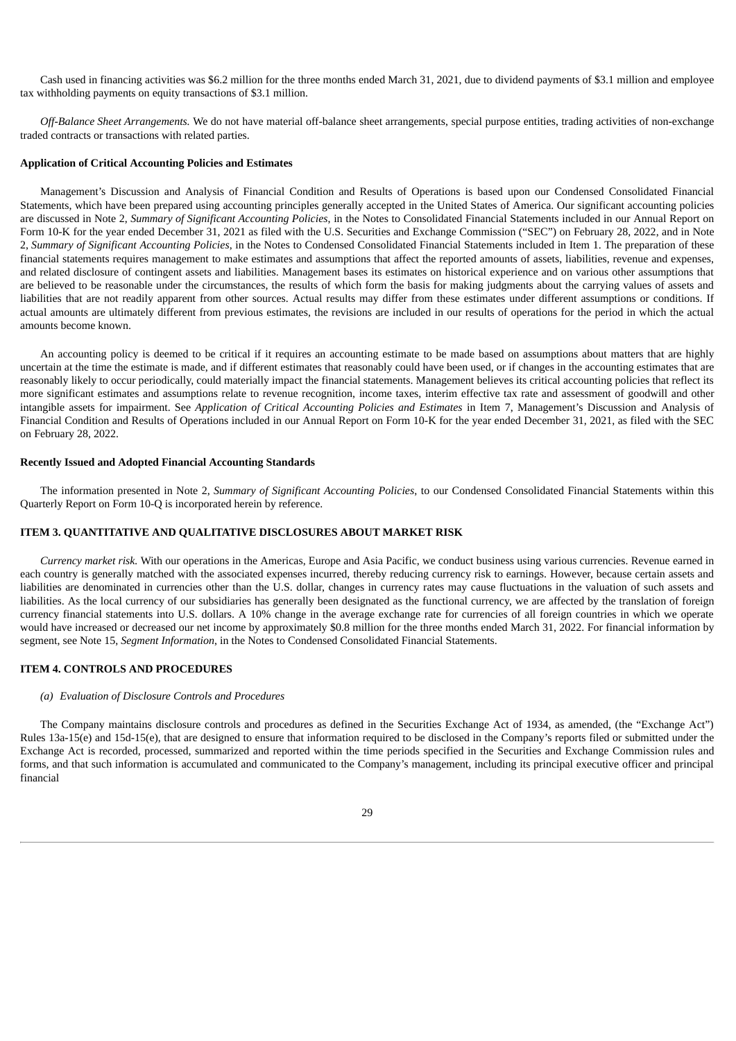Cash used in financing activities was $6.2 million for the three months ended March 31, 2021, due to dividend payments of $3.1 million and employee tax withholding payments on equity transactions of $3.1 million.

*Off-Balance Sheet Arrangements.* We do not have material off-balance sheet arrangements, special purpose entities, trading activities of non-exchange traded contracts or transactions with related parties.

**Application of Critical Accounting Policies and Estimates**

Management's Discussion and Analysis of Financial Condition and Results of Operations is based upon our Condensed Consolidated Financial Statements, which have been prepared using accounting principles generally accepted in the United States of America. Our significant accounting policies are discussed in Note 2, *Summary of Significant Accounting Policies*, in the Notes to Consolidated Financial Statements included in our Annual Report on Form 10-K for the year ended December 31, 2021 as filed with the U.S. Securities and Exchange Commission ("SEC") on February 28, 2022, and in Note 2, *Summary of Significant Accounting Policies*, in the Notes to Condensed Consolidated Financial Statements included in Item 1. The preparation of these financial statements requires management to make estimates and assumptions that affect the reported amounts of assets, liabilities, revenue and expenses, and related disclosure of contingent assets and liabilities. Management bases its estimates on historical experience and on various other assumptions that are believed to be reasonable under the circumstances, the results of which form the basis for making judgments about the carrying values of assets and liabilities that are not readily apparent from other sources. Actual results may differ from these estimates under different assumptions or conditions. If actual amounts are ultimately different from previous estimates, the revisions are included in our results of operations for the period in which the actual amounts become known.

An accounting policy is deemed to be critical if it requires an accounting estimate to be made based on assumptions about matters that are highly uncertain at the time the estimate is made, and if different estimates that reasonably could have been used, or if changes in the accounting estimates that are reasonably likely to occur periodically, could materially impact the financial statements. Management believes its critical accounting policies that reflect its more significant estimates and assumptions relate to revenue recognition, income taxes, interim effective tax rate and assessment of goodwill and other intangible assets for impairment. See *Application of Critical Accounting Policies and Estimates* in Item 7, Management's Discussion and Analysis of Financial Condition and Results of Operations included in our Annual Report on Form 10-K for the year ended December 31, 2021, as filed with the SEC on February 28, 2022.

**Recently Issued and Adopted Financial Accounting Standards**

The information presented in Note 2, *Summary of Significant Accounting Policies*, to our Condensed Consolidated Financial Statements within this Quarterly Report on Form 10-Q is incorporated herein by reference.

## ITEM 3. QUANTITATIVE AND QUALITATIVE DISCLOSURES ABOUT MARKET RISK

*Currency market risk.* With our operations in the Americas, Europe and Asia Pacific, we conduct business using various currencies. Revenue earned in each country is generally matched with the associated expenses incurred, thereby reducing currency risk to earnings. However, because certain assets and liabilities are denominated in currencies other than the U.S. dollar, changes in currency rates may cause fluctuations in the valuation of such assets and liabilities. As the local currency of our subsidiaries has generally been designated as the functional currency, we are affected by the translation of foreign currency financial statements into U.S. dollars. A 10% change in the average exchange rate for currencies of all foreign countries in which we operate would have increased or decreased our net income by approximately $0.8 million for the three months ended March 31, 2022. For financial information by segment, see Note 15, *Segment Information*, in the Notes to Condensed Consolidated Financial Statements.

## ITEM 4. CONTROLS AND PROCEDURES

*(a) Evaluation of Disclosure Controls and Procedures*

The Company maintains disclosure controls and procedures as defined in the Securities Exchange Act of 1934, as amended, (the "Exchange Act") Rules 13a-15(e) and 15d-15(e), that are designed to ensure that information required to be disclosed in the Company's reports filed or submitted under the Exchange Act is recorded, processed, summarized and reported within the time periods specified in the Securities and Exchange Commission rules and forms, and that such information is accumulated and communicated to the Company's management, including its principal executive officer and principal financial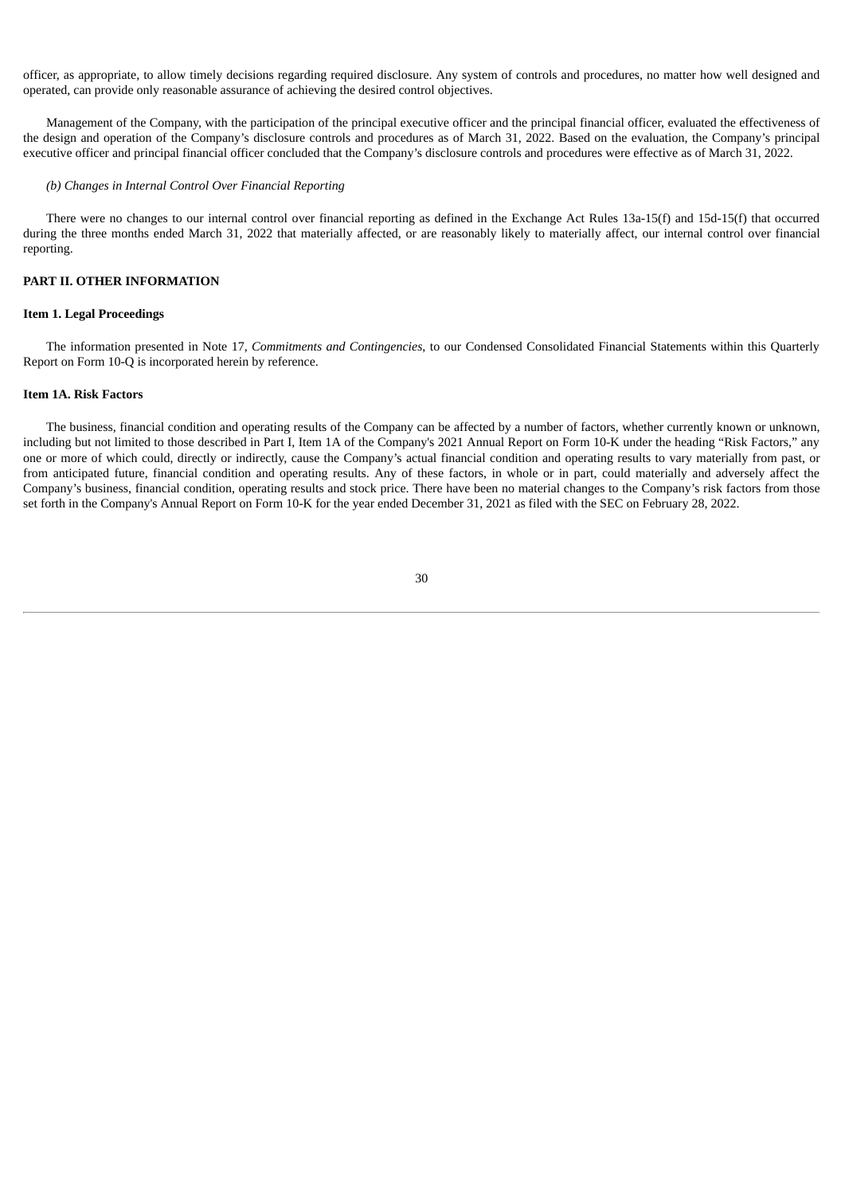officer, as appropriate, to allow timely decisions regarding required disclosure. Any system of controls and procedures, no matter how well designed and operated, can provide only reasonable assurance of achieving the desired control objectives.

Management of the Company, with the participation of the principal executive officer and the principal financial officer, evaluated the effectiveness of the design and operation of the Company's disclosure controls and procedures as of March 31, 2022. Based on the evaluation, the Company's principal executive officer and principal financial officer concluded that the Company's disclosure controls and procedures were effective as of March 31, 2022.

*(b) Changes in Internal Control Over Financial Reporting*

There were no changes to our internal control over financial reporting as defined in the Exchange Act Rules 13a-15(f) and 15d-15(f) that occurred during the three months ended March 31, 2022 that materially affected, or are reasonably likely to materially affect, our internal control over financial reporting.

## PART II. OTHER INFORMATION

### Item 1. Legal Proceedings

The information presented in Note 17, *Commitments and Contingencies*, to our Condensed Consolidated Financial Statements within this Quarterly Report on Form 10-Q is incorporated herein by reference.

### Item 1A. Risk Factors

The business, financial condition and operating results of the Company can be affected by a number of factors, whether currently known or unknown, including but not limited to those described in Part I, Item 1A of the Company's 2021 Annual Report on Form 10-K under the heading "Risk Factors," any one or more of which could, directly or indirectly, cause the Company's actual financial condition and operating results to vary materially from past, or from anticipated future, financial condition and operating results. Any of these factors, in whole or in part, could materially and adversely affect the Company's business, financial condition, operating results and stock price. There have been no material changes to the Company's risk factors from those set forth in the Company's Annual Report on Form 10-K for the year ended December 31, 2021 as filed with the SEC on February 28, 2022.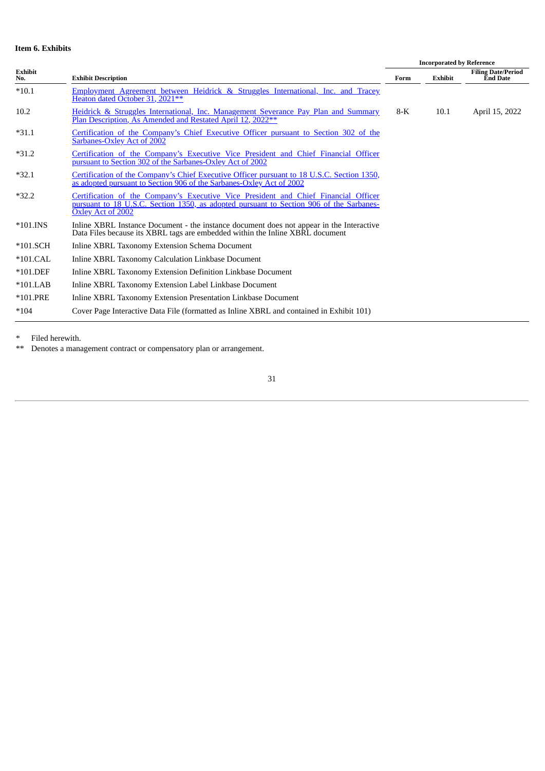**Item 6. Exhibits**

| Exhibit No. | Exhibit Description | Incorporated by Reference | | |
|---|---|---|---|---|
| | | Form | Exhibit | Filing Date/Period End Date |
| *10.1 | Employment Agreement between Heidrick & Struggles International, Inc. and Tracey Heaton dated October 31, 2021** | | | |
| 10.2 | Heidrick & Struggles International, Inc. Management Severance Pay Plan and Summary Plan Description, As Amended and Restated April 12, 2022** | 8-K | 10.1 | April 15, 2022 |
| *31.1 | Certification of the Company's Chief Executive Officer pursuant to Section 302 of the Sarbanes-Oxley Act of 2002 | | | |
| *31.2 | Certification of the Company's Executive Vice President and Chief Financial Officer pursuant to Section 302 of the Sarbanes-Oxley Act of 2002 | | | |
| *32.1 | Certification of the Company's Chief Executive Officer pursuant to 18 U.S.C. Section 1350, as adopted pursuant to Section 906 of the Sarbanes-Oxley Act of 2002 | | | |
| *32.2 | Certification of the Company's Executive Vice President and Chief Financial Officer pursuant to 18 U.S.C. Section 1350, as adopted pursuant to Section 906 of the Sarbanes-Oxley Act of 2002 | | | |
| *101.INS | Inline XBRL Instance Document - the instance document does not appear in the Interactive Data Files because its XBRL tags are embedded within the Inline XBRL document | | | |
| *101.SCH | Inline XBRL Taxonomy Extension Schema Document | | | |
| *101.CAL | Inline XBRL Taxonomy Calculation Linkbase Document | | | |
| *101.DEF | Inline XBRL Taxonomy Extension Definition Linkbase Document | | | |
| *101.LAB | Inline XBRL Taxonomy Extension Label Linkbase Document | | | |
| *101.PRE | Inline XBRL Taxonomy Extension Presentation Linkbase Document | | | |
| *104 | Cover Page Interactive Data File (formatted as Inline XBRL and contained in Exhibit 101) | | | |

\* Filed herewith.

** Denotes a management contract or compensatory plan or arrangement.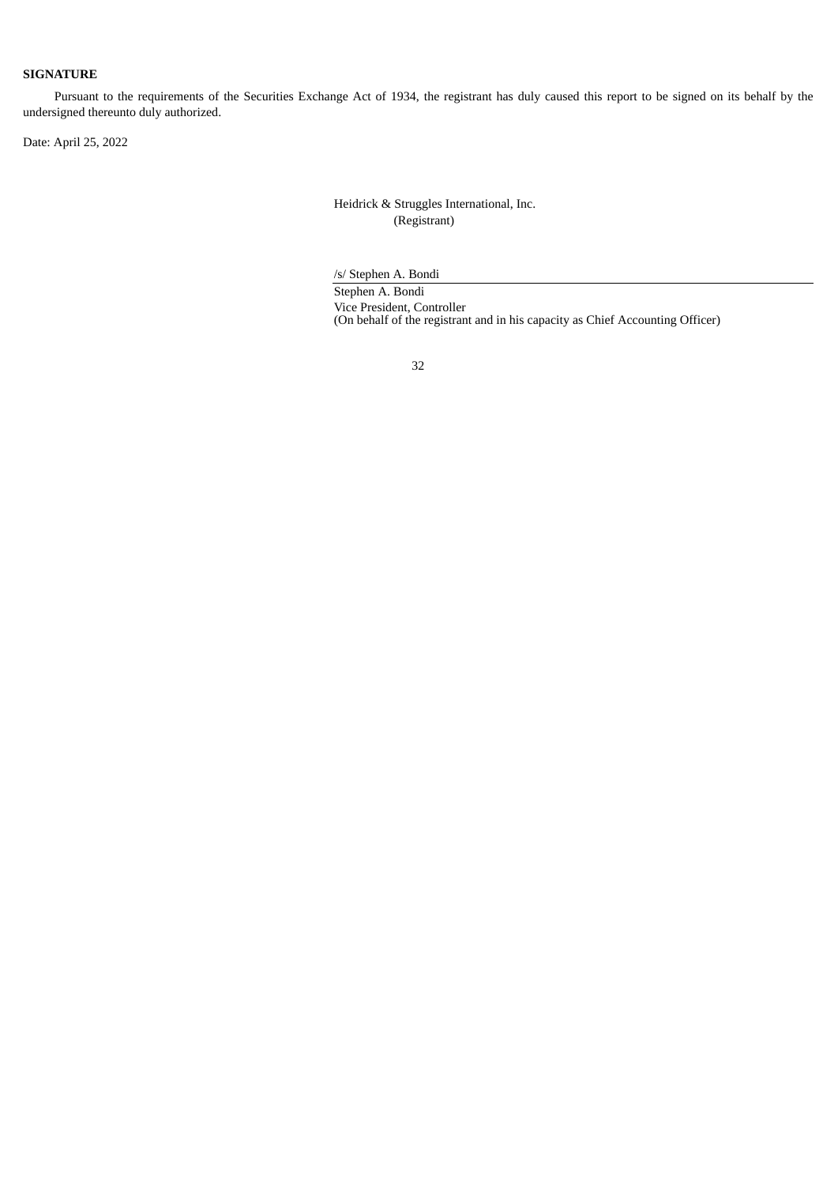**SIGNATURE**

Pursuant to the requirements of the Securities Exchange Act of 1934, the registrant has duly caused this report to be signed on its behalf by the undersigned thereunto duly authorized.

Date: April 25, 2022

Heidrick & Struggles International, Inc.
(Registrant)

/s/ Stephen A. Bondi

Stephen A. Bondi
Vice President, Controller
(On behalf of the registrant and in his capacity as Chief Accounting Officer)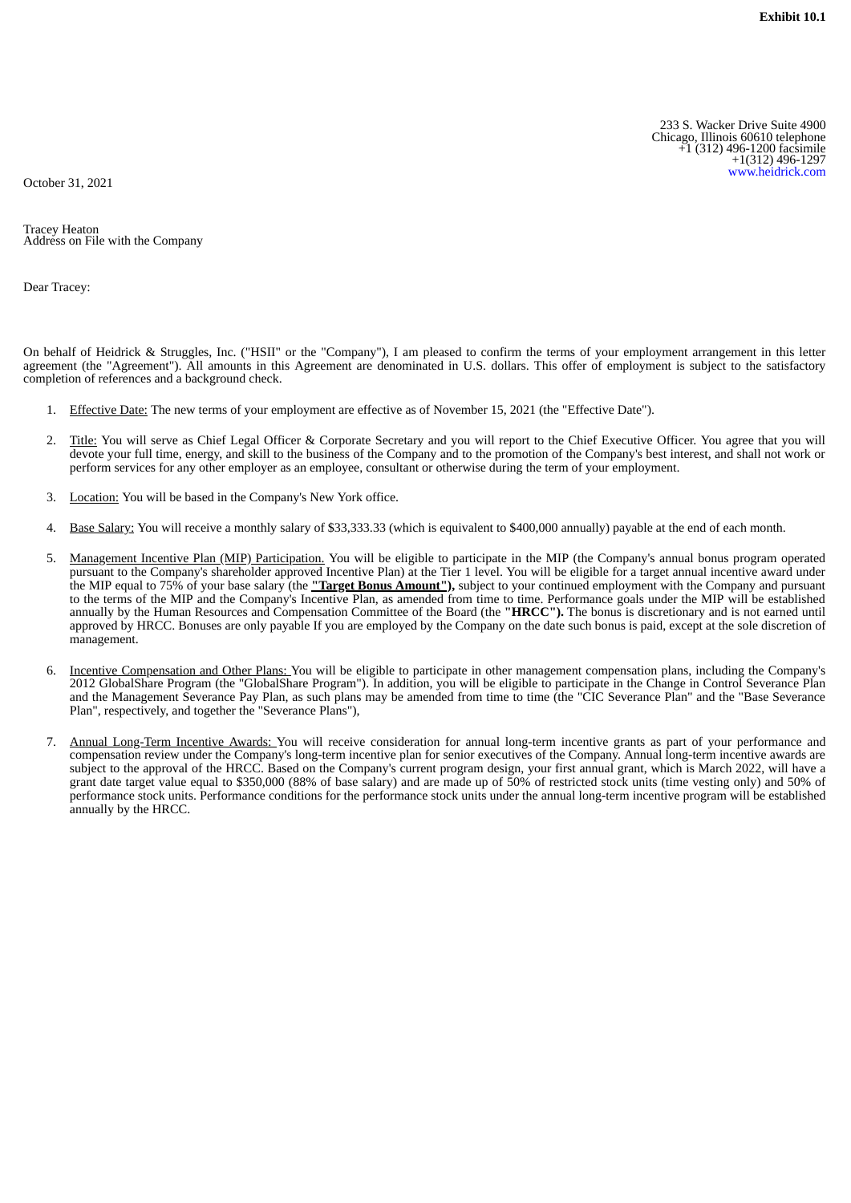**Exhibit 10.1**

233 S. Wacker Drive Suite 4900
Chicago, Illinois 60610 telephone
+1 (312) 496-1200 facsimile
+1(312) 496-1297
www.heidrick.com

October 31, 2021

Tracey Heaton
Address on File with the Company

Dear Tracey:

On behalf of Heidrick & Struggles, Inc. ("HSII" or the "Company"), I am pleased to confirm the terms of your employment arrangement in this letter agreement (the "Agreement"). All amounts in this Agreement are denominated in U.S. dollars. This offer of employment is subject to the satisfactory completion of references and a background check.

1. Effective Date: The new terms of your employment are effective as of November 15, 2021 (the "Effective Date").

2. Title: You will serve as Chief Legal Officer & Corporate Secretary and you will report to the Chief Executive Officer. You agree that you will devote your full time, energy, and skill to the business of the Company and to the promotion of the Company's best interest, and shall not work or perform services for any other employer as an employee, consultant or otherwise during the term of your employment.

3. Location: You will be based in the Company's New York office.

4. Base Salary: You will receive a monthly salary of $33,333.33 (which is equivalent to $400,000 annually) payable at the end of each month.

5. Management Incentive Plan (MIP) Participation. You will be eligible to participate in the MIP (the Company's annual bonus program operated pursuant to the Company's shareholder approved Incentive Plan) at the Tier 1 level. You will be eligible for a target annual incentive award under the MIP equal to 75% of your base salary (the **"Target Bonus Amount"),** subject to your continued employment with the Company and pursuant to the terms of the MIP and the Company's Incentive Plan, as amended from time to time. Performance goals under the MIP will be established annually by the Human Resources and Compensation Committee of the Board (the **"HRCC").** The bonus is discretionary and is not earned until approved by HRCC. Bonuses are only payable If you are employed by the Company on the date such bonus is paid, except at the sole discretion of management.

6. Incentive Compensation and Other Plans: You will be eligible to participate in other management compensation plans, including the Company's 2012 GlobalShare Program (the "GlobalShare Program"). In addition, you will be eligible to participate in the Change in Control Severance Plan and the Management Severance Pay Plan, as such plans may be amended from time to time (the "CIC Severance Plan" and the "Base Severance Plan", respectively, and together the "Severance Plans"),

7. Annual Long-Term Incentive Awards: You will receive consideration for annual long-term incentive grants as part of your performance and compensation review under the Company's long-term incentive plan for senior executives of the Company. Annual long-term incentive awards are subject to the approval of the HRCC. Based on the Company's current program design, your first annual grant, which is March 2022, will have a grant date target value equal to $350,000 (88% of base salary) and are made up of 50% of restricted stock units (time vesting only) and 50% of performance stock units. Performance conditions for the performance stock units under the annual long-term incentive program will be established annually by the HRCC.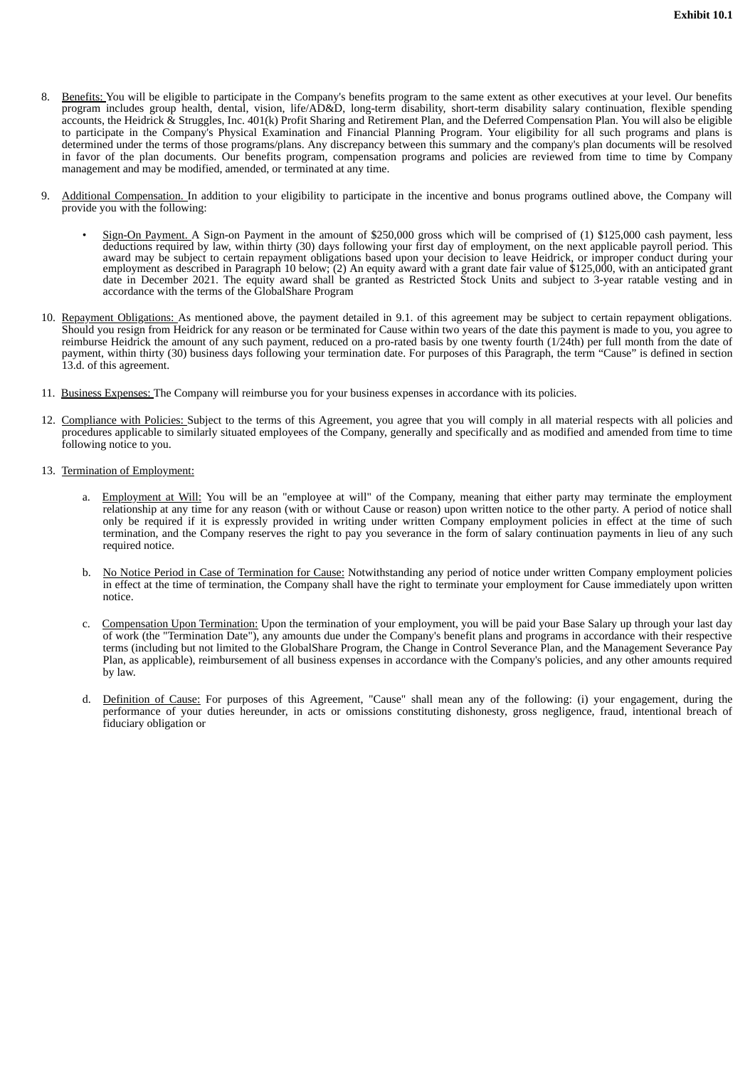8. Benefits: You will be eligible to participate in the Company's benefits program to the same extent as other executives at your level. Our benefits program includes group health, dental, vision, life/AD&D, long-term disability, short-term disability salary continuation, flexible spending accounts, the Heidrick & Struggles, Inc. 401(k) Profit Sharing and Retirement Plan, and the Deferred Compensation Plan. You will also be eligible to participate in the Company's Physical Examination and Financial Planning Program. Your eligibility for all such programs and plans is determined under the terms of those programs/plans. Any discrepancy between this summary and the company's plan documents will be resolved in favor of the plan documents. Our benefits program, compensation programs and policies are reviewed from time to time by Company management and may be modified, amended, or terminated at any time.

9. Additional Compensation. In addition to your eligibility to participate in the incentive and bonus programs outlined above, the Company will provide you with the following:

   - Sign-On Payment. A Sign-on Payment in the amount of $250,000 gross which will be comprised of (1) $125,000 cash payment, less deductions required by law, within thirty (30) days following your first day of employment, on the next applicable payroll period. This award may be subject to certain repayment obligations based upon your decision to leave Heidrick, or improper conduct during your employment as described in Paragraph 10 below; (2) An equity award with a grant date fair value of $125,000, with an anticipated grant date in December 2021. The equity award shall be granted as Restricted Stock Units and subject to 3-year ratable vesting and in accordance with the terms of the GlobalShare Program

10. Repayment Obligations: As mentioned above, the payment detailed in 9.1. of this agreement may be subject to certain repayment obligations. Should you resign from Heidrick for any reason or be terminated for Cause within two years of the date this payment is made to you, you agree to reimburse Heidrick the amount of any such payment, reduced on a pro-rated basis by one twenty fourth (1/24th) per full month from the date of payment, within thirty (30) business days following your termination date. For purposes of this Paragraph, the term "Cause" is defined in section 13.d. of this agreement.

11. Business Expenses: The Company will reimburse you for your business expenses in accordance with its policies.

12. Compliance with Policies: Subject to the terms of this Agreement, you agree that you will comply in all material respects with all policies and procedures applicable to similarly situated employees of the Company, generally and specifically and as modified and amended from time to time following notice to you.

13. Termination of Employment:

    a. Employment at Will: You will be an "employee at will" of the Company, meaning that either party may terminate the employment relationship at any time for any reason (with or without Cause or reason) upon written notice to the other party. A period of notice shall only be required if it is expressly provided in writing under written Company employment policies in effect at the time of such termination, and the Company reserves the right to pay you severance in the form of salary continuation payments in lieu of any such required notice.

    b. No Notice Period in Case of Termination for Cause: Notwithstanding any period of notice under written Company employment policies in effect at the time of termination, the Company shall have the right to terminate your employment for Cause immediately upon written notice.

    c. Compensation Upon Termination: Upon the termination of your employment, you will be paid your Base Salary up through your last day of work (the "Termination Date"), any amounts due under the Company's benefit plans and programs in accordance with their respective terms (including but not limited to the GlobalShare Program, the Change in Control Severance Plan, and the Management Severance Pay Plan, as applicable), reimbursement of all business expenses in accordance with the Company's policies, and any other amounts required by law.

    d. Definition of Cause: For purposes of this Agreement, "Cause" shall mean any of the following: (i) your engagement, during the performance of your duties hereunder, in acts or omissions constituting dishonesty, gross negligence, fraud, intentional breach of fiduciary obligation or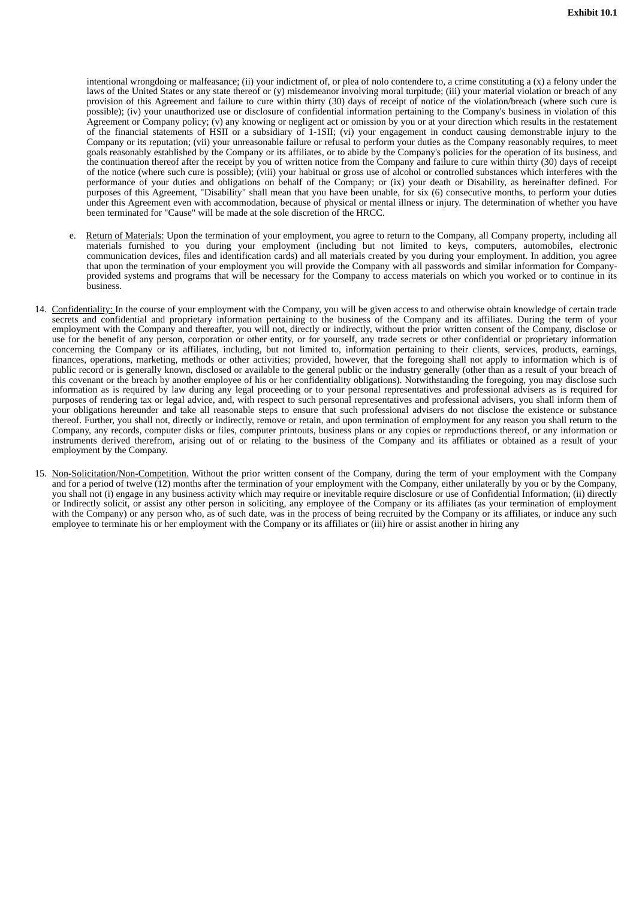intentional wrongdoing or malfeasance; (ii) your indictment of, or plea of nolo contendere to, a crime constituting a (x) a felony under the laws of the United States or any state thereof or (y) misdemeanor involving moral turpitude; (iii) your material violation or breach of any provision of this Agreement and failure to cure within thirty (30) days of receipt of notice of the violation/breach (where such cure is possible); (iv) your unauthorized use or disclosure of confidential information pertaining to the Company's business in violation of this Agreement or Company policy; (v) any knowing or negligent act or omission by you or at your direction which results in the restatement of the financial statements of HSII or a subsidiary of 1-1SII; (vi) your engagement in conduct causing demonstrable injury to the Company or its reputation; (vii) your unreasonable failure or refusal to perform your duties as the Company reasonably requires, to meet goals reasonably established by the Company or its affiliates, or to abide by the Company's policies for the operation of its business, and the continuation thereof after the receipt by you of written notice from the Company and failure to cure within thirty (30) days of receipt of the notice (where such cure is possible); (viii) your habitual or gross use of alcohol or controlled substances which interferes with the performance of your duties and obligations on behalf of the Company; or (ix) your death or Disability, as hereinafter defined. For purposes of this Agreement, "Disability" shall mean that you have been unable, for six (6) consecutive months, to perform your duties under this Agreement even with accommodation, because of physical or mental illness or injury. The determination of whether you have been terminated for "Cause" will be made at the sole discretion of the HRCC.

e. Return of Materials: Upon the termination of your employment, you agree to return to the Company, all Company property, including all materials furnished to you during your employment (including but not limited to keys, computers, automobiles, electronic communication devices, files and identification cards) and all materials created by you during your employment. In addition, you agree that upon the termination of your employment you will provide the Company with all passwords and similar information for Company-provided systems and programs that will be necessary for the Company to access materials on which you worked or to continue in its business.

14. Confidentiality: In the course of your employment with the Company, you will be given access to and otherwise obtain knowledge of certain trade secrets and confidential and proprietary information pertaining to the business of the Company and its affiliates. During the term of your employment with the Company and thereafter, you will not, directly or indirectly, without the prior written consent of the Company, disclose or use for the benefit of any person, corporation or other entity, or for yourself, any trade secrets or other confidential or proprietary information concerning the Company or its affiliates, including, but not limited to, information pertaining to their clients, services, products, earnings, finances, operations, marketing, methods or other activities; provided, however, that the foregoing shall not apply to information which is of public record or is generally known, disclosed or available to the general public or the industry generally (other than as a result of your breach of this covenant or the breach by another employee of his or her confidentiality obligations). Notwithstanding the foregoing, you may disclose such information as is required by law during any legal proceeding or to your personal representatives and professional advisers as is required for purposes of rendering tax or legal advice, and, with respect to such personal representatives and professional advisers, you shall inform them of your obligations hereunder and take all reasonable steps to ensure that such professional advisers do not disclose the existence or substance thereof. Further, you shall not, directly or indirectly, remove or retain, and upon termination of employment for any reason you shall return to the Company, any records, computer disks or files, computer printouts, business plans or any copies or reproductions thereof, or any information or instruments derived therefrom, arising out of or relating to the business of the Company and its affiliates or obtained as a result of your employment by the Company.

15. Non-Solicitation/Non-Competition. Without the prior written consent of the Company, during the term of your employment with the Company and for a period of twelve (12) months after the termination of your employment with the Company, either unilaterally by you or by the Company, you shall not (i) engage in any business activity which may require or inevitable require disclosure or use of Confidential Information; (ii) directly or Indirectly solicit, or assist any other person in soliciting, any employee of the Company or its affiliates (as your termination of employment with the Company) or any person who, as of such date, was in the process of being recruited by the Company or its affiliates, or induce any such employee to terminate his or her employment with the Company or its affiliates or (iii) hire or assist another in hiring any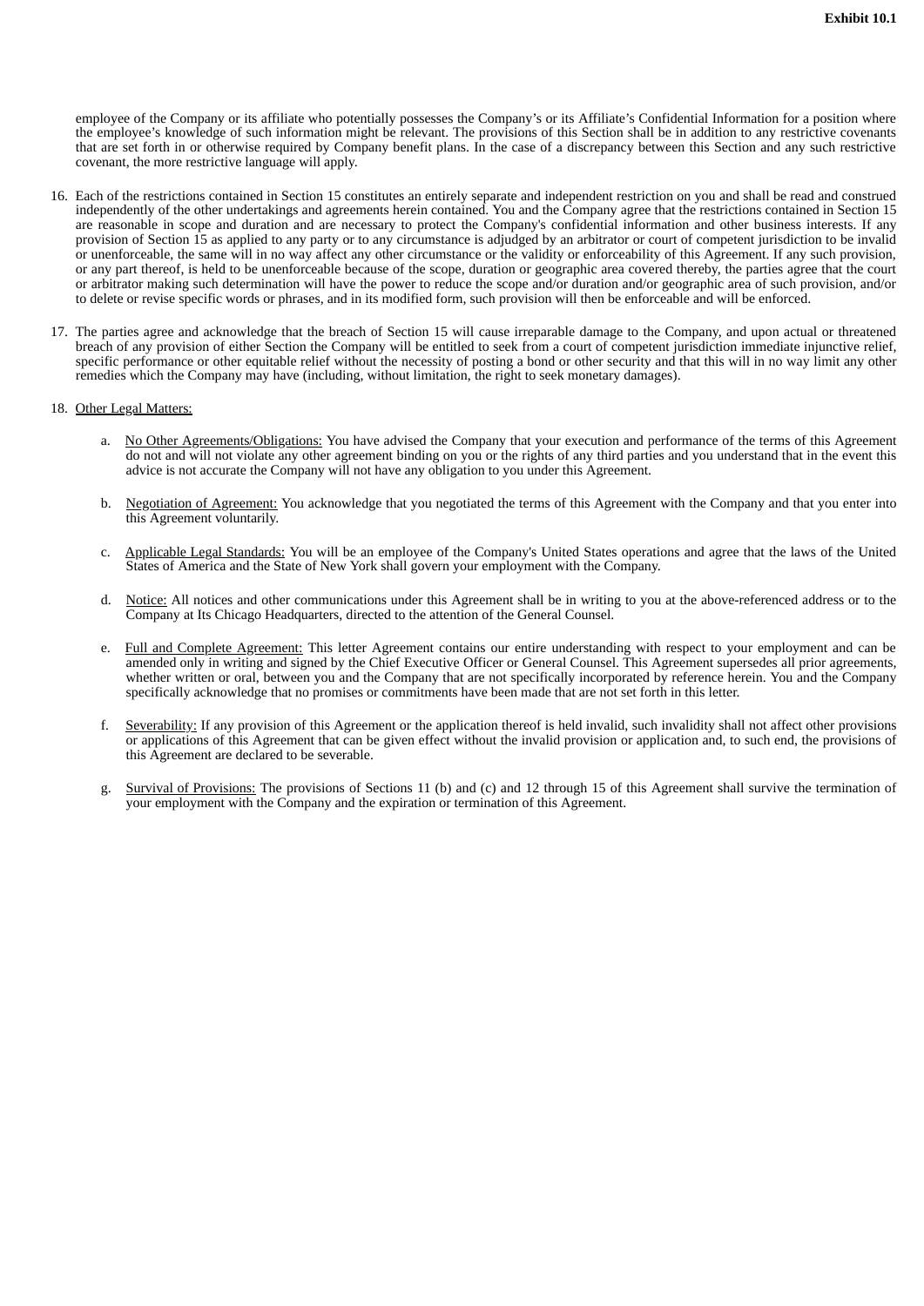employee of the Company or its affiliate who potentially possesses the Company's or its Affiliate's Confidential Information for a position where the employee's knowledge of such information might be relevant. The provisions of this Section shall be in addition to any restrictive covenants that are set forth in or otherwise required by Company benefit plans. In the case of a discrepancy between this Section and any such restrictive covenant, the more restrictive language will apply.

16. Each of the restrictions contained in Section 15 constitutes an entirely separate and independent restriction on you and shall be read and construed independently of the other undertakings and agreements herein contained. You and the Company agree that the restrictions contained in Section 15 are reasonable in scope and duration and are necessary to protect the Company's confidential information and other business interests. If any provision of Section 15 as applied to any party or to any circumstance is adjudged by an arbitrator or court of competent jurisdiction to be invalid or unenforceable, the same will in no way affect any other circumstance or the validity or enforceability of this Agreement. If any such provision, or any part thereof, is held to be unenforceable because of the scope, duration or geographic area covered thereby, the parties agree that the court or arbitrator making such determination will have the power to reduce the scope and/or duration and/or geographic area of such provision, and/or to delete or revise specific words or phrases, and in its modified form, such provision will then be enforceable and will be enforced.

17. The parties agree and acknowledge that the breach of Section 15 will cause irreparable damage to the Company, and upon actual or threatened breach of any provision of either Section the Company will be entitled to seek from a court of competent jurisdiction immediate injunctive relief, specific performance or other equitable relief without the necessity of posting a bond or other security and that this will in no way limit any other remedies which the Company may have (including, without limitation, the right to seek monetary damages).

18. Other Legal Matters:

    a. No Other Agreements/Obligations: You have advised the Company that your execution and performance of the terms of this Agreement do not and will not violate any other agreement binding on you or the rights of any third parties and you understand that in the event this advice is not accurate the Company will not have any obligation to you under this Agreement.

    b. Negotiation of Agreement: You acknowledge that you negotiated the terms of this Agreement with the Company and that you enter into this Agreement voluntarily.

    c. Applicable Legal Standards: You will be an employee of the Company's United States operations and agree that the laws of the United States of America and the State of New York shall govern your employment with the Company.

    d. Notice: All notices and other communications under this Agreement shall be in writing to you at the above-referenced address or to the Company at Its Chicago Headquarters, directed to the attention of the General Counsel.

    e. Full and Complete Agreement: This letter Agreement contains our entire understanding with respect to your employment and can be amended only in writing and signed by the Chief Executive Officer or General Counsel. This Agreement supersedes all prior agreements, whether written or oral, between you and the Company that are not specifically incorporated by reference herein. You and the Company specifically acknowledge that no promises or commitments have been made that are not set forth in this letter.

    f. Severability: If any provision of this Agreement or the application thereof is held invalid, such invalidity shall not affect other provisions or applications of this Agreement that can be given effect without the invalid provision or application and, to such end, the provisions of this Agreement are declared to be severable.

    g. Survival of Provisions: The provisions of Sections 11 (b) and (c) and 12 through 15 of this Agreement shall survive the termination of your employment with the Company and the expiration or termination of this Agreement.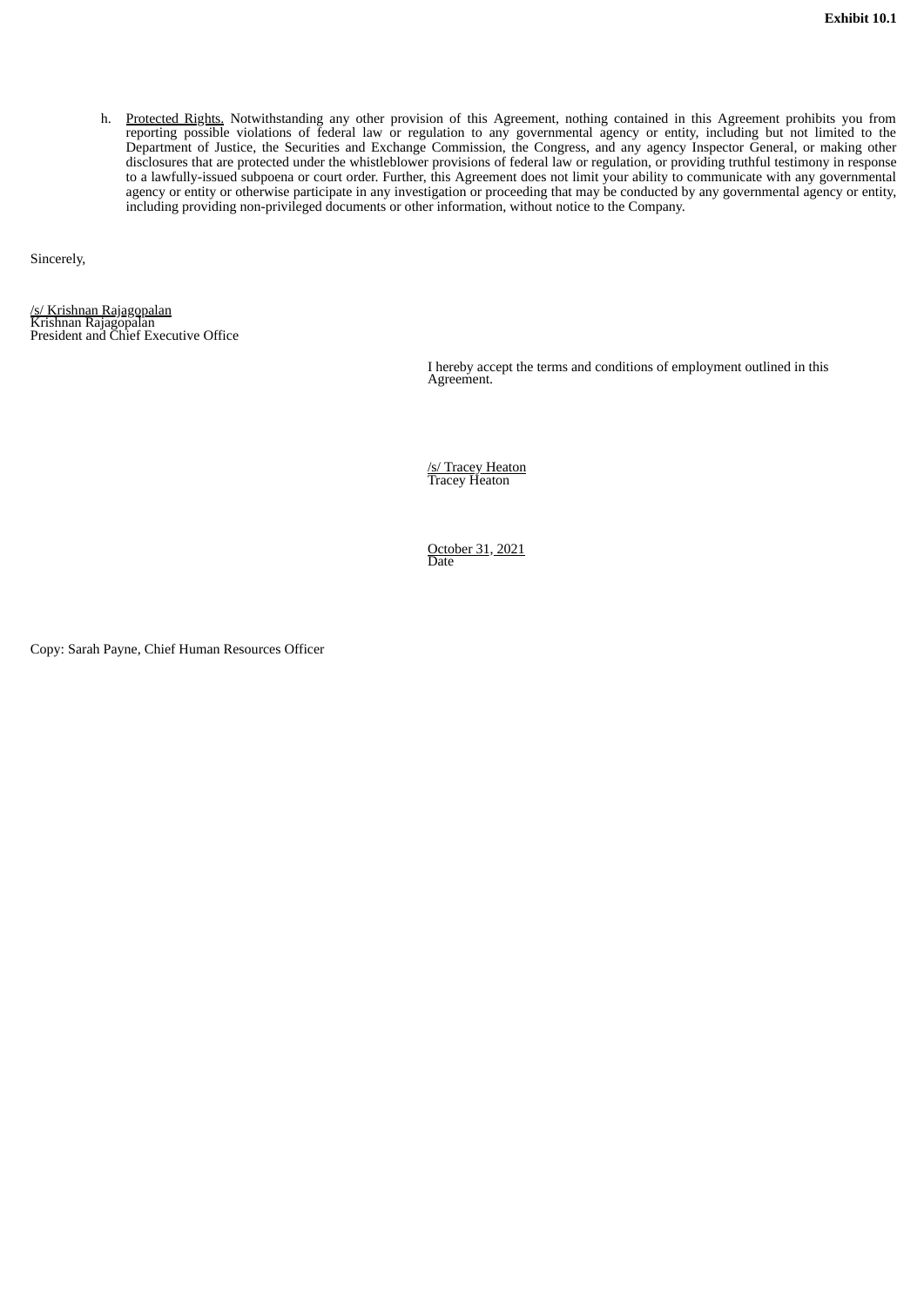Exhibit 10.1

h. Protected Rights. Notwithstanding any other provision of this Agreement, nothing contained in this Agreement prohibits you from reporting possible violations of federal law or regulation to any governmental agency or entity, including but not limited to the Department of Justice, the Securities and Exchange Commission, the Congress, and any agency Inspector General, or making other disclosures that are protected under the whistleblower provisions of federal law or regulation, or providing truthful testimony in response to a lawfully-issued subpoena or court order. Further, this Agreement does not limit your ability to communicate with any governmental agency or entity or otherwise participate in any investigation or proceeding that may be conducted by any governmental agency or entity, including providing non-privileged documents or other information, without notice to the Company.

Sincerely,

/s/ Krishnan Rajagopalan
Krishnan Rajagopalan
President and Chief Executive Office

I hereby accept the terms and conditions of employment outlined in this Agreement.

/s/ Tracey Heaton
Tracey Heaton

October 31, 2021
Date

Copy: Sarah Payne, Chief Human Resources Officer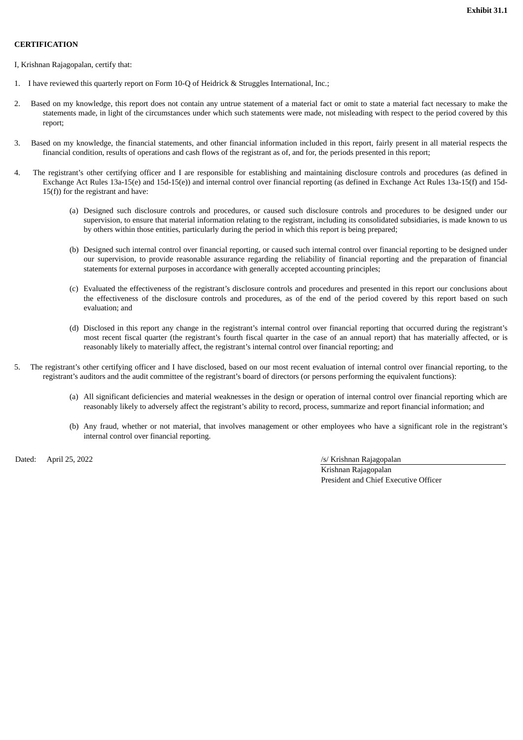Exhibit 31.1

**CERTIFICATION**

I, Krishnan Rajagopalan, certify that:

1. I have reviewed this quarterly report on Form 10-Q of Heidrick & Struggles International, Inc.;

2. Based on my knowledge, this report does not contain any untrue statement of a material fact or omit to state a material fact necessary to make the statements made, in light of the circumstances under which such statements were made, not misleading with respect to the period covered by this report;

3. Based on my knowledge, the financial statements, and other financial information included in this report, fairly present in all material respects the financial condition, results of operations and cash flows of the registrant as of, and for, the periods presented in this report;

4. The registrant's other certifying officer and I are responsible for establishing and maintaining disclosure controls and procedures (as defined in Exchange Act Rules 13a-15(e) and 15d-15(e)) and internal control over financial reporting (as defined in Exchange Act Rules 13a-15(f) and 15d-15(f)) for the registrant and have:

   (a) Designed such disclosure controls and procedures, or caused such disclosure controls and procedures to be designed under our supervision, to ensure that material information relating to the registrant, including its consolidated subsidiaries, is made known to us by others within those entities, particularly during the period in which this report is being prepared;

   (b) Designed such internal control over financial reporting, or caused such internal control over financial reporting to be designed under our supervision, to provide reasonable assurance regarding the reliability of financial reporting and the preparation of financial statements for external purposes in accordance with generally accepted accounting principles;

   (c) Evaluated the effectiveness of the registrant's disclosure controls and procedures and presented in this report our conclusions about the effectiveness of the disclosure controls and procedures, as of the end of the period covered by this report based on such evaluation; and

   (d) Disclosed in this report any change in the registrant's internal control over financial reporting that occurred during the registrant's most recent fiscal quarter (the registrant's fourth fiscal quarter in the case of an annual report) that has materially affected, or is reasonably likely to materially affect, the registrant's internal control over financial reporting; and

5. The registrant's other certifying officer and I have disclosed, based on our most recent evaluation of internal control over financial reporting, to the registrant's auditors and the audit committee of the registrant's board of directors (or persons performing the equivalent functions):

   (a) All significant deficiencies and material weaknesses in the design or operation of internal control over financial reporting which are reasonably likely to adversely affect the registrant's ability to record, process, summarize and report financial information; and

   (b) Any fraud, whether or not material, that involves management or other employees who have a significant role in the registrant's internal control over financial reporting.

Dated: April 25, 2022

/s/ Krishnan Rajagopalan
Krishnan Rajagopalan
President and Chief Executive Officer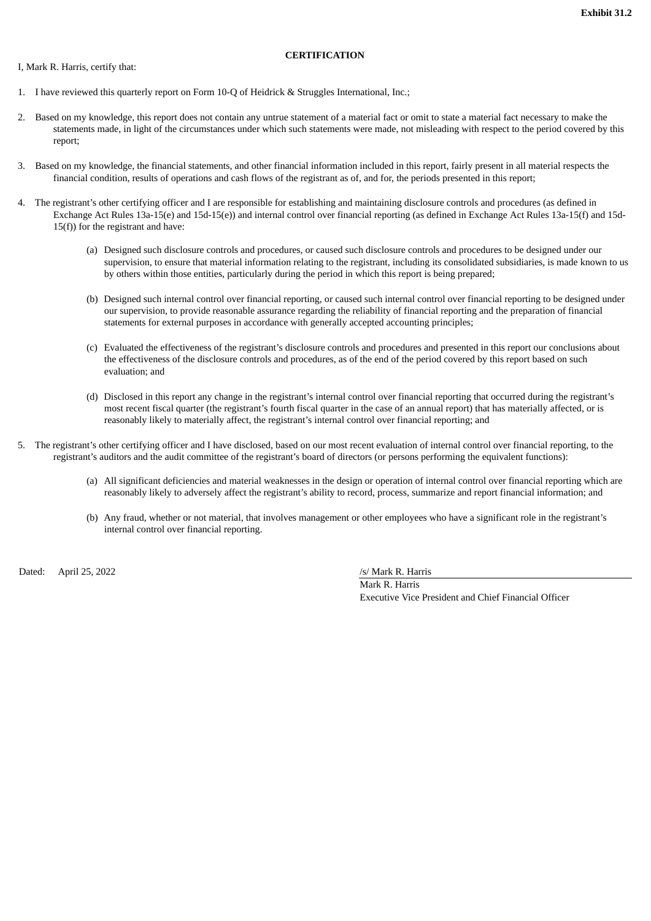**Exhibit 31.2**

**CERTIFICATION**

I, Mark R. Harris, certify that:

1. I have reviewed this quarterly report on Form 10-Q of Heidrick & Struggles International, Inc.;

2. Based on my knowledge, this report does not contain any untrue statement of a material fact or omit to state a material fact necessary to make the statements made, in light of the circumstances under which such statements were made, not misleading with respect to the period covered by this report;

3. Based on my knowledge, the financial statements, and other financial information included in this report, fairly present in all material respects the financial condition, results of operations and cash flows of the registrant as of, and for, the periods presented in this report;

4. The registrant's other certifying officer and I are responsible for establishing and maintaining disclosure controls and procedures (as defined in Exchange Act Rules 13a-15(e) and 15d-15(e)) and internal control over financial reporting (as defined in Exchange Act Rules 13a-15(f) and 15d-15(f)) for the registrant and have:

   (a) Designed such disclosure controls and procedures, or caused such disclosure controls and procedures to be designed under our supervision, to ensure that material information relating to the registrant, including its consolidated subsidiaries, is made known to us by others within those entities, particularly during the period in which this report is being prepared;

   (b) Designed such internal control over financial reporting, or caused such internal control over financial reporting to be designed under our supervision, to provide reasonable assurance regarding the reliability of financial reporting and the preparation of financial statements for external purposes in accordance with generally accepted accounting principles;

   (c) Evaluated the effectiveness of the registrant's disclosure controls and procedures and presented in this report our conclusions about the effectiveness of the disclosure controls and procedures, as of the end of the period covered by this report based on such evaluation; and

   (d) Disclosed in this report any change in the registrant's internal control over financial reporting that occurred during the registrant's most recent fiscal quarter (the registrant's fourth fiscal quarter in the case of an annual report) that has materially affected, or is reasonably likely to materially affect, the registrant's internal control over financial reporting; and

5. The registrant's other certifying officer and I have disclosed, based on our most recent evaluation of internal control over financial reporting, to the registrant's auditors and the audit committee of the registrant's board of directors (or persons performing the equivalent functions):

   (a) All significant deficiencies and material weaknesses in the design or operation of internal control over financial reporting which are reasonably likely to adversely affect the registrant's ability to record, process, summarize and report financial information; and

   (b) Any fraud, whether or not material, that involves management or other employees who have a significant role in the registrant's internal control over financial reporting.

Dated: April 25, 2022

/s/ Mark R. Harris
Mark R. Harris
Executive Vice President and Chief Financial Officer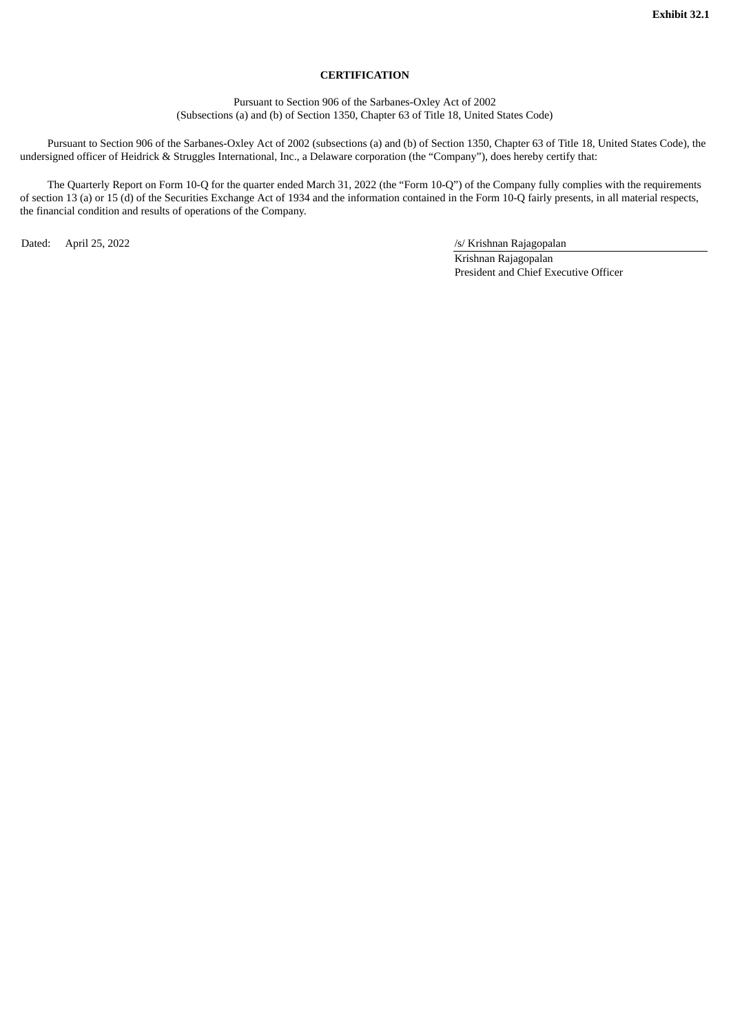**Exhibit 32.1**

**CERTIFICATION**

Pursuant to Section 906 of the Sarbanes-Oxley Act of 2002
(Subsections (a) and (b) of Section 1350, Chapter 63 of Title 18, United States Code)

Pursuant to Section 906 of the Sarbanes-Oxley Act of 2002 (subsections (a) and (b) of Section 1350, Chapter 63 of Title 18, United States Code), the undersigned officer of Heidrick & Struggles International, Inc., a Delaware corporation (the "Company"), does hereby certify that:

The Quarterly Report on Form 10-Q for the quarter ended March 31, 2022 (the "Form 10-Q") of the Company fully complies with the requirements of section 13 (a) or 15 (d) of the Securities Exchange Act of 1934 and the information contained in the Form 10-Q fairly presents, in all material respects, the financial condition and results of operations of the Company.

Dated: April 25, 2022

/s/ Krishnan Rajagopalan
Krishnan Rajagopalan
President and Chief Executive Officer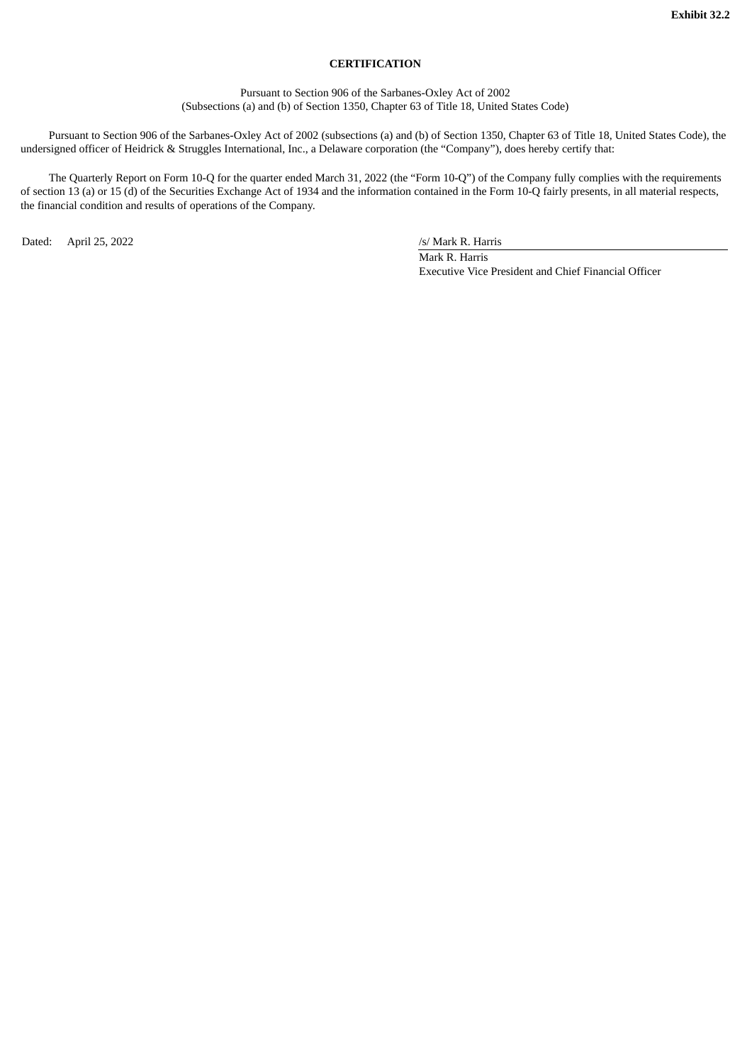**Exhibit 32.2**

**CERTIFICATION**

Pursuant to Section 906 of the Sarbanes-Oxley Act of 2002
(Subsections (a) and (b) of Section 1350, Chapter 63 of Title 18, United States Code)

Pursuant to Section 906 of the Sarbanes-Oxley Act of 2002 (subsections (a) and (b) of Section 1350, Chapter 63 of Title 18, United States Code), the undersigned officer of Heidrick & Struggles International, Inc., a Delaware corporation (the "Company"), does hereby certify that:

The Quarterly Report on Form 10-Q for the quarter ended March 31, 2022 (the "Form 10-Q") of the Company fully complies with the requirements of section 13 (a) or 15 (d) of the Securities Exchange Act of 1934 and the information contained in the Form 10-Q fairly presents, in all material respects, the financial condition and results of operations of the Company.

Dated: April 25, 2022

/s/ Mark R. Harris

Mark R. Harris
Executive Vice President and Chief Financial Officer